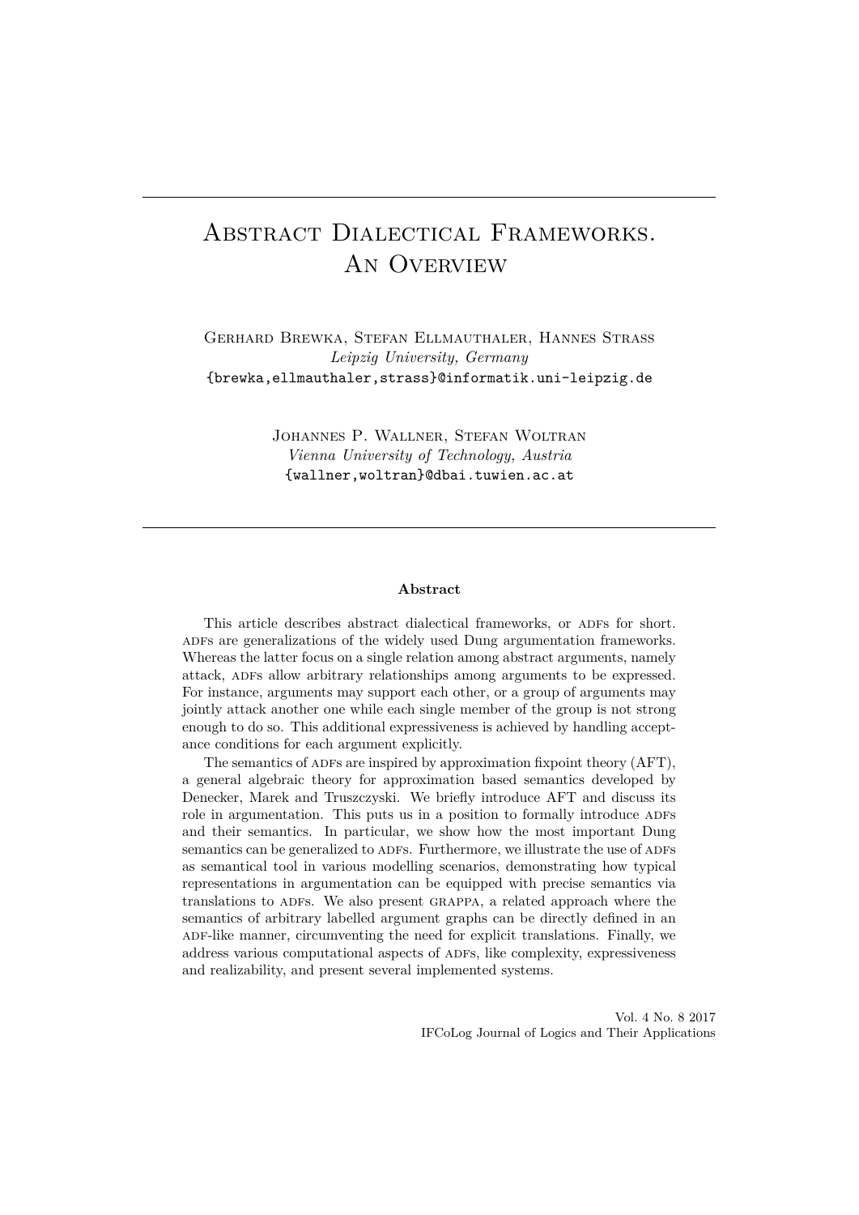# Abstract Dialectical Frameworks. An Overview

Gerhard Brewka, Stefan Ellmauthaler, Hannes Strass
*Leipzig University, Germany*
{brewka,ellmauthaler,strass}@informatik.uni-leipzig.de

Johannes P. Wallner, Stefan Woltran
*Vienna University of Technology, Austria*
{wallner,woltran}@dbai.tuwien.ac.at

**Abstract**

This article describes abstract dialectical frameworks, or ADFs for short. ADFs are generalizations of the widely used Dung argumentation frameworks. Whereas the latter focus on a single relation among abstract arguments, namely attack, ADFs allow arbitrary relationships among arguments to be expressed. For instance, arguments may support each other, or a group of arguments may jointly attack another one while each single member of the group is not strong enough to do so. This additional expressiveness is achieved by handling acceptance conditions for each argument explicitly.

The semantics of ADFs are inspired by approximation fixpoint theory (AFT), a general algebraic theory for approximation based semantics developed by Denecker, Marek and Truszczyski. We briefly introduce AFT and discuss its role in argumentation. This puts us in a position to formally introduce ADFs and their semantics. In particular, we show how the most important Dung semantics can be generalized to ADFs. Furthermore, we illustrate the use of ADFs as semantical tool in various modelling scenarios, demonstrating how typical representations in argumentation can be equipped with precise semantics via translations to ADFs. We also present GRAPPA, a related approach where the semantics of arbitrary labelled argument graphs can be directly defined in an ADF-like manner, circumventing the need for explicit translations. Finally, we address various computational aspects of ADFs, like complexity, expressiveness and realizability, and present several implemented systems.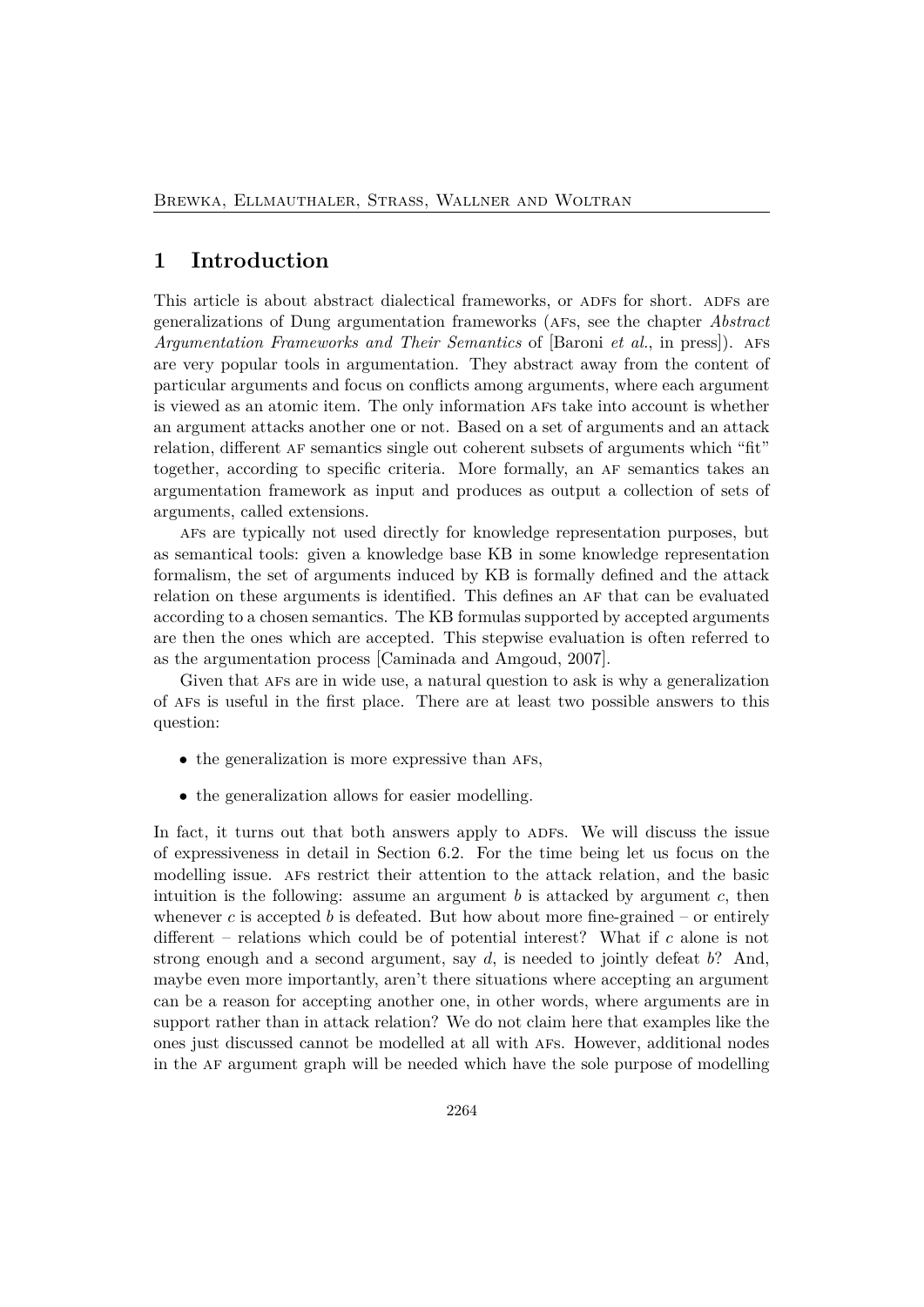## 1 Introduction

This article is about abstract dialectical frameworks, or ADFs for short. ADFs are generalizations of Dung argumentation frameworks (AFs, see the chapter *Abstract Argumentation Frameworks and Their Semantics* of [Baroni *et al.*, in press]). AFs are very popular tools in argumentation. They abstract away from the content of particular arguments and focus on conflicts among arguments, where each argument is viewed as an atomic item. The only information AFs take into account is whether an argument attacks another one or not. Based on a set of arguments and an attack relation, different AF semantics single out coherent subsets of arguments which "fit" together, according to specific criteria. More formally, an AF semantics takes an argumentation framework as input and produces as output a collection of sets of arguments, called extensions.

AFs are typically not used directly for knowledge representation purposes, but as semantical tools: given a knowledge base KB in some knowledge representation formalism, the set of arguments induced by KB is formally defined and the attack relation on these arguments is identified. This defines an AF that can be evaluated according to a chosen semantics. The KB formulas supported by accepted arguments are then the ones which are accepted. This stepwise evaluation is often referred to as the argumentation process [Caminada and Amgoud, 2007].

Given that AFs are in wide use, a natural question to ask is why a generalization of AFs is useful in the first place. There are at least two possible answers to this question:

- the generalization is more expressive than AFs,
- the generalization allows for easier modelling.

In fact, it turns out that both answers apply to ADFs. We will discuss the issue of expressiveness in detail in Section 6.2. For the time being let us focus on the modelling issue. AFs restrict their attention to the attack relation, and the basic intuition is the following: assume an argument $b$ is attacked by argument $c$, then whenever $c$ is accepted $b$ is defeated. But how about more fine-grained – or entirely different – relations which could be of potential interest? What if $c$ alone is not strong enough and a second argument, say $d$, is needed to jointly defeat $b$? And, maybe even more importantly, aren't there situations where accepting an argument can be a reason for accepting another one, in other words, where arguments are in support rather than in attack relation? We do not claim here that examples like the ones just discussed cannot be modelled at all with AFs. However, additional nodes in the AF argument graph will be needed which have the sole purpose of modelling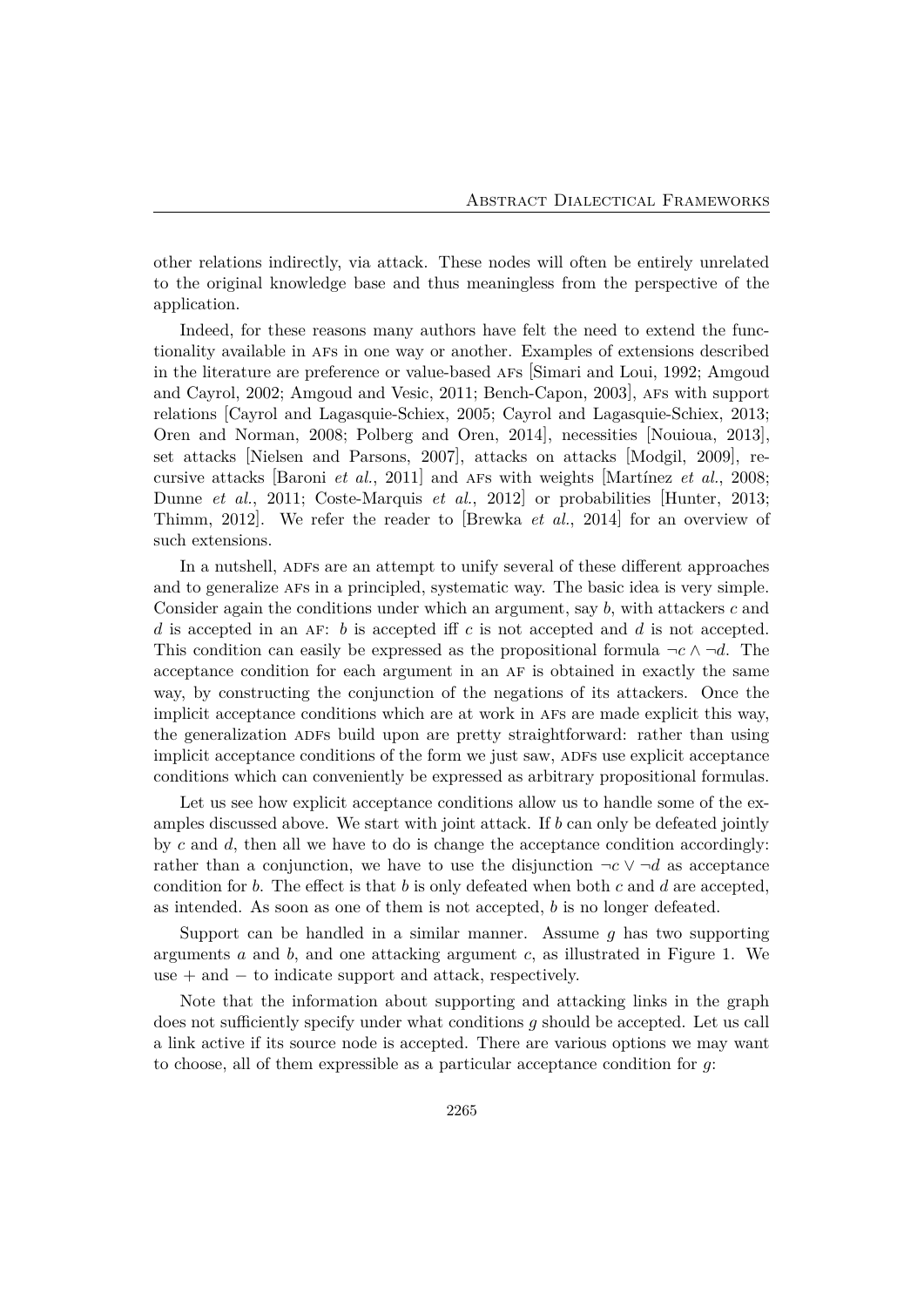other relations indirectly, via attack. These nodes will often be entirely unrelated to the original knowledge base and thus meaningless from the perspective of the application.

Indeed, for these reasons many authors have felt the need to extend the functionality available in AFs in one way or another. Examples of extensions described in the literature are preference or value-based AFs [Simari and Loui, 1992; Amgoud and Cayrol, 2002; Amgoud and Vesic, 2011; Bench-Capon, 2003], AFs with support relations [Cayrol and Lagasquie-Schiex, 2005; Cayrol and Lagasquie-Schiex, 2013; Oren and Norman, 2008; Polberg and Oren, 2014], necessities [Nouioua, 2013], set attacks [Nielsen and Parsons, 2007], attacks on attacks [Modgil, 2009], recursive attacks [Baroni *et al.*, 2011] and AFs with weights [Martínez *et al.*, 2008; Dunne *et al.*, 2011; Coste-Marquis *et al.*, 2012] or probabilities [Hunter, 2013; Thimm, 2012]. We refer the reader to [Brewka *et al.*, 2014] for an overview of such extensions.

In a nutshell, ADFs are an attempt to unify several of these different approaches and to generalize AFs in a principled, systematic way. The basic idea is very simple. Consider again the conditions under which an argument, say $b$, with attackers $c$ and $d$ is accepted in an AF: $b$ is accepted iff $c$ is not accepted and $d$ is not accepted. This condition can easily be expressed as the propositional formula $\neg c \wedge \neg d$. The acceptance condition for each argument in an AF is obtained in exactly the same way, by constructing the conjunction of the negations of its attackers. Once the implicit acceptance conditions which are at work in AFs are made explicit this way, the generalization ADFs build upon are pretty straightforward: rather than using implicit acceptance conditions of the form we just saw, ADFs use explicit acceptance conditions which can conveniently be expressed as arbitrary propositional formulas.

Let us see how explicit acceptance conditions allow us to handle some of the examples discussed above. We start with joint attack. If $b$ can only be defeated jointly by $c$ and $d$, then all we have to do is change the acceptance condition accordingly: rather than a conjunction, we have to use the disjunction $\neg c \vee \neg d$ as acceptance condition for $b$. The effect is that $b$ is only defeated when both $c$ and $d$ are accepted, as intended. As soon as one of them is not accepted, $b$ is no longer defeated.

Support can be handled in a similar manner. Assume $g$ has two supporting arguments $a$ and $b$, and one attacking argument $c$, as illustrated in Figure 1. We use $+$ and $-$ to indicate support and attack, respectively.

Note that the information about supporting and attacking links in the graph does not sufficiently specify under what conditions $g$ should be accepted. Let us call a link active if its source node is accepted. There are various options we may want to choose, all of them expressible as a particular acceptance condition for $g$: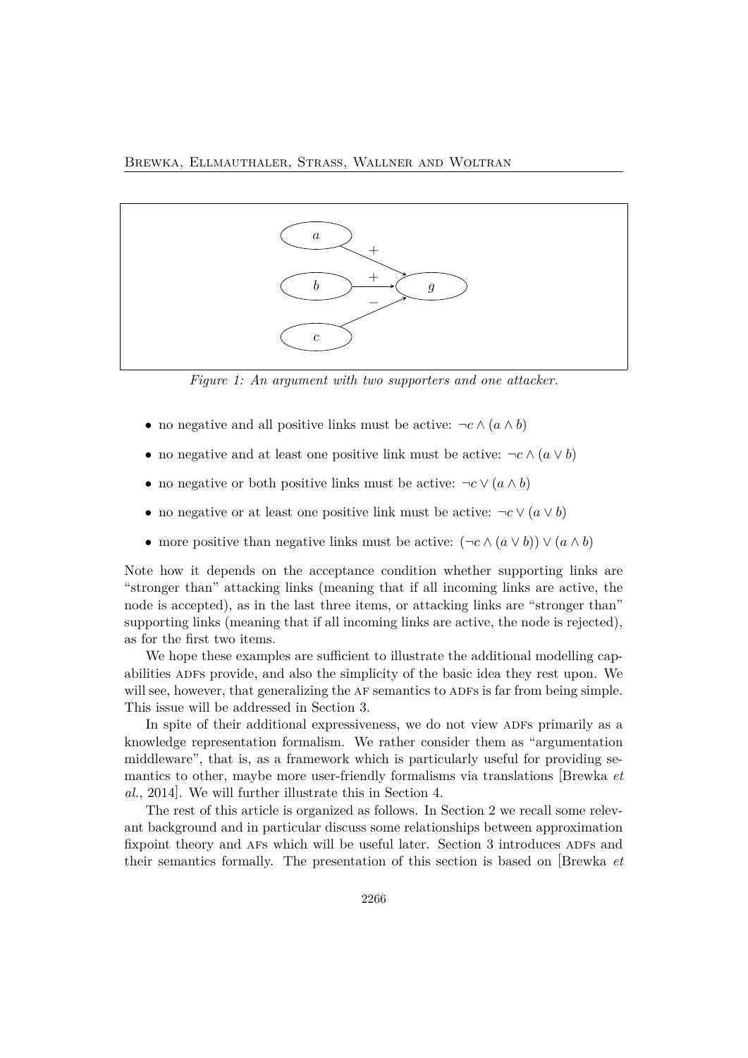*Figure 1: An argument with two supporters and one attacker.*

- no negative and all positive links must be active: $\neg c \wedge (a \wedge b)$
- no negative and at least one positive link must be active: $\neg c \wedge (a \vee b)$
- no negative or both positive links must be active: $\neg c \vee (a \wedge b)$
- no negative or at least one positive link must be active: $\neg c \vee (a \vee b)$
- more positive than negative links must be active: $(\neg c \wedge (a \vee b)) \vee (a \wedge b)$

Note how it depends on the acceptance condition whether supporting links are "stronger than" attacking links (meaning that if all incoming links are active, the node is accepted), as in the last three items, or attacking links are "stronger than" supporting links (meaning that if all incoming links are active, the node is rejected), as for the first two items.

We hope these examples are sufficient to illustrate the additional modelling capabilities ADFs provide, and also the simplicity of the basic idea they rest upon. We will see, however, that generalizing the AF semantics to ADFs is far from being simple. This issue will be addressed in Section 3.

In spite of their additional expressiveness, we do not view ADFs primarily as a knowledge representation formalism. We rather consider them as "argumentation middleware", that is, as a framework which is particularly useful for providing semantics to other, maybe more user-friendly formalisms via translations [Brewka *et al.*, 2014]. We will further illustrate this in Section 4.

The rest of this article is organized as follows. In Section 2 we recall some relevant background and in particular discuss some relationships between approximation fixpoint theory and AFs which will be useful later. Section 3 introduces ADFs and their semantics formally. The presentation of this section is based on [Brewka *et*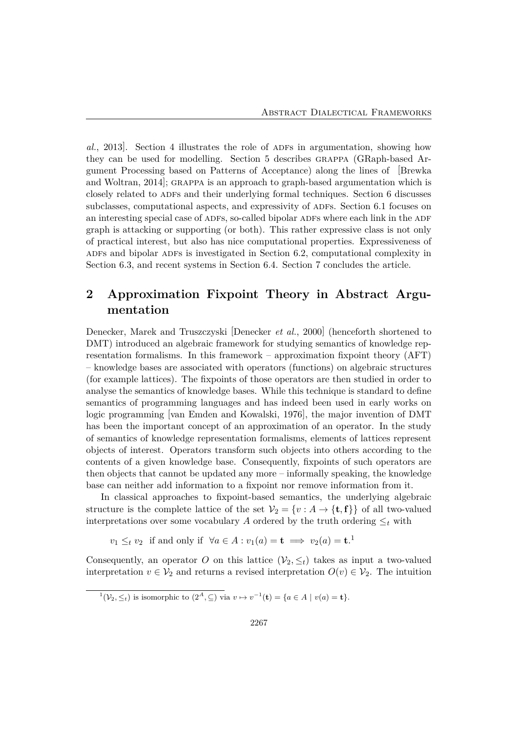*al.*, 2013]. Section 4 illustrates the role of ADFs in argumentation, showing how they can be used for modelling. Section 5 describes GRAPPA (GRaph-based Argument Processing based on Patterns of Acceptance) along the lines of [Brewka and Woltran, 2014]; GRAPPA is an approach to graph-based argumentation which is closely related to ADFs and their underlying formal techniques. Section 6 discusses subclasses, computational aspects, and expressivity of ADFs. Section 6.1 focuses on an interesting special case of ADFs, so-called bipolar ADFs where each link in the ADF graph is attacking or supporting (or both). This rather expressive class is not only of practical interest, but also has nice computational properties. Expressiveness of ADFs and bipolar ADFs is investigated in Section 6.2, computational complexity in Section 6.3, and recent systems in Section 6.4. Section 7 concludes the article.

## 2 Approximation Fixpoint Theory in Abstract Argumentation

Denecker, Marek and Truszczyski [Denecker *et al.*, 2000] (henceforth shortened to DMT) introduced an algebraic framework for studying semantics of knowledge representation formalisms. In this framework – approximation fixpoint theory (AFT) – knowledge bases are associated with operators (functions) on algebraic structures (for example lattices). The fixpoints of those operators are then studied in order to analyse the semantics of knowledge bases. While this technique is standard to define semantics of programming languages and has indeed been used in early works on logic programming [van Emden and Kowalski, 1976], the major invention of DMT has been the important concept of an approximation of an operator. In the study of semantics of knowledge representation formalisms, elements of lattices represent objects of interest. Operators transform such objects into others according to the contents of a given knowledge base. Consequently, fixpoints of such operators are then objects that cannot be updated any more – informally speaking, the knowledge base can neither add information to a fixpoint nor remove information from it.

In classical approaches to fixpoint-based semantics, the underlying algebraic structure is the complete lattice of the set $\mathcal{V}_2 = \{v : A \to \{\mathbf{t}, \mathbf{f}\}\}$ of all two-valued interpretations over some vocabulary $A$ ordered by the truth ordering $\leq_t$ with

$$v_1 \leq_t v_2 \text{ if and only if } \forall a \in A : v_1(a) = \mathbf{t} \implies v_2(a) = \mathbf{t}.[1]$$

Consequently, an operator $O$ on this lattice $(\mathcal{V}_2, \leq_t)$ takes as input a two-valued interpretation $v \in \mathcal{V}_2$ and returns a revised interpretation $O(v) \in \mathcal{V}_2$. The intuition

[1] $(\mathcal{V}_2, \leq_t)$ is isomorphic to $(2^A, \subseteq)$ via $v \mapsto v^{-1}(\mathbf{t}) = \{a \in A \mid v(a) = \mathbf{t}\}$.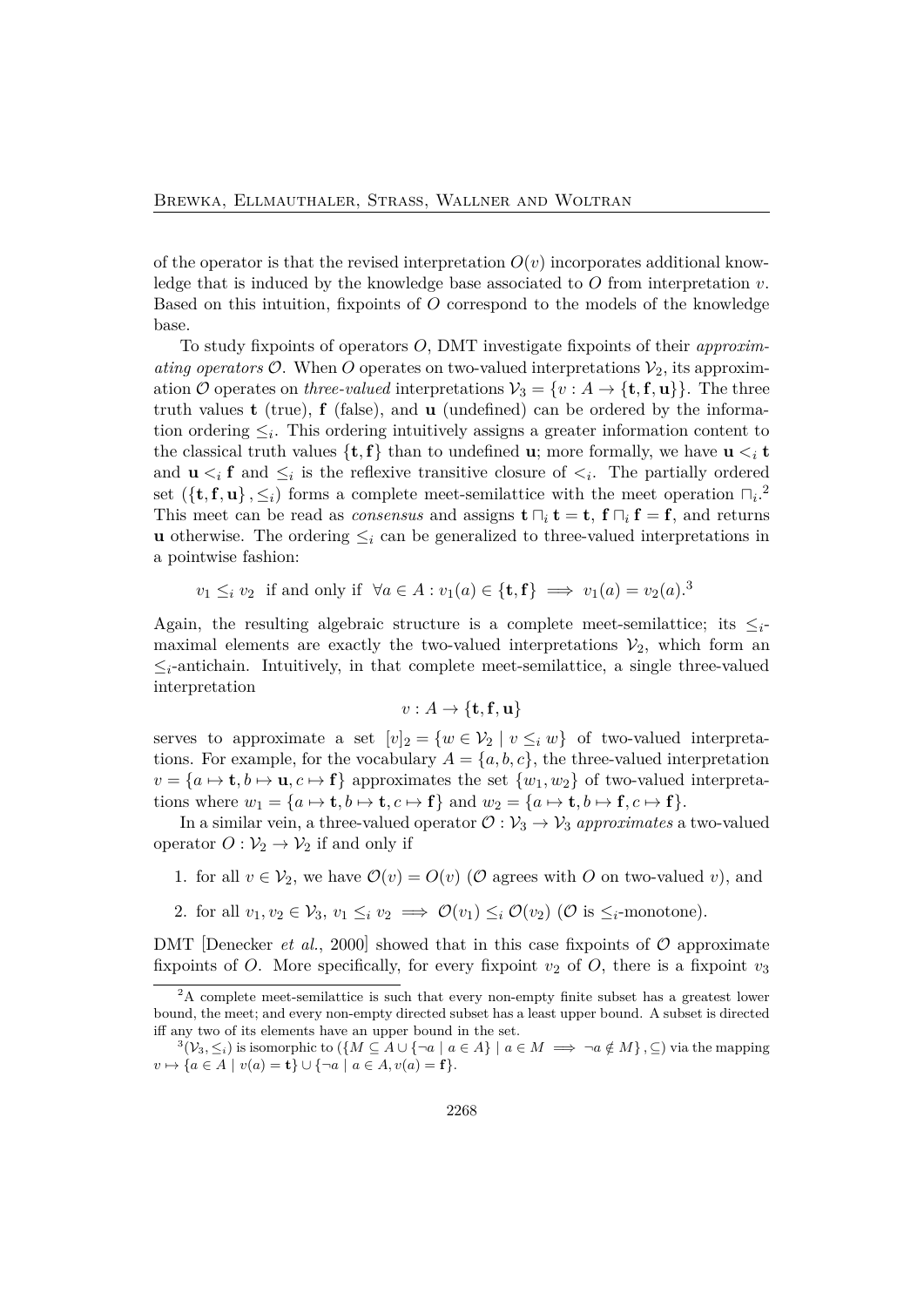of the operator is that the revised interpretation $O(v)$ incorporates additional knowledge that is induced by the knowledge base associated to $O$ from interpretation $v$. Based on this intuition, fixpoints of $O$ correspond to the models of the knowledge base.

To study fixpoints of operators $O$, DMT investigate fixpoints of their *approximating operators* $\mathcal{O}$. When $O$ operates on two-valued interpretations $\mathcal{V}_2$, its approximation $\mathcal{O}$ operates on *three-valued* interpretations $\mathcal{V}_3 = \{v : A \to \{\mathbf{t}, \mathbf{f}, \mathbf{u}\}\}$. The three truth values $\mathbf{t}$ (true), $\mathbf{f}$ (false), and $\mathbf{u}$ (undefined) can be ordered by the information ordering $\leq_i$. This ordering intuitively assigns a greater information content to the classical truth values $\{\mathbf{t}, \mathbf{f}\}$ than to undefined $\mathbf{u}$; more formally, we have $\mathbf{u} <_i \mathbf{t}$ and $\mathbf{u} <_i \mathbf{f}$ and $\leq_i$ is the reflexive transitive closure of $<_i$. The partially ordered set $(\{\mathbf{t}, \mathbf{f}, \mathbf{u}\}, \leq_i)$ forms a complete meet-semilattice with the meet operation $\sqcap_i$.[2] This meet can be read as *consensus* and assigns $\mathbf{t} \sqcap_i \mathbf{t} = \mathbf{t}$, $\mathbf{f} \sqcap_i \mathbf{f} = \mathbf{f}$, and returns $\mathbf{u}$ otherwise. The ordering $\leq_i$ can be generalized to three-valued interpretations in a pointwise fashion:

$$v_1 \leq_i v_2 \text{ if and only if } \forall a \in A : v_1(a) \in \{\mathbf{t}, \mathbf{f}\} \implies v_1(a) = v_2(a).$$[3]

Again, the resulting algebraic structure is a complete meet-semilattice; its $\leq_i$-maximal elements are exactly the two-valued interpretations $\mathcal{V}_2$, which form an $\leq_i$-antichain. Intuitively, in that complete meet-semilattice, a single three-valued interpretation

$$v : A \to \{\mathbf{t}, \mathbf{f}, \mathbf{u}\}$$

serves to approximate a set $[v]_2 = \{w \in \mathcal{V}_2 \mid v \leq_i w\}$ of two-valued interpretations. For example, for the vocabulary $A = \{a, b, c\}$, the three-valued interpretation $v = \{a \mapsto \mathbf{t}, b \mapsto \mathbf{u}, c \mapsto \mathbf{f}\}$ approximates the set $\{w_1, w_2\}$ of two-valued interpretations where $w_1 = \{a \mapsto \mathbf{t}, b \mapsto \mathbf{t}, c \mapsto \mathbf{f}\}$ and $w_2 = \{a \mapsto \mathbf{t}, b \mapsto \mathbf{f}, c \mapsto \mathbf{f}\}$.

In a similar vein, a three-valued operator $\mathcal{O} : \mathcal{V}_3 \to \mathcal{V}_3$ *approximates* a two-valued operator $O : \mathcal{V}_2 \to \mathcal{V}_2$ if and only if

1. for all $v \in \mathcal{V}_2$, we have $\mathcal{O}(v) = O(v)$ ($\mathcal{O}$ agrees with $O$ on two-valued $v$), and
2. for all $v_1, v_2 \in \mathcal{V}_3$, $v_1 \leq_i v_2 \implies \mathcal{O}(v_1) \leq_i \mathcal{O}(v_2)$ ($\mathcal{O}$ is $\leq_i$-monotone).

DMT [Denecker *et al.*, 2000] showed that in this case fixpoints of $\mathcal{O}$ approximate fixpoints of $O$. More specifically, for every fixpoint $v_2$ of $O$, there is a fixpoint $v_3$

[2] A complete meet-semilattice is such that every non-empty finite subset has a greatest lower bound, the meet; and every non-empty directed subset has a least upper bound. A subset is directed iff any two of its elements have an upper bound in the set.

[3] $(\mathcal{V}_3, \leq_i)$ is isomorphic to $(\{M \subseteq A \cup \{\neg a \mid a \in A\} \mid a \in M \implies \neg a \notin M\}, \subseteq)$ via the mapping $v \mapsto \{a \in A \mid v(a) = \mathbf{t}\} \cup \{\neg a \mid a \in A, v(a) = \mathbf{f}\}$.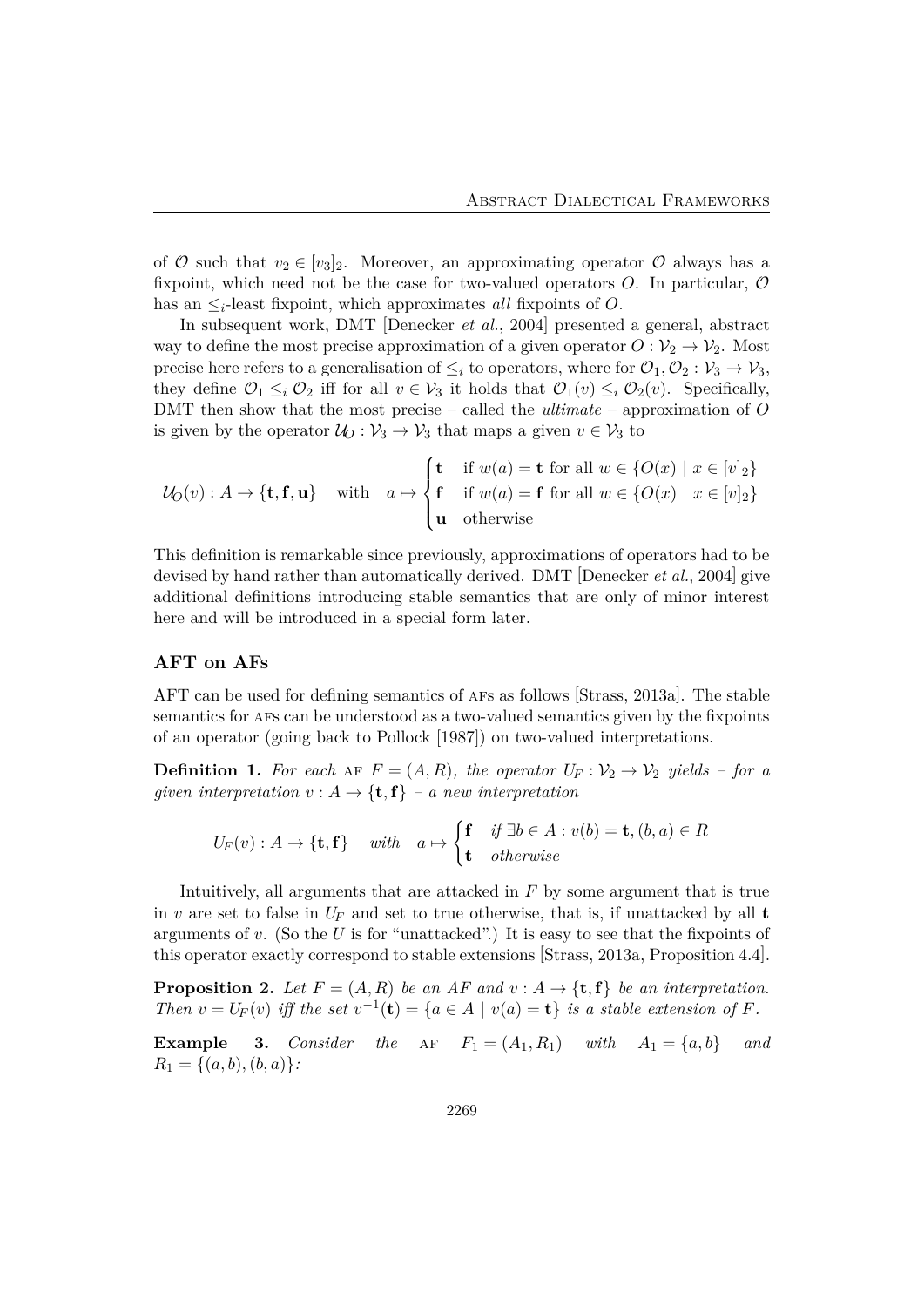of $\mathcal{O}$ such that $v_2 \in [v_3]_2$. Moreover, an approximating operator $\mathcal{O}$ always has a fixpoint, which need not be the case for two-valued operators $O$. In particular, $\mathcal{O}$ has an $\leq_i$-least fixpoint, which approximates *all* fixpoints of $O$.

In subsequent work, DMT [Denecker *et al.*, 2004] presented a general, abstract way to define the most precise approximation of a given operator $O : \mathcal{V}_2 \to \mathcal{V}_2$. Most precise here refers to a generalisation of $\leq_i$ to operators, where for $\mathcal{O}_1, \mathcal{O}_2 : \mathcal{V}_3 \to \mathcal{V}_3$, they define $\mathcal{O}_1 \leq_i \mathcal{O}_2$ iff for all $v \in \mathcal{V}_3$ it holds that $\mathcal{O}_1(v) \leq_i \mathcal{O}_2(v)$. Specifically, DMT then show that the most precise – called the *ultimate* – approximation of $O$ is given by the operator $\mathcal{U}_O : \mathcal{V}_3 \to \mathcal{V}_3$ that maps a given $v \in \mathcal{V}_3$ to

$$\mathcal{U}_O(v) : A \to \{\mathbf{t}, \mathbf{f}, \mathbf{u}\} \quad \text{with} \quad a \mapsto \begin{cases} \mathbf{t} & \text{if } w(a) = \mathbf{t} \text{ for all } w \in \{O(x) \mid x \in [v]_2\} \\ \mathbf{f} & \text{if } w(a) = \mathbf{f} \text{ for all } w \in \{O(x) \mid x \in [v]_2\} \\ \mathbf{u} & \text{otherwise} \end{cases}$$

This definition is remarkable since previously, approximations of operators had to be devised by hand rather than automatically derived. DMT [Denecker *et al.*, 2004] give additional definitions introducing stable semantics that are only of minor interest here and will be introduced in a special form later.

### AFT on AFs

AFT can be used for defining semantics of AFs as follows [Strass, 2013a]. The stable semantics for AFs can be understood as a two-valued semantics given by the fixpoints of an operator (going back to Pollock [1987]) on two-valued interpretations.

**Definition 1.** *For each* AF $F = (A, R)$*, the operator* $U_F : \mathcal{V}_2 \to \mathcal{V}_2$ *yields – for a given interpretation* $v : A \to \{\mathbf{t}, \mathbf{f}\}$ *– a new interpretation*

$$U_F(v) : A \to \{\mathbf{t}, \mathbf{f}\} \quad \textit{with} \quad a \mapsto \begin{cases} \mathbf{f} & \textit{if } \exists b \in A : v(b) = \mathbf{t}, (b, a) \in R \\ \mathbf{t} & \textit{otherwise} \end{cases}$$

Intuitively, all arguments that are attacked in $F$ by some argument that is true in $v$ are set to false in $U_F$ and set to true otherwise, that is, if unattacked by all $\mathbf{t}$ arguments of $v$. (So the $U$ is for "unattacked".) It is easy to see that the fixpoints of this operator exactly correspond to stable extensions [Strass, 2013a, Proposition 4.4].

**Proposition 2.** *Let* $F = (A, R)$ *be an AF and* $v : A \to \{\mathbf{t}, \mathbf{f}\}$ *be an interpretation. Then* $v = U_F(v)$ *iff the set* $v^{-1}(\mathbf{t}) = \{a \in A \mid v(a) = \mathbf{t}\}$ *is a stable extension of* $F$*.*

**Example 3.** *Consider the* AF $F_1 = (A_1, R_1)$ *with* $A_1 = \{a, b\}$ *and* $R_1 = \{(a, b), (b, a)\}$*:*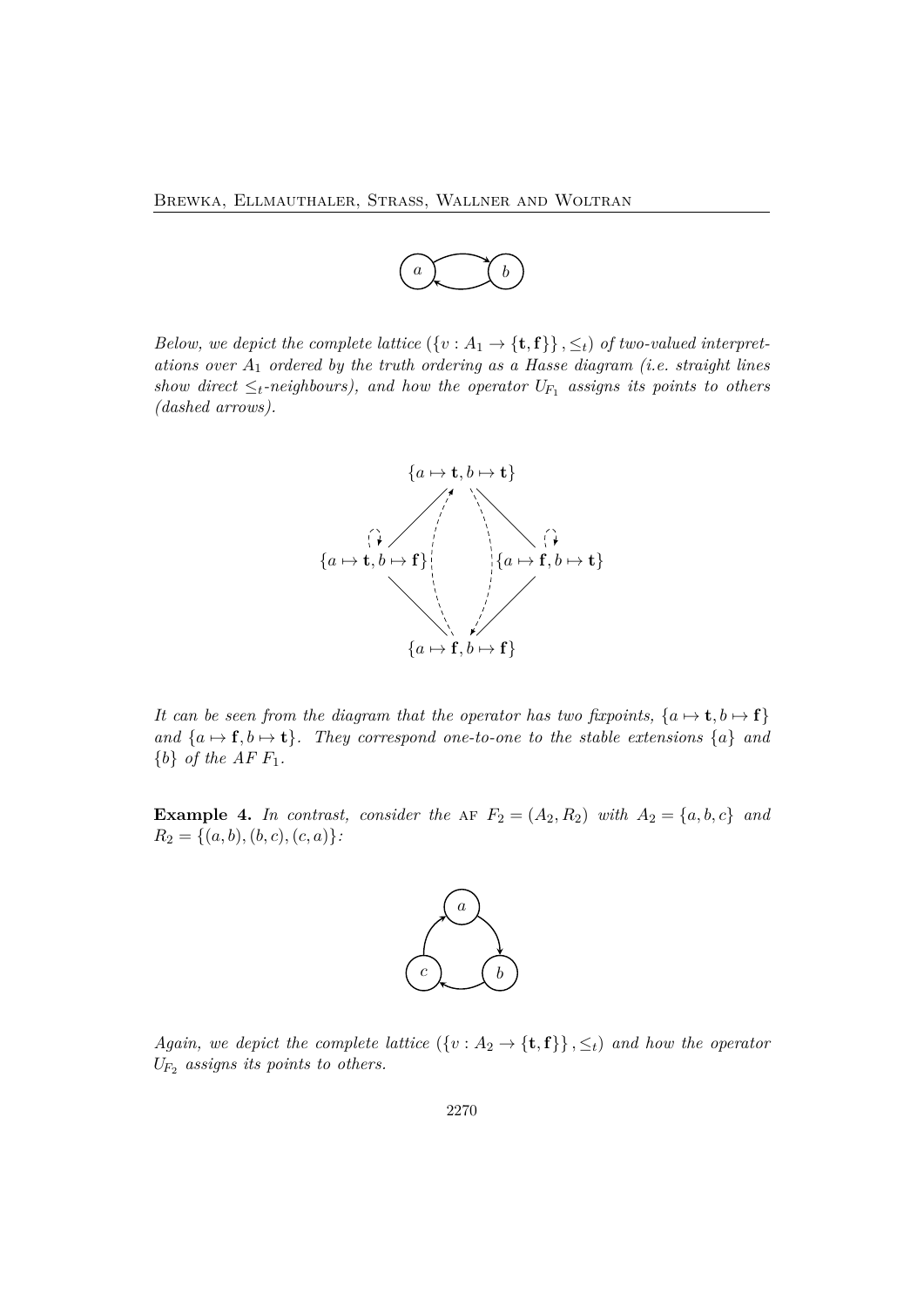*Below, we depict the complete lattice $(\{v : A_1 \to \{\mathbf{t}, \mathbf{f}\}\}, \leq_t)$ of two-valued interpretations over $A_1$ ordered by the truth ordering as a Hasse diagram (i.e. straight lines show direct $\leq_t$-neighbours), and how the operator $U_{F_1}$ assigns its points to others (dashed arrows).*

*It can be seen from the diagram that the operator has two fixpoints, $\{a \mapsto \mathbf{t}, b \mapsto \mathbf{f}\}$ and $\{a \mapsto \mathbf{f}, b \mapsto \mathbf{t}\}$. They correspond one-to-one to the stable extensions $\{a\}$ and $\{b\}$ of the AF $F_1$.*

**Example 4.** *In contrast, consider the* AF $F_2 = (A_2, R_2)$ *with* $A_2 = \{a, b, c\}$ *and* $R_2 = \{(a, b), (b, c), (c, a)\}$*:*

*Again, we depict the complete lattice $(\{v : A_2 \to \{\mathbf{t}, \mathbf{f}\}\}, \leq_t)$ and how the operator $U_{F_2}$ assigns its points to others.*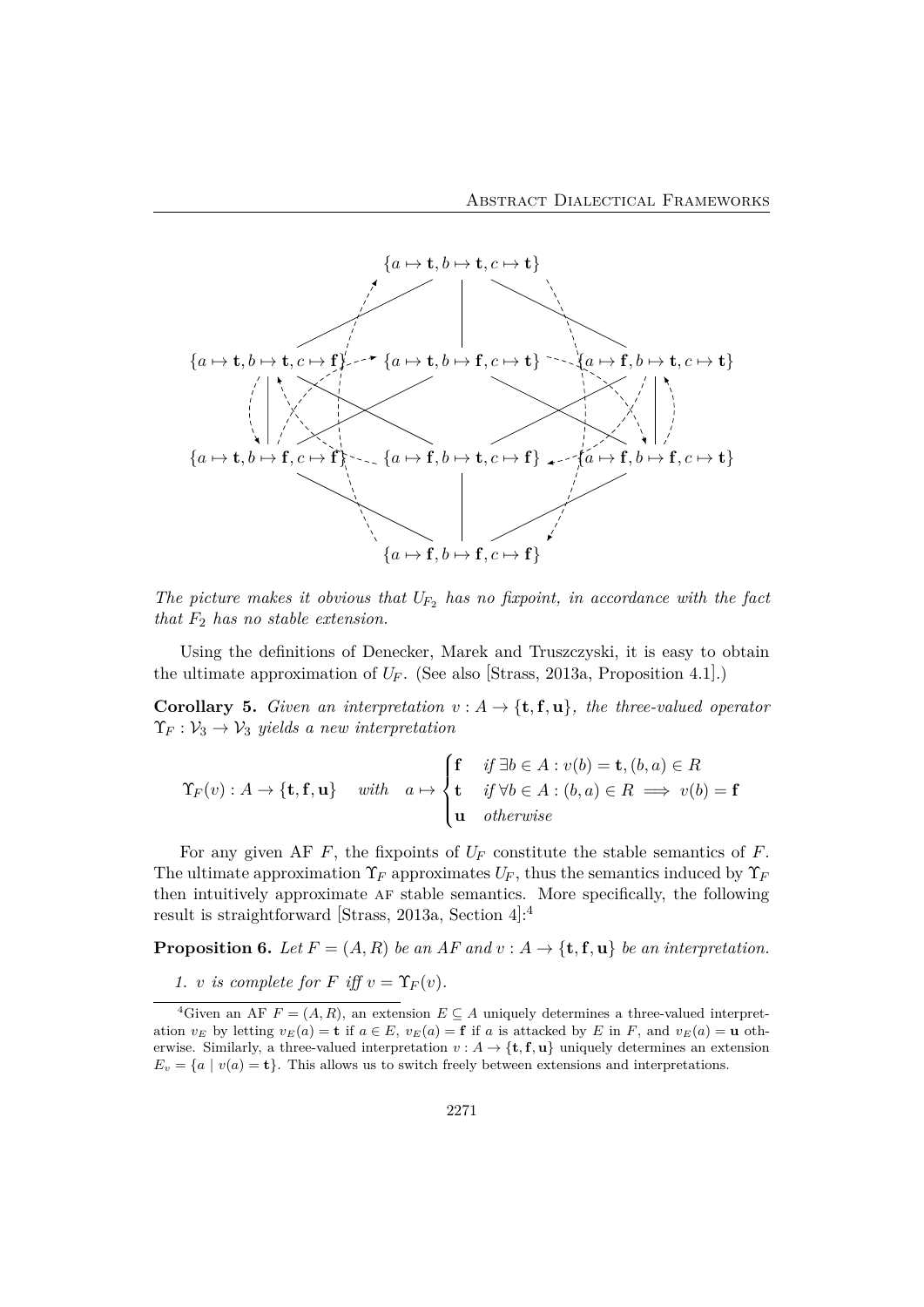The picture makes it obvious that $U_{F_2}$ has no fixpoint, in accordance with the fact that $F_2$ has no stable extension.*

Using the definitions of Denecker, Marek and Truszczyski, it is easy to obtain the ultimate approximation of $U_F$. (See also [Strass, 2013a, Proposition 4.1].)

**Corollary 5.** *Given an interpretation $v : A \to \{\mathbf{t}, \mathbf{f}, \mathbf{u}\}$, the three-valued operator $\Upsilon_F : \mathcal{V}_3 \to \mathcal{V}_3$ yields a new interpretation*

$$\Upsilon_F(v) : A \to \{\mathbf{t}, \mathbf{f}, \mathbf{u}\} \quad \textit{with} \quad a \mapsto \begin{cases} \mathbf{f} & \textit{if } \exists b \in A : v(b) = \mathbf{t}, (b, a) \in R \\ \mathbf{t} & \textit{if } \forall b \in A : (b, a) \in R \implies v(b) = \mathbf{f} \\ \mathbf{u} & \textit{otherwise} \end{cases}$$

For any given AF $F$, the fixpoints of $U_F$ constitute the stable semantics of $F$. The ultimate approximation $\Upsilon_F$ approximates $U_F$, thus the semantics induced by $\Upsilon_F$ then intuitively approximate AF stable semantics. More specifically, the following result is straightforward [Strass, 2013a, Section 4]:[4]

**Proposition 6.** *Let $F = (A, R)$ be an AF and $v : A \to \{\mathbf{t}, \mathbf{f}, \mathbf{u}\}$ be an interpretation.*

1. *$v$ is complete for $F$ iff $v = \Upsilon_F(v)$.*

---

[4] Given an AF $F = (A, R)$, an extension $E \subseteq A$ uniquely determines a three-valued interpretation $v_E$ by letting $v_E(a) = \mathbf{t}$ if $a \in E$, $v_E(a) = \mathbf{f}$ if $a$ is attacked by $E$ in $F$, and $v_E(a) = \mathbf{u}$ otherwise. Similarly, a three-valued interpretation $v : A \to \{\mathbf{t}, \mathbf{f}, \mathbf{u}\}$ uniquely determines an extension $E_v = \{a \mid v(a) = \mathbf{t}\}$. This allows us to switch freely between extensions and interpretations.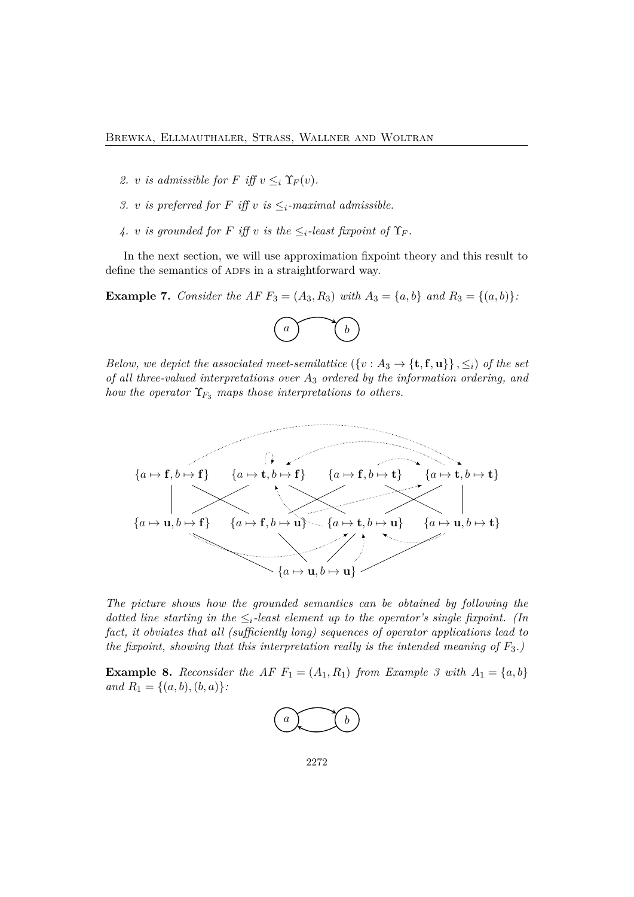2. $v$ *is admissible for* $F$ *iff* $v \leq_i \Upsilon_F(v)$.

3. $v$ *is preferred for* $F$ *iff* $v$ *is* $\leq_i$*-maximal admissible.*

4. $v$ *is grounded for* $F$ *iff* $v$ *is the* $\leq_i$*-least fixpoint of* $\Upsilon_F$.

In the next section, we will use approximation fixpoint theory and this result to define the semantics of ADFs in a straightforward way.

**Example 7.** *Consider the AF* $F_3 = (A_3, R_3)$ *with* $A_3 = \{a, b\}$ *and* $R_3 = \{(a, b)\}$*:*

*Below, we depict the associated meet-semilattice* $(\{v : A_3 \to \{\mathbf{t}, \mathbf{f}, \mathbf{u}\}\}, \leq_i)$ *of the set of all three-valued interpretations over* $A_3$ *ordered by the information ordering, and how the operator* $\Upsilon_{F_3}$ *maps those interpretations to others.*

$\{a \mapsto \mathbf{f}, b \mapsto \mathbf{f}\}$ $\quad \{a \mapsto \mathbf{t}, b \mapsto \mathbf{f}\}$ $\quad \{a \mapsto \mathbf{f}, b \mapsto \mathbf{t}\}$ $\quad \{a \mapsto \mathbf{t}, b \mapsto \mathbf{t}\}$

$\{a \mapsto \mathbf{u}, b \mapsto \mathbf{f}\}$ $\quad \{a \mapsto \mathbf{f}, b \mapsto \mathbf{u}\}$ $\quad \{a \mapsto \mathbf{t}, b \mapsto \mathbf{u}\}$ $\quad \{a \mapsto \mathbf{u}, b \mapsto \mathbf{t}\}$

$\{a \mapsto \mathbf{u}, b \mapsto \mathbf{u}\}$

*The picture shows how the grounded semantics can be obtained by following the dotted line starting in the* $\leq_i$*-least element up to the operator's single fixpoint. (In fact, it obviates that all (sufficiently long) sequences of operator applications lead to the fixpoint, showing that this interpretation really is the intended meaning of* $F_3$*.)*

**Example 8.** *Reconsider the AF* $F_1 = (A_1, R_1)$ *from Example 3 with* $A_1 = \{a, b\}$ *and* $R_1 = \{(a, b), (b, a)\}$*:*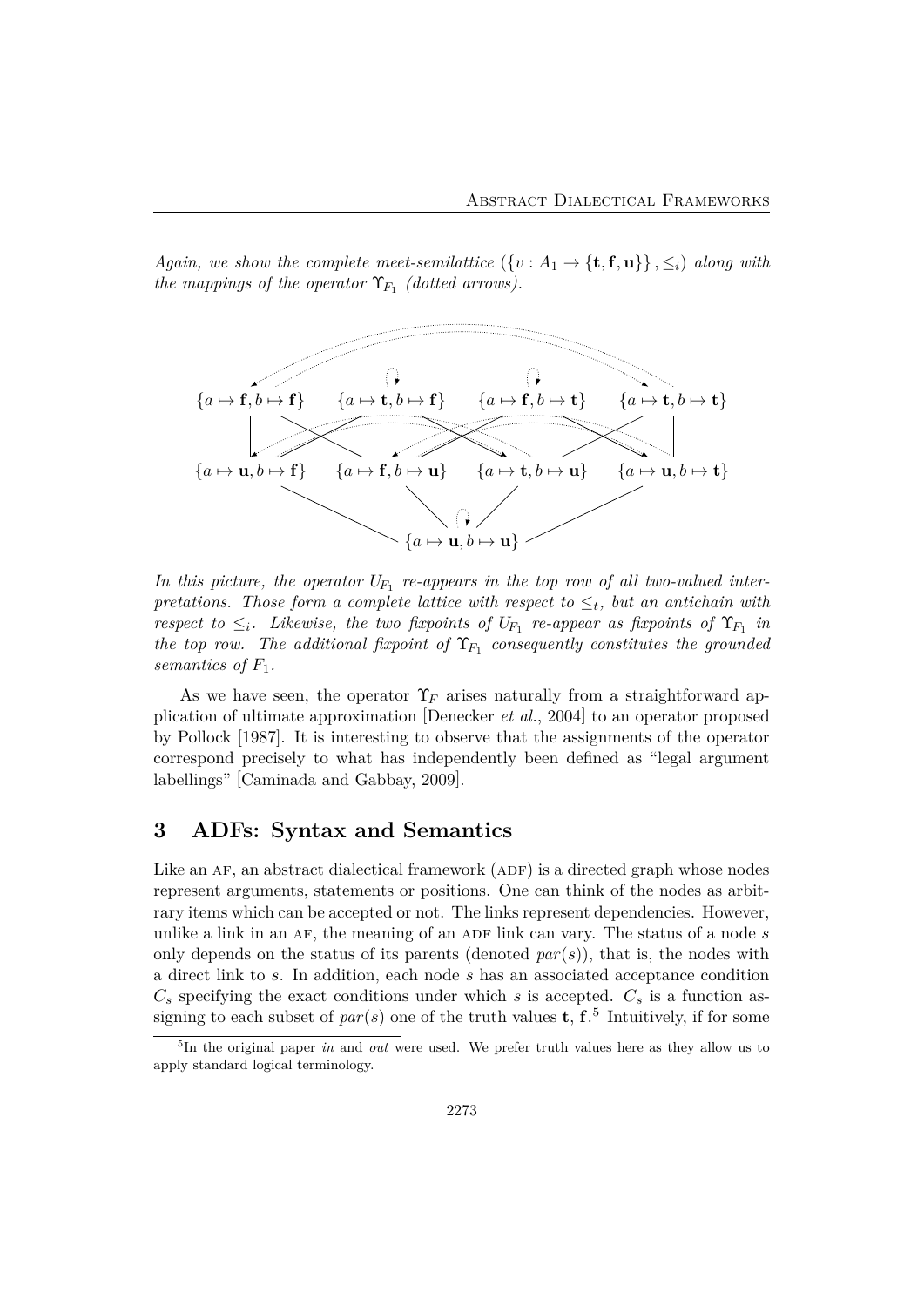*Again, we show the complete meet-semilattice $(\{v : A_1 \to \{\mathbf{t}, \mathbf{f}, \mathbf{u}\}\}, \leq_i)$ along with the mappings of the operator $\Upsilon_{F_1}$ (dotted arrows).*

$\{a \mapsto \mathbf{f}, b \mapsto \mathbf{f}\}$ $\{a \mapsto \mathbf{t}, b \mapsto \mathbf{f}\}$ $\{a \mapsto \mathbf{f}, b \mapsto \mathbf{t}\}$ $\{a \mapsto \mathbf{t}, b \mapsto \mathbf{t}\}$

$\{a \mapsto \mathbf{u}, b \mapsto \mathbf{f}\}$ $\{a \mapsto \mathbf{f}, b \mapsto \mathbf{u}\}$ $\{a \mapsto \mathbf{t}, b \mapsto \mathbf{u}\}$ $\{a \mapsto \mathbf{u}, b \mapsto \mathbf{t}\}$

$\{a \mapsto \mathbf{u}, b \mapsto \mathbf{u}\}$

*In this picture, the operator $U_{F_1}$ re-appears in the top row of all two-valued interpretations. Those form a complete lattice with respect to $\leq_t$, but an antichain with respect to $\leq_i$. Likewise, the two fixpoints of $U_{F_1}$ re-appear as fixpoints of $\Upsilon_{F_1}$ in the top row. The additional fixpoint of $\Upsilon_{F_1}$ consequently constitutes the grounded semantics of $F_1$.*

As we have seen, the operator $\Upsilon_F$ arises naturally from a straightforward application of ultimate approximation [Denecker *et al.*, 2004] to an operator proposed by Pollock [1987]. It is interesting to observe that the assignments of the operator correspond precisely to what has independently been defined as "legal argument labellings" [Caminada and Gabbay, 2009].

## 3 ADFs: Syntax and Semantics

Like an AF, an abstract dialectical framework (ADF) is a directed graph whose nodes represent arguments, statements or positions. One can think of the nodes as arbitrary items which can be accepted or not. The links represent dependencies. However, unlike a link in an AF, the meaning of an ADF link can vary. The status of a node $s$ only depends on the status of its parents (denoted $par(s)$), that is, the nodes with a direct link to $s$. In addition, each node $s$ has an associated acceptance condition $C_s$ specifying the exact conditions under which $s$ is accepted. $C_s$ is a function assigning to each subset of $par(s)$ one of the truth values $\mathbf{t}$, $\mathbf{f}$.[5] Intuitively, if for some

[5] In the original paper *in* and *out* were used. We prefer truth values here as they allow us to apply standard logical terminology.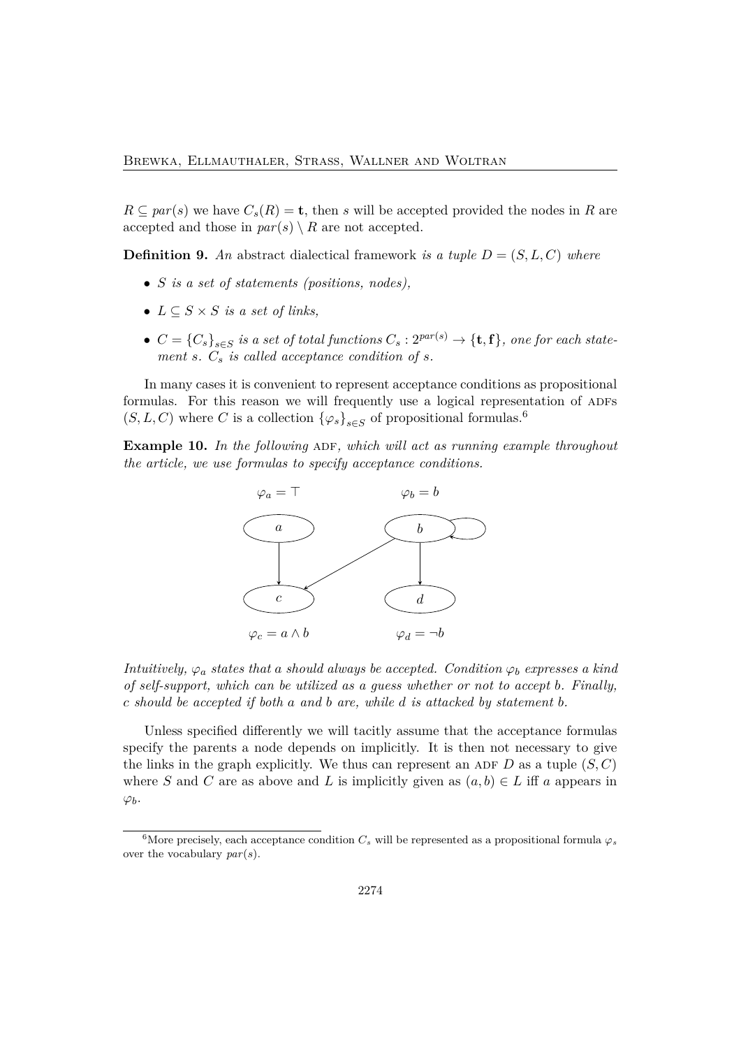$R \subseteq par(s)$ we have $C_s(R) = \mathbf{t}$, then $s$ will be accepted provided the nodes in $R$ are accepted and those in $par(s) \setminus R$ are not accepted.

**Definition 9.** *An* abstract dialectical framework *is a tuple $D = (S, L, C)$ where*

- *$S$ is a set of statements (positions, nodes),*
- *$L \subseteq S \times S$ is a set of links,*
- *$C = \{C_s\}_{s \in S}$ is a set of total functions $C_s : 2^{par(s)} \to \{\mathbf{t}, \mathbf{f}\}$, one for each statement $s$. $C_s$ is called acceptance condition of $s$.*

In many cases it is convenient to represent acceptance conditions as propositional formulas. For this reason we will frequently use a logical representation of ADFs $(S, L, C)$ where $C$ is a collection $\{\varphi_s\}_{s \in S}$ of propositional formulas.[6]

**Example 10.** *In the following* ADF*, which will act as running example throughout the article, we use formulas to specify acceptance conditions.*

$\varphi_a = \top$ $\qquad$ $\varphi_b = b$

$\varphi_c = a \wedge b$ $\qquad$ $\varphi_d = \neg b$

*Intuitively, $\varphi_a$ states that $a$ should always be accepted. Condition $\varphi_b$ expresses a kind of self-support, which can be utilized as a guess whether or not to accept $b$. Finally, $c$ should be accepted if both $a$ and $b$ are, while $d$ is attacked by statement $b$.*

Unless specified differently we will tacitly assume that the acceptance formulas specify the parents a node depends on implicitly. It is then not necessary to give the links in the graph explicitly. We thus can represent an ADF $D$ as a tuple $(S, C)$ where $S$ and $C$ are as above and $L$ is implicitly given as $(a, b) \in L$ iff $a$ appears in $\varphi_b$.

[6] More precisely, each acceptance condition $C_s$ will be represented as a propositional formula $\varphi_s$ over the vocabulary $par(s)$.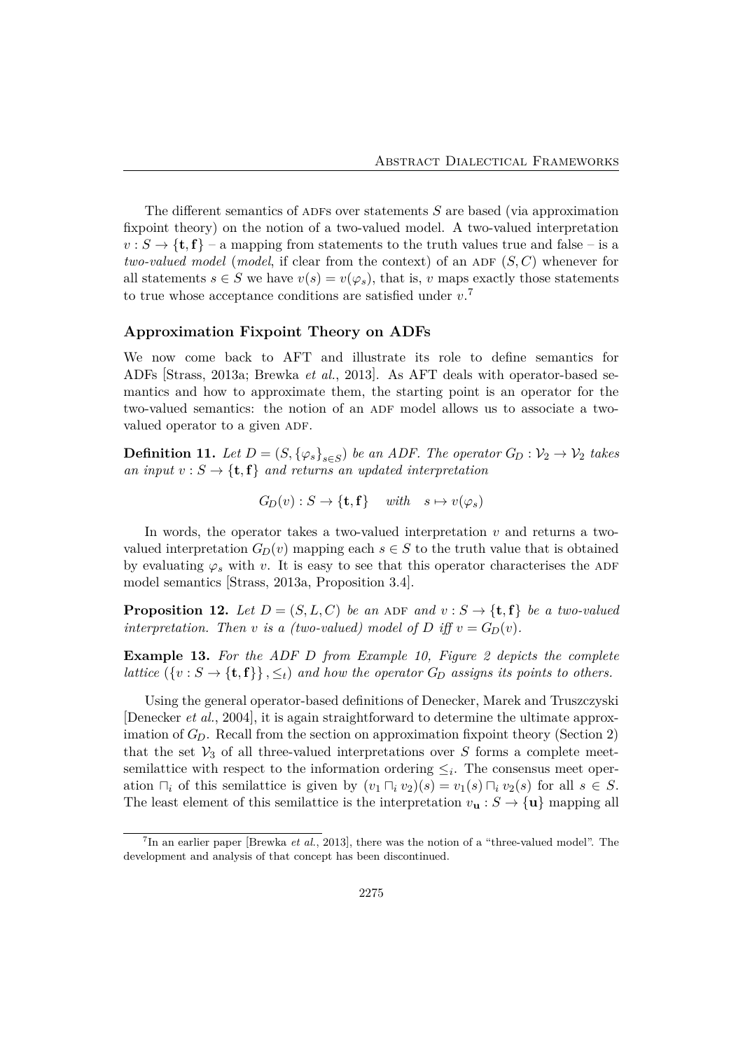The different semantics of ADFs over statements $S$ are based (via approximation fixpoint theory) on the notion of a two-valued model. A two-valued interpretation $v : S \to \{\mathbf{t}, \mathbf{f}\}$ – a mapping from statements to the truth values true and false – is a *two-valued model* (*model*, if clear from the context) of an ADF $(S, C)$ whenever for all statements $s \in S$ we have $v(s) = v(\varphi_s)$, that is, $v$ maps exactly those statements to true whose acceptance conditions are satisfied under $v$.[7]

### Approximation Fixpoint Theory on ADFs

We now come back to AFT and illustrate its role to define semantics for ADFs [Strass, 2013a; Brewka *et al.*, 2013]. As AFT deals with operator-based semantics and how to approximate them, the starting point is an operator for the two-valued semantics: the notion of an ADF model allows us to associate a two-valued operator to a given ADF.

**Definition 11.** *Let $D = (S, \{\varphi_s\}_{s \in S})$ be an ADF. The operator $G_D : \mathcal{V}_2 \to \mathcal{V}_2$ takes an input $v : S \to \{\mathbf{t}, \mathbf{f}\}$ and returns an updated interpretation*

$$G_D(v) : S \to \{\mathbf{t}, \mathbf{f}\} \quad \textit{with} \quad s \mapsto v(\varphi_s)$$

In words, the operator takes a two-valued interpretation $v$ and returns a two-valued interpretation $G_D(v)$ mapping each $s \in S$ to the truth value that is obtained by evaluating $\varphi_s$ with $v$. It is easy to see that this operator characterises the ADF model semantics [Strass, 2013a, Proposition 3.4].

**Proposition 12.** *Let $D = (S, L, C)$ be an ADF and $v : S \to \{\mathbf{t}, \mathbf{f}\}$ be a two-valued interpretation. Then $v$ is a (two-valued) model of $D$ iff $v = G_D(v)$.*

**Example 13.** *For the ADF $D$ from Example 10, Figure 2 depicts the complete lattice $(\{v : S \to \{\mathbf{t}, \mathbf{f}\}\}, \leq_t)$ and how the operator $G_D$ assigns its points to others.*

Using the general operator-based definitions of Denecker, Marek and Truszczyski [Denecker *et al.*, 2004], it is again straightforward to determine the ultimate approximation of $G_D$. Recall from the section on approximation fixpoint theory (Section 2) that the set $\mathcal{V}_3$ of all three-valued interpretations over $S$ forms a complete meet-semilattice with respect to the information ordering $\leq_i$. The consensus meet operation $\sqcap_i$ of this semilattice is given by $(v_1 \sqcap_i v_2)(s) = v_1(s) \sqcap_i v_2(s)$ for all $s \in S$. The least element of this semilattice is the interpretation $v_{\mathbf{u}} : S \to \{\mathbf{u}\}$ mapping all

[7] In an earlier paper [Brewka *et al.*, 2013], there was the notion of a "three-valued model". The development and analysis of that concept has been discontinued.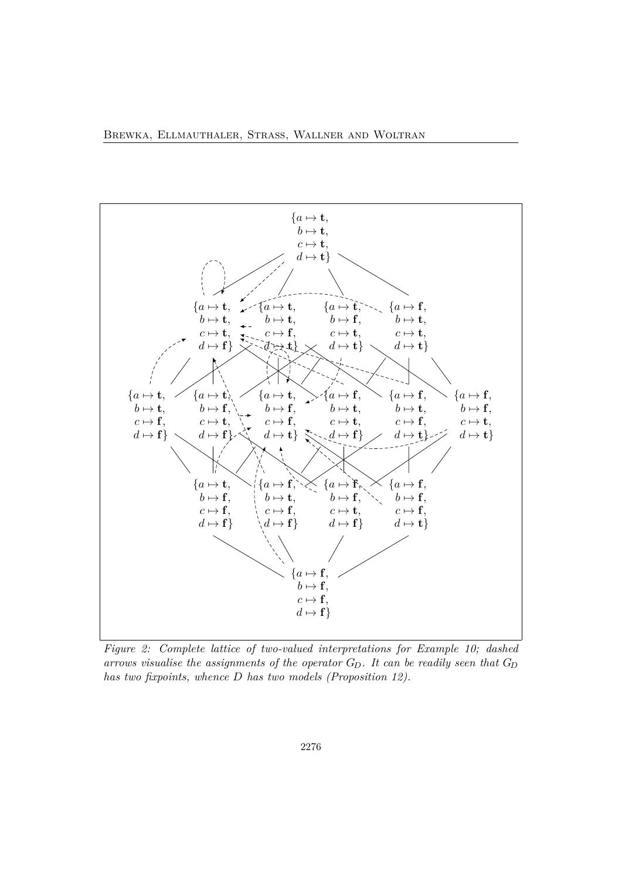Figure 2: Complete lattice of two-valued interpretations for Example 10; dashed arrows visualise the assignments of the operator $G_D$. It can be readily seen that $G_D$ has two fixpoints, whence $D$ has two models (Proposition 12).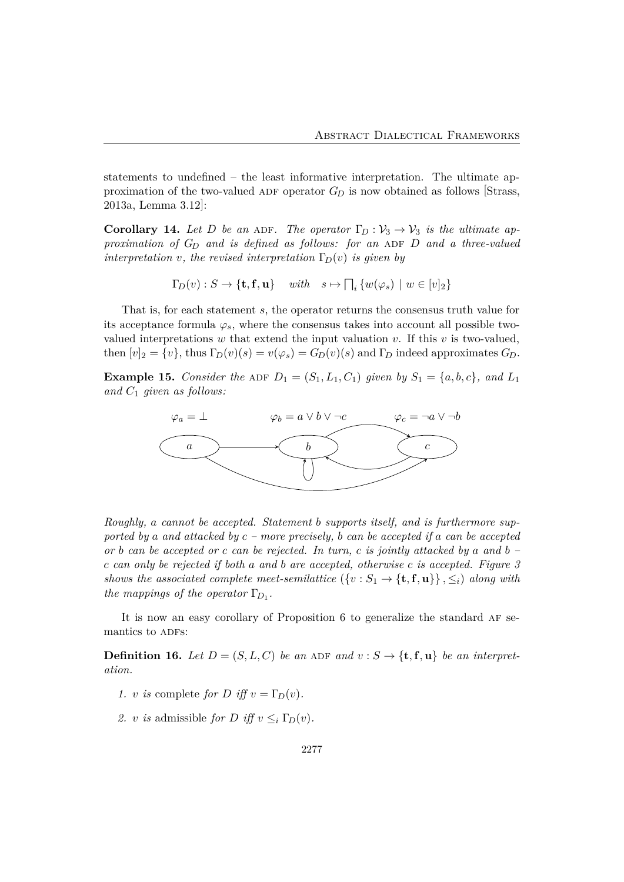statements to undefined – the least informative interpretation. The ultimate approximation of the two-valued ADF operator $G_D$ is now obtained as follows [Strass, 2013a, Lemma 3.12]:

**Corollary 14.** *Let $D$ be an* ADF*. The operator $\Gamma_D : \mathcal{V}_3 \to \mathcal{V}_3$ is the ultimate approximation of $G_D$ and is defined as follows: for an* ADF *$D$ and a three-valued interpretation $v$, the revised interpretation $\Gamma_D(v)$ is given by*

$$\Gamma_D(v) : S \to \{\mathbf{t}, \mathbf{f}, \mathbf{u}\} \quad with \quad s \mapsto \textstyle\bigsqcap_i \{w(\varphi_s) \mid w \in [v]_2\}$$

That is, for each statement $s$, the operator returns the consensus truth value for its acceptance formula $\varphi_s$, where the consensus takes into account all possible two-valued interpretations $w$ that extend the input valuation $v$. If this $v$ is two-valued, then $[v]_2 = \{v\}$, thus $\Gamma_D(v)(s) = v(\varphi_s) = G_D(v)(s)$ and $\Gamma_D$ indeed approximates $G_D$.

**Example 15.** *Consider the* ADF *$D_1 = (S_1, L_1, C_1)$ given by $S_1 = \{a, b, c\}$, and $L_1$ and $C_1$ given as follows:*

$\varphi_a = \bot$ $\qquad$ $\varphi_b = a \vee b \vee \neg c$ $\qquad$ $\varphi_c = \neg a \vee \neg b$

*Roughly, $a$ cannot be accepted. Statement $b$ supports itself, and is furthermore supported by $a$ and attacked by $c$ – more precisely, $b$ can be accepted if $a$ can be accepted or $b$ can be accepted or $c$ can be rejected. In turn, $c$ is jointly attacked by $a$ and $b$ – $c$ can only be rejected if both $a$ and $b$ are accepted, otherwise $c$ is accepted. Figure 3 shows the associated complete meet-semilattice $(\{v : S_1 \to \{\mathbf{t}, \mathbf{f}, \mathbf{u}\}\}, \leq_i)$ along with the mappings of the operator $\Gamma_{D_1}$.*

It is now an easy corollary of Proposition 6 to generalize the standard AF semantics to ADFs:

**Definition 16.** *Let $D = (S, L, C)$ be an* ADF *and $v : S \to \{\mathbf{t}, \mathbf{f}, \mathbf{u}\}$ be an interpretation.*

1. *$v$ is* complete *for $D$ iff $v = \Gamma_D(v)$.*
2. *$v$ is* admissible *for $D$ iff $v \leq_i \Gamma_D(v)$.*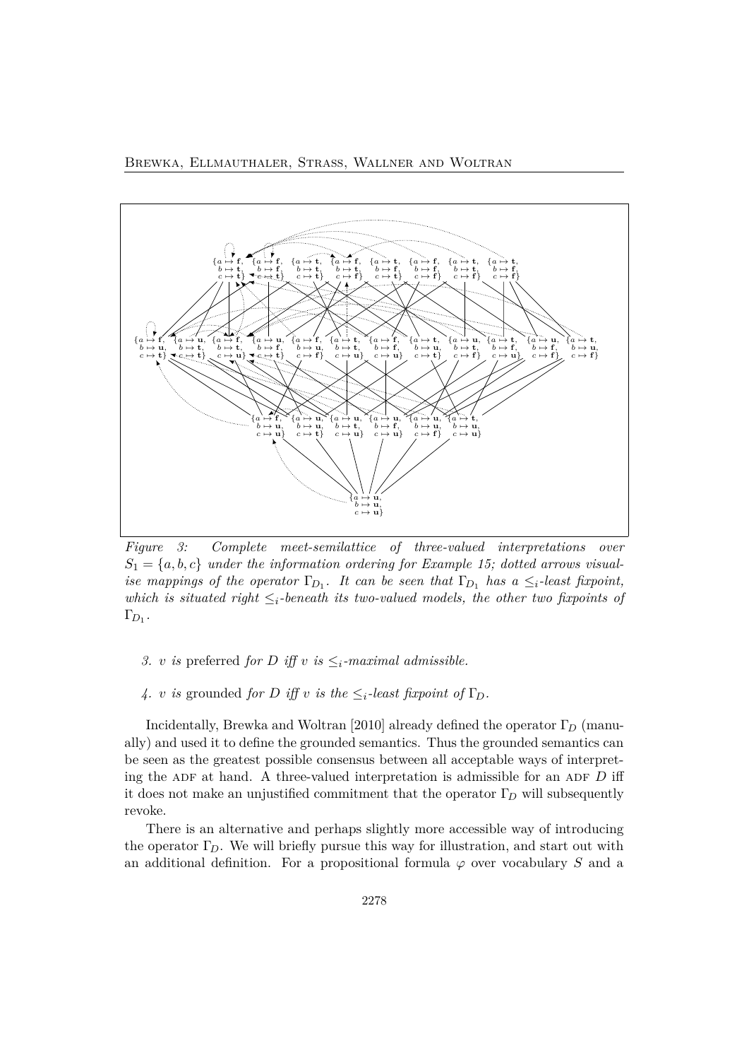Figure 3: Complete meet-semilattice of three-valued interpretations over $S_1 = \{a, b, c\}$ under the information ordering for Example 15; dotted arrows visualise mappings of the operator $\Gamma_{D_1}$. It can be seen that $\Gamma_{D_1}$ has a $\leq_i$-least fixpoint, which is situated right $\leq_i$-beneath its two-valued models, the other two fixpoints of $\Gamma_{D_1}$.

3. $v$ is *preferred* for $D$ iff $v$ is $\leq_i$-maximal admissible.

4. $v$ is *grounded* for $D$ iff $v$ is the $\leq_i$-least fixpoint of $\Gamma_D$.

Incidentally, Brewka and Woltran [2010] already defined the operator $\Gamma_D$ (manually) and used it to define the grounded semantics. Thus the grounded semantics can be seen as the greatest possible consensus between all acceptable ways of interpreting the ADF at hand. A three-valued interpretation is admissible for an ADF $D$ iff it does not make an unjustified commitment that the operator $\Gamma_D$ will subsequently revoke.

There is an alternative and perhaps slightly more accessible way of introducing the operator $\Gamma_D$. We will briefly pursue this way for illustration, and start out with an additional definition. For a propositional formula $\varphi$ over vocabulary $S$ and a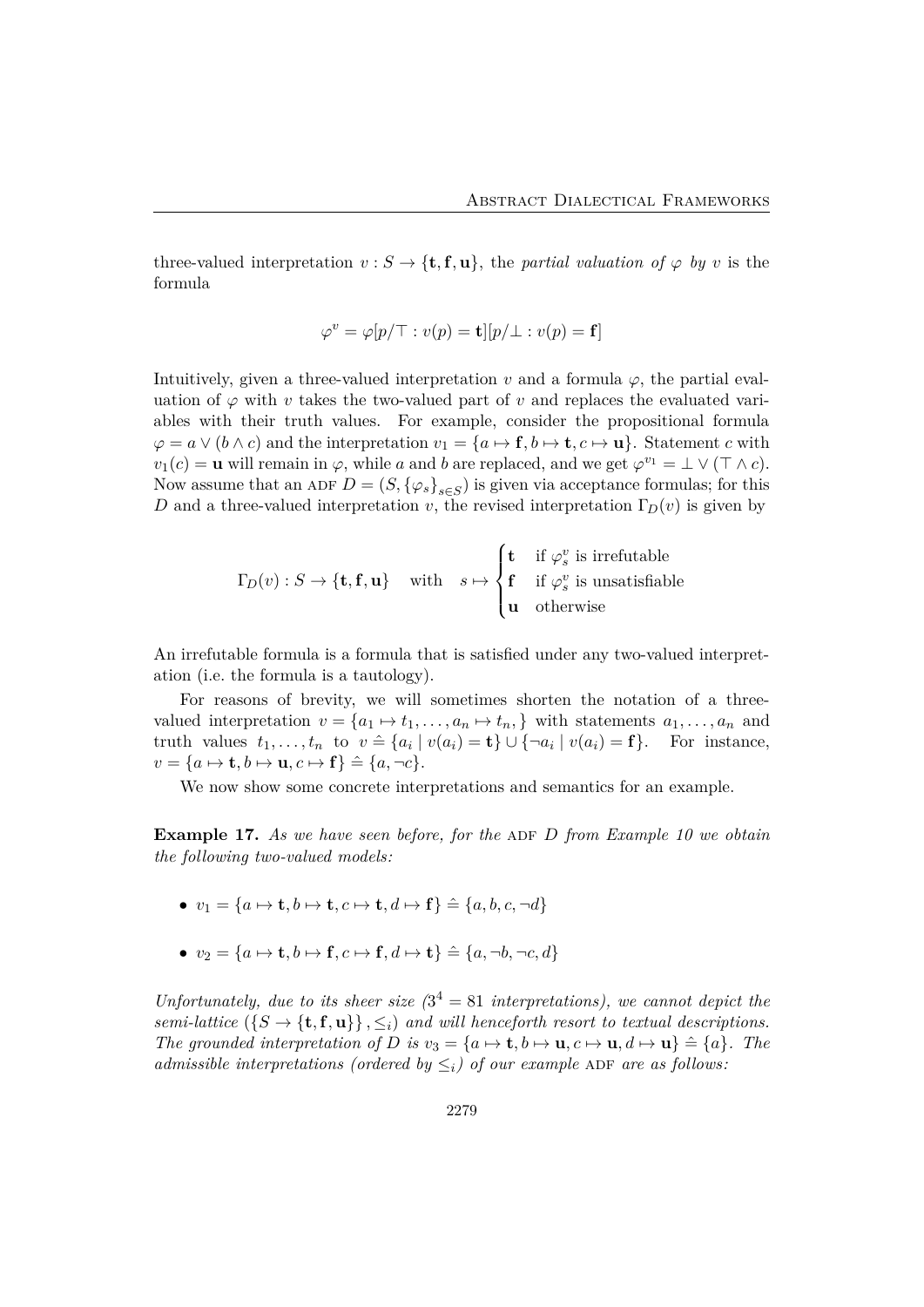three-valued interpretation $v : S \to \{\mathbf{t}, \mathbf{f}, \mathbf{u}\}$, the *partial valuation of $\varphi$ by $v$* is the formula

$$\varphi^v = \varphi[p/\top : v(p) = \mathbf{t}][p/\bot : v(p) = \mathbf{f}]$$

Intuitively, given a three-valued interpretation $v$ and a formula $\varphi$, the partial evaluation of $\varphi$ with $v$ takes the two-valued part of $v$ and replaces the evaluated variables with their truth values. For example, consider the propositional formula $\varphi = a \vee (b \wedge c)$ and the interpretation $v_1 = \{a \mapsto \mathbf{f}, b \mapsto \mathbf{t}, c \mapsto \mathbf{u}\}$. Statement $c$ with $v_1(c) = \mathbf{u}$ will remain in $\varphi$, while $a$ and $b$ are replaced, and we get $\varphi^{v_1} = \bot \vee (\top \wedge c)$. Now assume that an ADF $D = (S, \{\varphi_s\}_{s \in S})$ is given via acceptance formulas; for this $D$ and a three-valued interpretation $v$, the revised interpretation $\Gamma_D(v)$ is given by

$$\Gamma_D(v) : S \to \{\mathbf{t}, \mathbf{f}, \mathbf{u}\} \quad \text{with} \quad s \mapsto \begin{cases} \mathbf{t} & \text{if } \varphi_s^v \text{ is irrefutable} \\ \mathbf{f} & \text{if } \varphi_s^v \text{ is unsatisfiable} \\ \mathbf{u} & \text{otherwise} \end{cases}$$

An irrefutable formula is a formula that is satisfied under any two-valued interpretation (i.e. the formula is a tautology).

For reasons of brevity, we will sometimes shorten the notation of a three-valued interpretation $v = \{a_1 \mapsto t_1, \ldots, a_n \mapsto t_n,\}$ with statements $a_1, \ldots, a_n$ and truth values $t_1, \ldots, t_n$ to $v \mathrel{\hat{=}} \{a_i \mid v(a_i) = \mathbf{t}\} \cup \{\neg a_i \mid v(a_i) = \mathbf{f}\}$. For instance, $v = \{a \mapsto \mathbf{t}, b \mapsto \mathbf{u}, c \mapsto \mathbf{f}\} \mathrel{\hat{=}} \{a, \neg c\}$.

We now show some concrete interpretations and semantics for an example.

**Example 17.** *As we have seen before, for the ADF $D$ from Example 10 we obtain the following two-valued models:*

- $v_1 = \{a \mapsto \mathbf{t}, b \mapsto \mathbf{t}, c \mapsto \mathbf{t}, d \mapsto \mathbf{f}\} \mathrel{\hat{=}} \{a, b, c, \neg d\}$
- $v_2 = \{a \mapsto \mathbf{t}, b \mapsto \mathbf{f}, c \mapsto \mathbf{f}, d \mapsto \mathbf{t}\} \mathrel{\hat{=}} \{a, \neg b, \neg c, d\}$

*Unfortunately, due to its sheer size ($3^4 = 81$ interpretations), we cannot depict the semi-lattice $(\{S \to \{\mathbf{t}, \mathbf{f}, \mathbf{u}\}\}, \leq_i)$ and will henceforth resort to textual descriptions. The grounded interpretation of $D$ is $v_3 = \{a \mapsto \mathbf{t}, b \mapsto \mathbf{u}, c \mapsto \mathbf{u}, d \mapsto \mathbf{u}\} \mathrel{\hat{=}} \{a\}$. The admissible interpretations (ordered by $\leq_i$) of our example ADF are as follows:*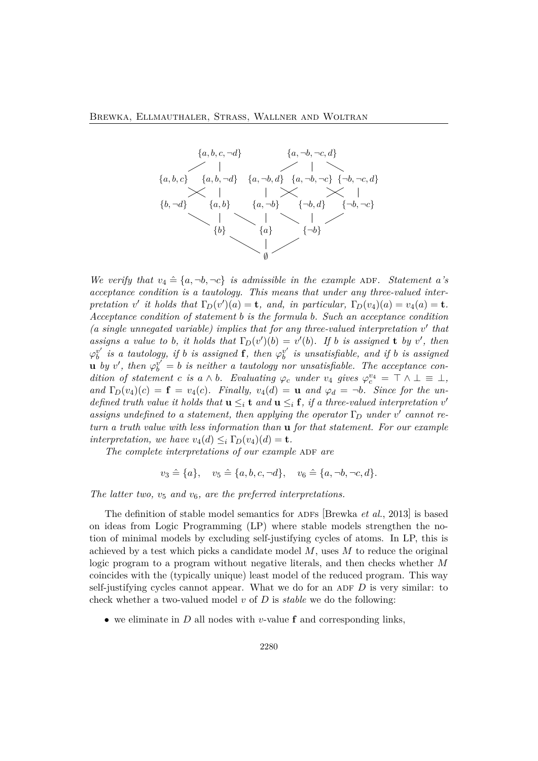$$
\begin{array}{c}
\{a, b, c, \neg d\} \qquad\qquad \{a, \neg b, \neg c, d\} \\
\{a, b, c\} \quad \{a, b, \neg d\} \quad \{a, \neg b, d\} \quad \{a, \neg b, \neg c\} \quad \{\neg b, \neg c, d\} \\
\{b, \neg d\} \quad \{a, b\} \quad \{a, \neg b\} \quad \{\neg b, d\} \quad \{\neg b, \neg c\} \\
\{b\} \quad \{a\} \quad \{\neg b\} \\
\emptyset
\end{array}
$$

*We verify that $v_4 \mathrel{\hat{=}} \{a, \neg b, \neg c\}$ is admissible in the example* ADF. *Statement $a$'s acceptance condition is a tautology. This means that under any three-valued interpretation $v'$ it holds that $\Gamma_D(v')(a) = \mathbf{t}$, and, in particular, $\Gamma_D(v_4)(a) = v_4(a) = \mathbf{t}$. Acceptance condition of statement $b$ is the formula $b$. Such an acceptance condition (a single unnegated variable) implies that for any three-valued interpretation $v'$ that assigns a value to $b$, it holds that $\Gamma_D(v')(b) = v'(b)$. If $b$ is assigned $\mathbf{t}$ by $v'$, then $\varphi_b^{v'}$ is a tautology, if $b$ is assigned $\mathbf{f}$, then $\varphi_b^{v'}$ is unsatisfiable, and if $b$ is assigned $\mathbf{u}$ by $v'$, then $\varphi_b^{v'} = b$ is neither a tautology nor unsatisfiable. The acceptance condition of statement $c$ is $a \wedge b$. Evaluating $\varphi_c$ under $v_4$ gives $\varphi_c^{v_4} = \top \wedge \bot \equiv \bot$, and $\Gamma_D(v_4)(c) = \mathbf{f} = v_4(c)$. Finally, $v_4(d) = \mathbf{u}$ and $\varphi_d = \neg b$. Since for the undefined truth value it holds that $\mathbf{u} \leq_i \mathbf{t}$ and $\mathbf{u} \leq_i \mathbf{f}$, if a three-valued interpretation $v'$ assigns undefined to a statement, then applying the operator $\Gamma_D$ under $v'$ cannot return a truth value with less information than $\mathbf{u}$ for that statement. For our example interpretation, we have $v_4(d) \leq_i \Gamma_D(v_4)(d) = \mathbf{t}$.*

*The complete interpretations of our example* ADF *are*

$$v_3 \mathrel{\hat{=}} \{a\}, \quad v_5 \mathrel{\hat{=}} \{a, b, c, \neg d\}, \quad v_6 \mathrel{\hat{=}} \{a, \neg b, \neg c, d\}.$$

*The latter two, $v_5$ and $v_6$, are the preferred interpretations.*

The definition of stable model semantics for ADFs [Brewka *et al.*, 2013] is based on ideas from Logic Programming (LP) where stable models strengthen the notion of minimal models by excluding self-justifying cycles of atoms. In LP, this is achieved by a test which picks a candidate model $M$, uses $M$ to reduce the original logic program to a program without negative literals, and then checks whether $M$ coincides with the (typically unique) least model of the reduced program. This way self-justifying cycles cannot appear. What we do for an ADF $D$ is very similar: to check whether a two-valued model $v$ of $D$ is *stable* we do the following:

- we eliminate in $D$ all nodes with $v$-value $\mathbf{f}$ and corresponding links,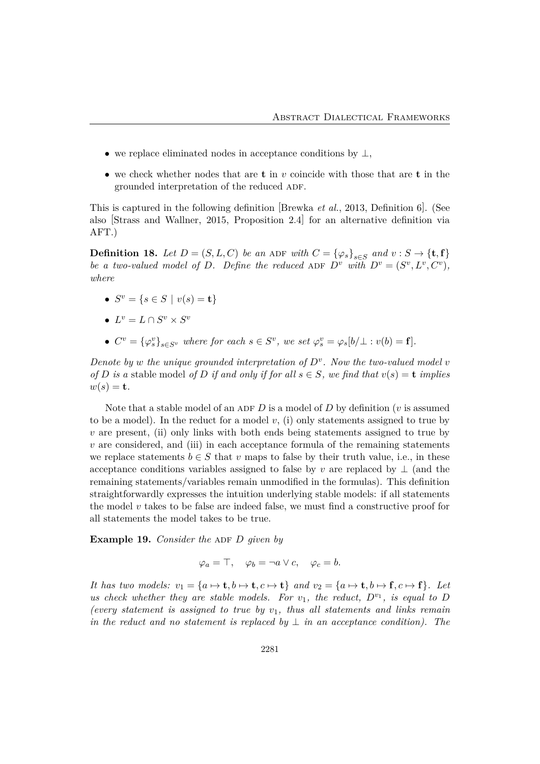- we replace eliminated nodes in acceptance conditions by $\bot$,
- we check whether nodes that are $\mathbf{t}$ in $v$ coincide with those that are $\mathbf{t}$ in the grounded interpretation of the reduced ADF.

This is captured in the following definition [Brewka *et al.*, 2013, Definition 6]. (See also [Strass and Wallner, 2015, Proposition 2.4] for an alternative definition via AFT.)

**Definition 18.** *Let $D = (S, L, C)$ be an* ADF *with $C = \{\varphi_s\}_{s \in S}$ and $v : S \to \{\mathbf{t}, \mathbf{f}\}$ be a two-valued model of $D$. Define the reduced* ADF *$D^v$ with $D^v = (S^v, L^v, C^v)$, where*

- $S^v = \{s \in S \mid v(s) = \mathbf{t}\}$
- $L^v = L \cap S^v \times S^v$
- $C^v = \{\varphi^v_s\}_{s \in S^v}$ *where for each $s \in S^v$, we set $\varphi^v_s = \varphi_s[b/\bot : v(b) = \mathbf{f}]$.*

*Denote by $w$ the unique grounded interpretation of $D^v$. Now the two-valued model $v$ of $D$ is a* stable model *of $D$ if and only if for all $s \in S$, we find that $v(s) = \mathbf{t}$ implies $w(s) = \mathbf{t}$.*

Note that a stable model of an ADF $D$ is a model of $D$ by definition ($v$ is assumed to be a model). In the reduct for a model $v$, (i) only statements assigned to true by $v$ are present, (ii) only links with both ends being statements assigned to true by $v$ are considered, and (iii) in each acceptance formula of the remaining statements we replace statements $b \in S$ that $v$ maps to false by their truth value, i.e., in these acceptance conditions variables assigned to false by $v$ are replaced by $\bot$ (and the remaining statements/variables remain unmodified in the formulas). This definition straightforwardly expresses the intuition underlying stable models: if all statements the model $v$ takes to be false are indeed false, we must find a constructive proof for all statements the model takes to be true.

**Example 19.** *Consider the* ADF *$D$ given by*

$$\varphi_a = \top, \quad \varphi_b = \neg a \vee c, \quad \varphi_c = b.$$

*It has two models: $v_1 = \{a \mapsto \mathbf{t}, b \mapsto \mathbf{t}, c \mapsto \mathbf{t}\}$ and $v_2 = \{a \mapsto \mathbf{t}, b \mapsto \mathbf{f}, c \mapsto \mathbf{f}\}$. Let us check whether they are stable models. For $v_1$, the reduct, $D^{v_1}$, is equal to $D$ (every statement is assigned to true by $v_1$, thus all statements and links remain in the reduct and no statement is replaced by $\bot$ in an acceptance condition). The*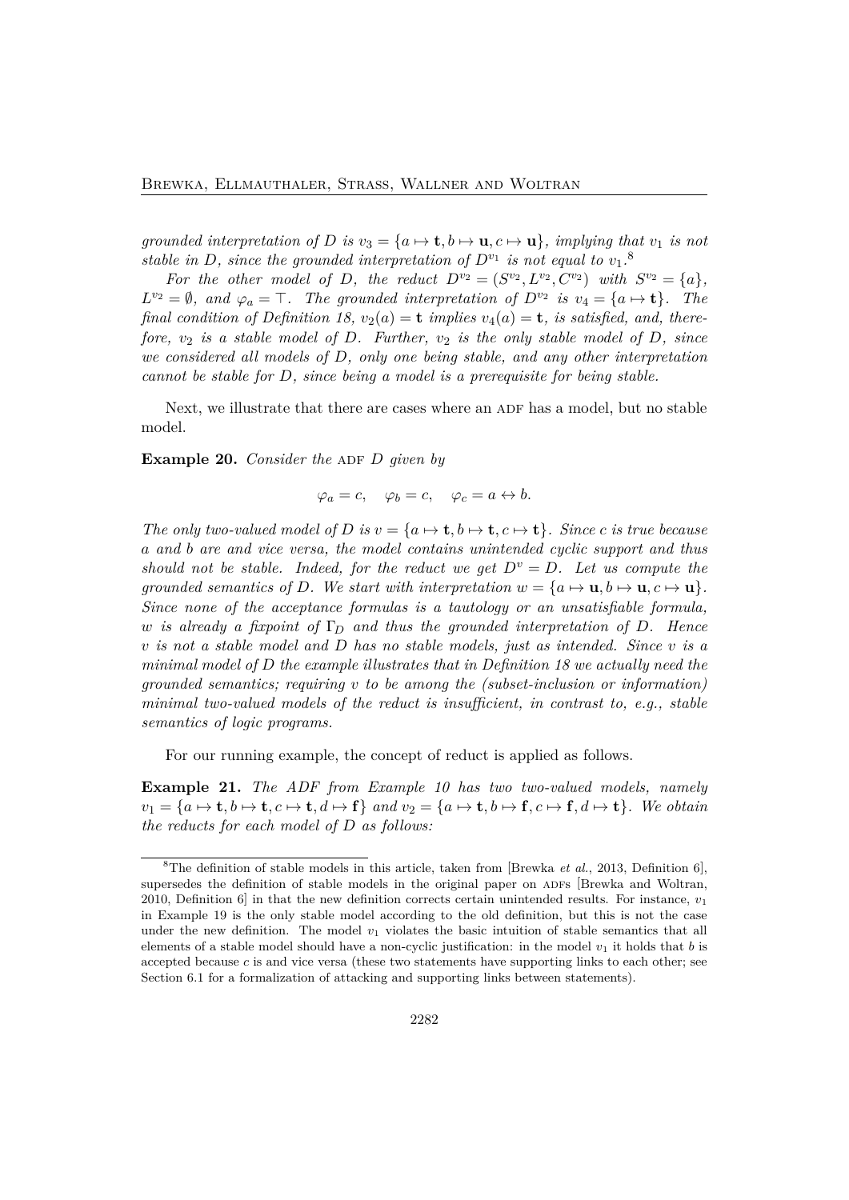*grounded interpretation of $D$ is $v_3 = \{a \mapsto \mathbf{t}, b \mapsto \mathbf{u}, c \mapsto \mathbf{u}\}$, implying that $v_1$ is not stable in $D$, since the grounded interpretation of $D^{v_1}$ is not equal to $v_1$.*[8]

*For the other model of $D$, the reduct $D^{v_2} = (S^{v_2}, L^{v_2}, C^{v_2})$ with $S^{v_2} = \{a\}$, $L^{v_2} = \emptyset$, and $\varphi_a = \top$. The grounded interpretation of $D^{v_2}$ is $v_4 = \{a \mapsto \mathbf{t}\}$. The final condition of Definition 18, $v_2(a) = \mathbf{t}$ implies $v_4(a) = \mathbf{t}$, is satisfied, and, therefore, $v_2$ is a stable model of $D$. Further, $v_2$ is the only stable model of $D$, since we considered all models of $D$, only one being stable, and any other interpretation cannot be stable for $D$, since being a model is a prerequisite for being stable.*

Next, we illustrate that there are cases where an ADF has a model, but no stable model.

**Example 20.** *Consider the ADF $D$ given by*

$$\varphi_a = c, \quad \varphi_b = c, \quad \varphi_c = a \leftrightarrow b.$$

*The only two-valued model of $D$ is $v = \{a \mapsto \mathbf{t}, b \mapsto \mathbf{t}, c \mapsto \mathbf{t}\}$. Since $c$ is true because $a$ and $b$ are and vice versa, the model contains unintended cyclic support and thus should not be stable. Indeed, for the reduct we get $D^v = D$. Let us compute the grounded semantics of $D$. We start with interpretation $w = \{a \mapsto \mathbf{u}, b \mapsto \mathbf{u}, c \mapsto \mathbf{u}\}$. Since none of the acceptance formulas is a tautology or an unsatisfiable formula, $w$ is already a fixpoint of $\Gamma_D$ and thus the grounded interpretation of $D$. Hence $v$ is not a stable model and $D$ has no stable models, just as intended. Since $v$ is a minimal model of $D$ the example illustrates that in Definition 18 we actually need the grounded semantics; requiring $v$ to be among the (subset-inclusion or information) minimal two-valued models of the reduct is insufficient, in contrast to, e.g., stable semantics of logic programs.*

For our running example, the concept of reduct is applied as follows.

**Example 21.** *The ADF from Example 10 has two two-valued models, namely $v_1 = \{a \mapsto \mathbf{t}, b \mapsto \mathbf{t}, c \mapsto \mathbf{t}, d \mapsto \mathbf{f}\}$ and $v_2 = \{a \mapsto \mathbf{t}, b \mapsto \mathbf{f}, c \mapsto \mathbf{f}, d \mapsto \mathbf{t}\}$. We obtain the reducts for each model of $D$ as follows:*

---

[8] The definition of stable models in this article, taken from [Brewka *et al.*, 2013, Definition 6], supersedes the definition of stable models in the original paper on ADFs [Brewka and Woltran, 2010, Definition 6] in that the new definition corrects certain unintended results. For instance, $v_1$ in Example 19 is the only stable model according to the old definition, but this is not the case under the new definition. The model $v_1$ violates the basic intuition of stable semantics that all elements of a stable model should have a non-cyclic justification: in the model $v_1$ it holds that $b$ is accepted because $c$ is and vice versa (these two statements have supporting links to each other; see Section 6.1 for a formalization of attacking and supporting links between statements).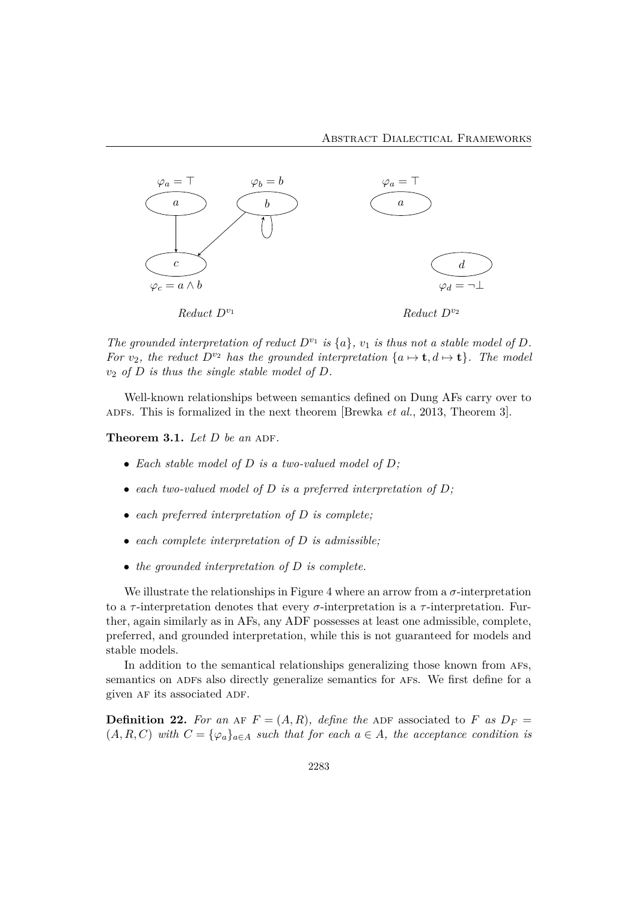$\varphi_a = \top$ $\varphi_b = b$ $\varphi_a = \top$

$a$ $b$ $a$

$c$ $d$

$\varphi_c = a \wedge b$ $\varphi_d = \neg\bot$

*Reduct $D^{v_1}$* *Reduct $D^{v_2}$*

*The grounded interpretation of reduct $D^{v_1}$ is $\{a\}$, $v_1$ is thus not a stable model of $D$. For $v_2$, the reduct $D^{v_2}$ has the grounded interpretation $\{a \mapsto \mathbf{t}, d \mapsto \mathbf{t}\}$. The model $v_2$ of $D$ is thus the single stable model of $D$.*

Well-known relationships between semantics defined on Dung AFs carry over to ADFs. This is formalized in the next theorem [Brewka *et al.*, 2013, Theorem 3].

**Theorem 3.1.** *Let $D$ be an* ADF*.*

- *Each stable model of $D$ is a two-valued model of $D$;*
- *each two-valued model of $D$ is a preferred interpretation of $D$;*
- *each preferred interpretation of $D$ is complete;*
- *each complete interpretation of $D$ is admissible;*
- *the grounded interpretation of $D$ is complete.*

We illustrate the relationships in Figure 4 where an arrow from a $\sigma$-interpretation to a $\tau$-interpretation denotes that every $\sigma$-interpretation is a $\tau$-interpretation. Further, again similarly as in AFs, any ADF possesses at least one admissible, complete, preferred, and grounded interpretation, while this is not guaranteed for models and stable models.

In addition to the semantical relationships generalizing those known from AFs, semantics on ADFs also directly generalize semantics for AFs. We first define for a given AF its associated ADF.

**Definition 22.** *For an* AF *$F = (A, R)$, define the* ADF associated to *$F$ as $D_F = (A, R, C)$ with $C = \{\varphi_a\}_{a \in A}$ such that for each $a \in A$, the acceptance condition is*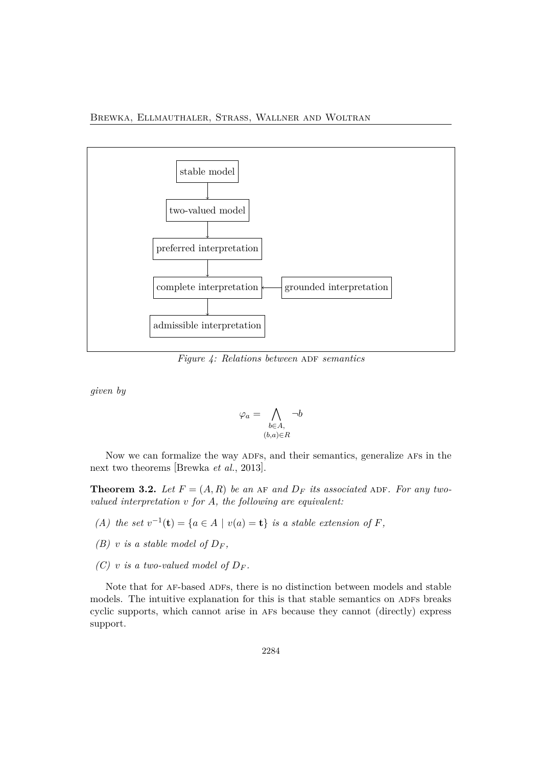Figure 4: Relations between ADF semantics

*given by*

$$\varphi_a = \bigwedge_{\substack{b \in A, \\ (b,a) \in R}} \neg b$$

Now we can formalize the way ADFs, and their semantics, generalize AFs in the next two theorems [Brewka *et al.*, 2013].

**Theorem 3.2.** *Let $F = (A, R)$ be an* AF *and $D_F$ its associated* ADF*. For any two-valued interpretation $v$ for $A$, the following are equivalent:*

*(A) the set $v^{-1}(\mathbf{t}) = \{a \in A \mid v(a) = \mathbf{t}\}$ is a stable extension of $F$,*

*(B) $v$ is a stable model of $D_F$,*

*(C) $v$ is a two-valued model of $D_F$.*

Note that for AF-based ADFs, there is no distinction between models and stable models. The intuitive explanation for this is that stable semantics on ADFs breaks cyclic supports, which cannot arise in AFs because they cannot (directly) express support.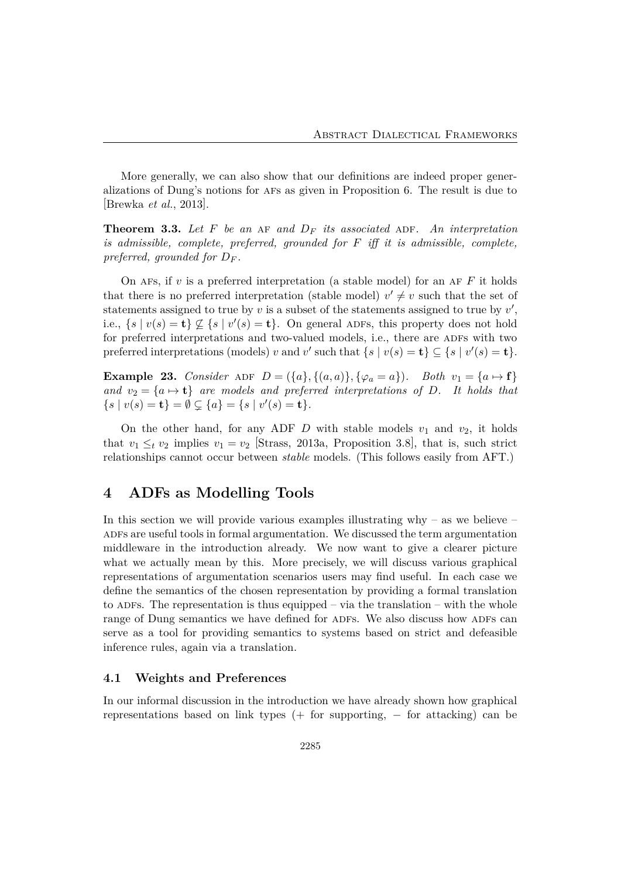More generally, we can also show that our definitions are indeed proper generalizations of Dung's notions for AFs as given in Proposition 6. The result is due to [Brewka *et al.*, 2013].

**Theorem 3.3.** *Let $F$ be an* AF *and $D_F$ its associated* ADF*. An interpretation is admissible, complete, preferred, grounded for $F$ iff it is admissible, complete, preferred, grounded for $D_F$.*

On AFs, if $v$ is a preferred interpretation (a stable model) for an AF $F$ it holds that there is no preferred interpretation (stable model) $v' \neq v$ such that the set of statements assigned to true by $v$ is a subset of the statements assigned to true by $v'$, i.e., $\{s \mid v(s) = \mathbf{t}\} \not\subseteq \{s \mid v'(s) = \mathbf{t}\}$. On general ADFs, this property does not hold for preferred interpretations and two-valued models, i.e., there are ADFs with two preferred interpretations (models) $v$ and $v'$ such that $\{s \mid v(s) = \mathbf{t}\} \subseteq \{s \mid v'(s) = \mathbf{t}\}$.

**Example 23.** *Consider* ADF $D = (\{a\}, \{(a, a)\}, \{\varphi_a = a\})$. *Both $v_1 = \{a \mapsto \mathbf{f}\}$ and $v_2 = \{a \mapsto \mathbf{t}\}$ are models and preferred interpretations of $D$. It holds that $\{s \mid v(s) = \mathbf{t}\} = \emptyset \subsetneq \{a\} = \{s \mid v'(s) = \mathbf{t}\}$.*

On the other hand, for any ADF $D$ with stable models $v_1$ and $v_2$, it holds that $v_1 \leq_t v_2$ implies $v_1 = v_2$ [Strass, 2013a, Proposition 3.8], that is, such strict relationships cannot occur between *stable* models. (This follows easily from AFT.)

# 4 ADFs as Modelling Tools

In this section we will provide various examples illustrating why – as we believe – ADFs are useful tools in formal argumentation. We discussed the term argumentation middleware in the introduction already. We now want to give a clearer picture what we actually mean by this. More precisely, we will discuss various graphical representations of argumentation scenarios users may find useful. In each case we define the semantics of the chosen representation by providing a formal translation to ADFs. The representation is thus equipped – via the translation – with the whole range of Dung semantics we have defined for ADFs. We also discuss how ADFs can serve as a tool for providing semantics to systems based on strict and defeasible inference rules, again via a translation.

## 4.1 Weights and Preferences

In our informal discussion in the introduction we have already shown how graphical representations based on link types (+ for supporting, − for attacking) can be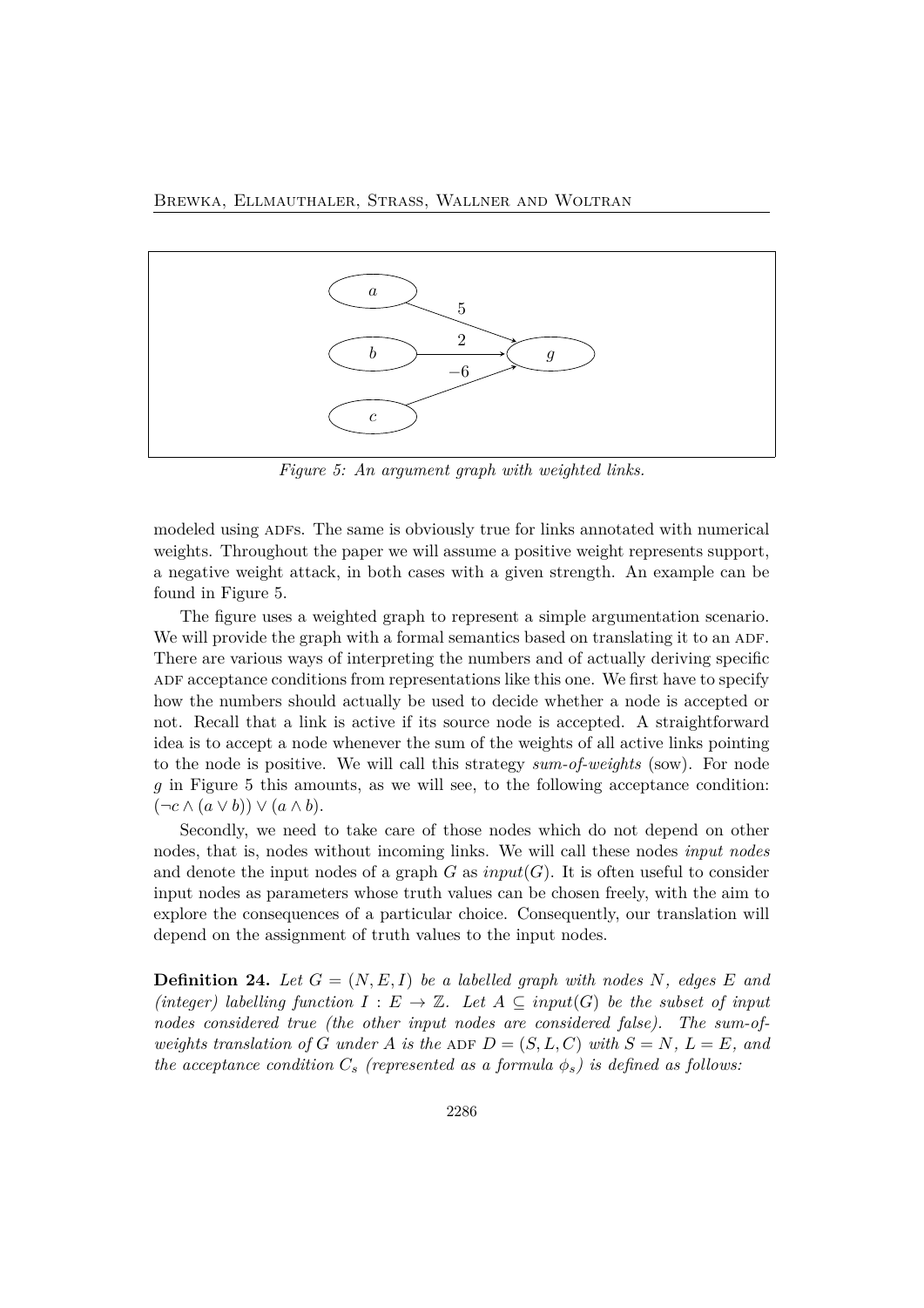Figure 5: An argument graph with weighted links.

modeled using ADFs. The same is obviously true for links annotated with numerical weights. Throughout the paper we will assume a positive weight represents support, a negative weight attack, in both cases with a given strength. An example can be found in Figure 5.

The figure uses a weighted graph to represent a simple argumentation scenario. We will provide the graph with a formal semantics based on translating it to an ADF. There are various ways of interpreting the numbers and of actually deriving specific ADF acceptance conditions from representations like this one. We first have to specify how the numbers should actually be used to decide whether a node is accepted or not. Recall that a link is active if its source node is accepted. A straightforward idea is to accept a node whenever the sum of the weights of all active links pointing to the node is positive. We will call this strategy *sum-of-weights* (sow). For node $g$ in Figure 5 this amounts, as we will see, to the following acceptance condition: $(\neg c \wedge (a \vee b)) \vee (a \wedge b)$.

Secondly, we need to take care of those nodes which do not depend on other nodes, that is, nodes without incoming links. We will call these nodes *input nodes* and denote the input nodes of a graph $G$ as $input(G)$. It is often useful to consider input nodes as parameters whose truth values can be chosen freely, with the aim to explore the consequences of a particular choice. Consequently, our translation will depend on the assignment of truth values to the input nodes.

**Definition 24.** *Let $G = (N, E, I)$ be a labelled graph with nodes $N$, edges $E$ and (integer) labelling function $I : E \to \mathbb{Z}$. Let $A \subseteq input(G)$ be the subset of input nodes considered true (the other input nodes are considered false). The sum-of-weights translation of $G$ under $A$ is the ADF $D = (S, L, C)$ with $S = N$, $L = E$, and the acceptance condition $C_s$ (represented as a formula $\phi_s$) is defined as follows:*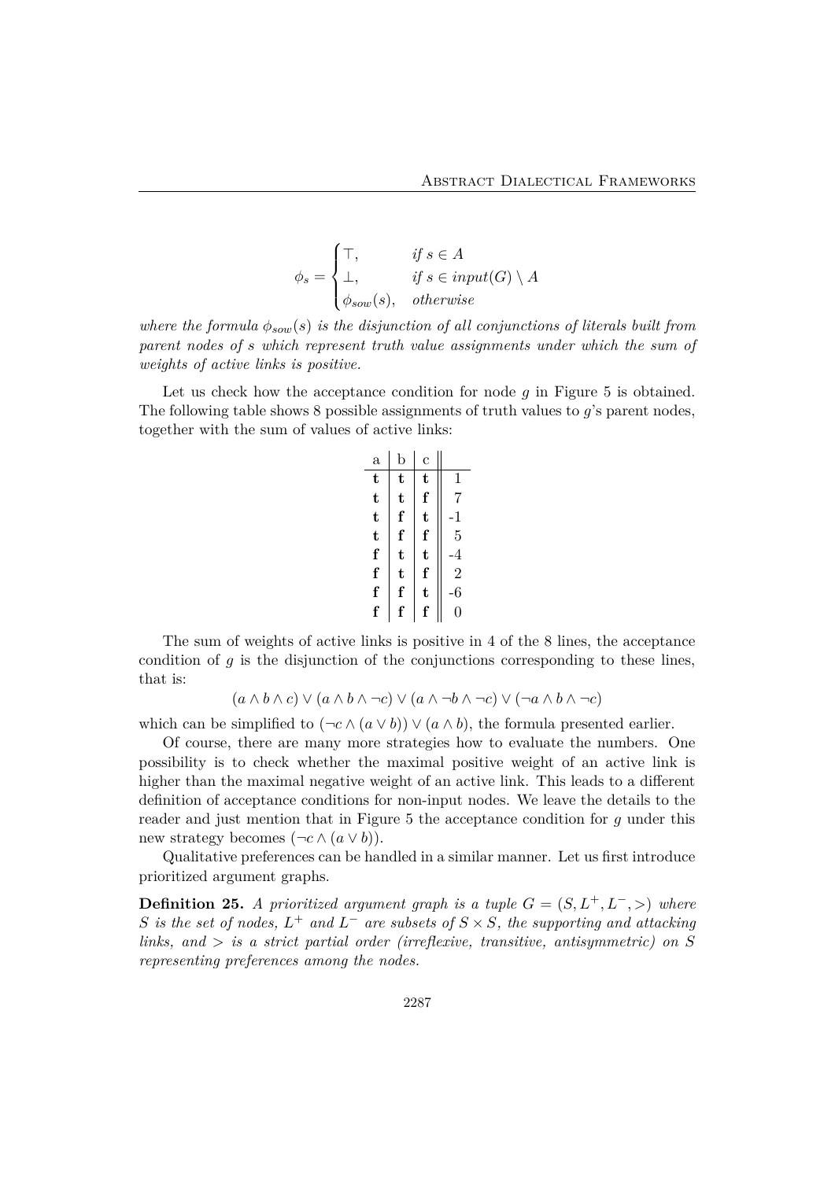$$\phi_s = \begin{cases} \top, & \text{if } s \in A \\ \bot, & \text{if } s \in input(G) \setminus A \\ \phi_{sow}(s), & \text{otherwise} \end{cases}$$

*where the formula $\phi_{sow}(s)$ is the disjunction of all conjunctions of literals built from parent nodes of $s$ which represent truth value assignments under which the sum of weights of active links is positive.*

Let us check how the acceptance condition for node $g$ in Figure 5 is obtained. The following table shows 8 possible assignments of truth values to $g$'s parent nodes, together with the sum of values of active links:

| a | b | c | |
|---|---|---|---|
| **t** | **t** | **t** | 1 |
| **t** | **t** | **f** | 7 |
| **t** | **f** | **t** | -1 |
| **t** | **f** | **f** | 5 |
| **f** | **t** | **t** | -4 |
| **f** | **t** | **f** | 2 |
| **f** | **f** | **t** | -6 |
| **f** | **f** | **f** | 0 |

The sum of weights of active links is positive in 4 of the 8 lines, the acceptance condition of $g$ is the disjunction of the conjunctions corresponding to these lines, that is:

$$(a \wedge b \wedge c) \vee (a \wedge b \wedge \neg c) \vee (a \wedge \neg b \wedge \neg c) \vee (\neg a \wedge b \wedge \neg c)$$

which can be simplified to $(\neg c \wedge (a \vee b)) \vee (a \wedge b)$, the formula presented earlier.

Of course, there are many more strategies how to evaluate the numbers. One possibility is to check whether the maximal positive weight of an active link is higher than the maximal negative weight of an active link. This leads to a different definition of acceptance conditions for non-input nodes. We leave the details to the reader and just mention that in Figure 5 the acceptance condition for $g$ under this new strategy becomes $(\neg c \wedge (a \vee b))$.

Qualitative preferences can be handled in a similar manner. Let us first introduce prioritized argument graphs.

**Definition 25.** *A prioritized argument graph is a tuple $G = (S, L^+, L^-, >)$ where $S$ is the set of nodes, $L^+$ and $L^-$ are subsets of $S \times S$, the supporting and attacking links, and $>$ is a strict partial order (irreflexive, transitive, antisymmetric) on $S$ representing preferences among the nodes.*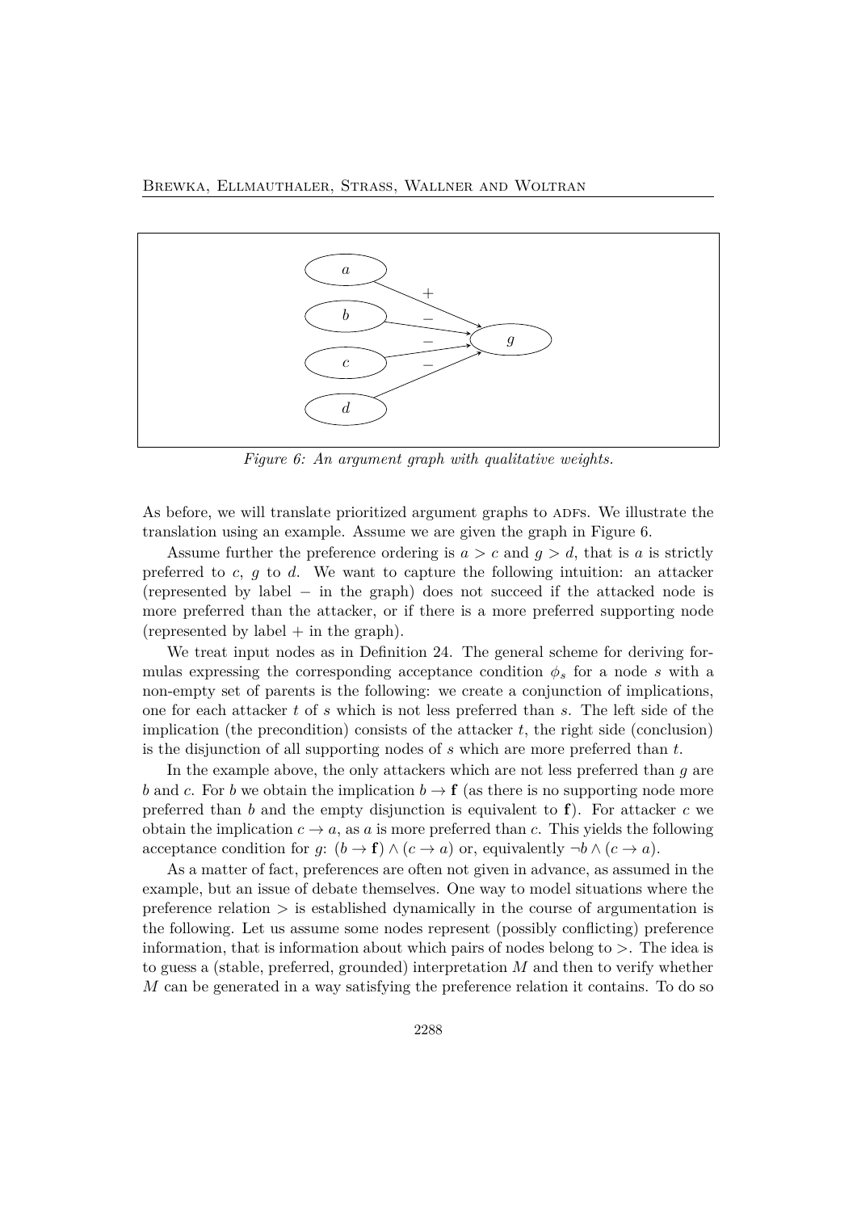*Figure 6: An argument graph with qualitative weights.*

As before, we will translate prioritized argument graphs to ADFs. We illustrate the translation using an example. Assume we are given the graph in Figure 6.

Assume further the preference ordering is $a > c$ and $g > d$, that is $a$ is strictly preferred to $c$, $g$ to $d$. We want to capture the following intuition: an attacker (represented by label $-$ in the graph) does not succeed if the attacked node is more preferred than the attacker, or if there is a more preferred supporting node (represented by label $+$ in the graph).

We treat input nodes as in Definition 24. The general scheme for deriving formulas expressing the corresponding acceptance condition $\phi_s$ for a node $s$ with a non-empty set of parents is the following: we create a conjunction of implications, one for each attacker $t$ of $s$ which is not less preferred than $s$. The left side of the implication (the precondition) consists of the attacker $t$, the right side (conclusion) is the disjunction of all supporting nodes of $s$ which are more preferred than $t$.

In the example above, the only attackers which are not less preferred than $g$ are $b$ and $c$. For $b$ we obtain the implication $b \to \mathbf{f}$ (as there is no supporting node more preferred than $b$ and the empty disjunction is equivalent to $\mathbf{f}$). For attacker $c$ we obtain the implication $c \to a$, as $a$ is more preferred than $c$. This yields the following acceptance condition for $g$: $(b \to \mathbf{f}) \wedge (c \to a)$ or, equivalently $\neg b \wedge (c \to a)$.

As a matter of fact, preferences are often not given in advance, as assumed in the example, but an issue of debate themselves. One way to model situations where the preference relation $>$ is established dynamically in the course of argumentation is the following. Let us assume some nodes represent (possibly conflicting) preference information, that is information about which pairs of nodes belong to $>$. The idea is to guess a (stable, preferred, grounded) interpretation $M$ and then to verify whether $M$ can be generated in a way satisfying the preference relation it contains. To do so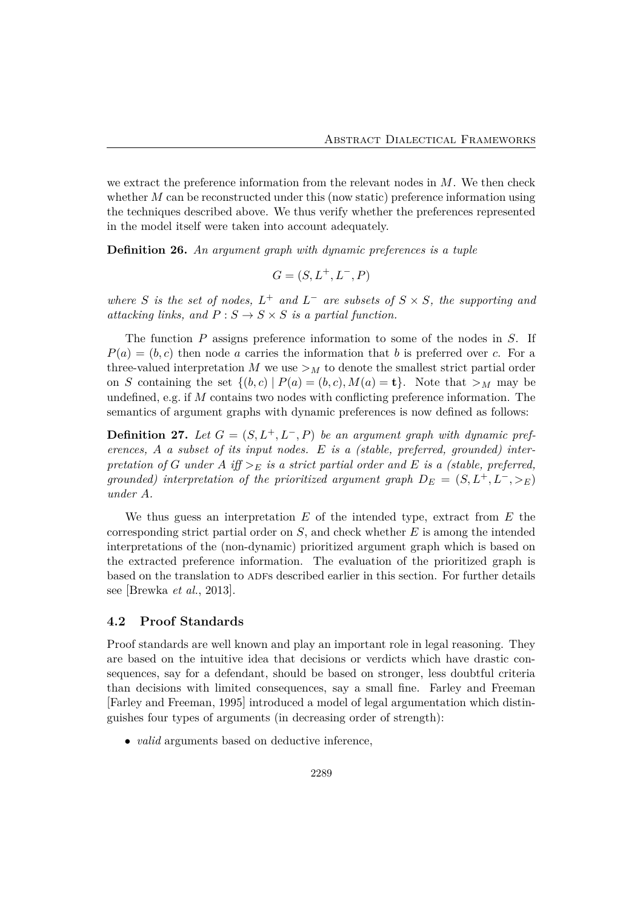we extract the preference information from the relevant nodes in $M$. We then check whether $M$ can be reconstructed under this (now static) preference information using the techniques described above. We thus verify whether the preferences represented in the model itself were taken into account adequately.

**Definition 26.** *An argument graph with dynamic preferences is a tuple*

$$G = (S, L^+, L^-, P)$$

*where $S$ is the set of nodes, $L^+$ and $L^-$ are subsets of $S \times S$, the supporting and attacking links, and $P : S \to S \times S$ is a partial function.*

The function $P$ assigns preference information to some of the nodes in $S$. If $P(a) = (b, c)$ then node $a$ carries the information that $b$ is preferred over $c$. For a three-valued interpretation $M$ we use $>_M$ to denote the smallest strict partial order on $S$ containing the set $\{(b, c) \mid P(a) = (b, c), M(a) = \mathbf{t}\}$. Note that $>_M$ may be undefined, e.g. if $M$ contains two nodes with conflicting preference information. The semantics of argument graphs with dynamic preferences is now defined as follows:

**Definition 27.** *Let $G = (S, L^+, L^-, P)$ be an argument graph with dynamic preferences, $A$ a subset of its input nodes. $E$ is a (stable, preferred, grounded) interpretation of $G$ under $A$ iff $>_E$ is a strict partial order and $E$ is a (stable, preferred, grounded) interpretation of the prioritized argument graph $D_E = (S, L^+, L^-, >_E)$ under $A$.*

We thus guess an interpretation $E$ of the intended type, extract from $E$ the corresponding strict partial order on $S$, and check whether $E$ is among the intended interpretations of the (non-dynamic) prioritized argument graph which is based on the extracted preference information. The evaluation of the prioritized graph is based on the translation to ADFs described earlier in this section. For further details see [Brewka *et al.*, 2013].

## 4.2 Proof Standards

Proof standards are well known and play an important role in legal reasoning. They are based on the intuitive idea that decisions or verdicts which have drastic consequences, say for a defendant, should be based on stronger, less doubtful criteria than decisions with limited consequences, say a small fine. Farley and Freeman [Farley and Freeman, 1995] introduced a model of legal argumentation which distinguishes four types of arguments (in decreasing order of strength):

- *valid* arguments based on deductive inference,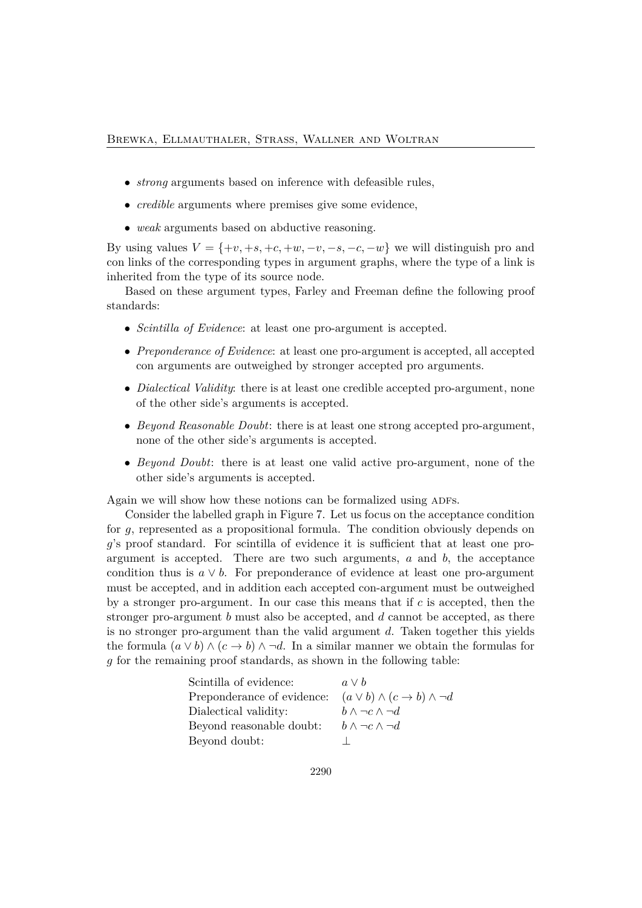- *strong* arguments based on inference with defeasible rules,
- *credible* arguments where premises give some evidence,
- *weak* arguments based on abductive reasoning.

By using values $V = \{+v, +s, +c, +w, -v, -s, -c, -w\}$ we will distinguish pro and con links of the corresponding types in argument graphs, where the type of a link is inherited from the type of its source node.

Based on these argument types, Farley and Freeman define the following proof standards:

- *Scintilla of Evidence*: at least one pro-argument is accepted.
- *Preponderance of Evidence*: at least one pro-argument is accepted, all accepted con arguments are outweighed by stronger accepted pro arguments.
- *Dialectical Validity*: there is at least one credible accepted pro-argument, none of the other side's arguments is accepted.
- *Beyond Reasonable Doubt*: there is at least one strong accepted pro-argument, none of the other side's arguments is accepted.
- *Beyond Doubt*: there is at least one valid active pro-argument, none of the other side's arguments is accepted.

Again we will show how these notions can be formalized using ADFs.

Consider the labelled graph in Figure 7. Let us focus on the acceptance condition for $g$, represented as a propositional formula. The condition obviously depends on $g$'s proof standard. For scintilla of evidence it is sufficient that at least one pro-argument is accepted. There are two such arguments, $a$ and $b$, the acceptance condition thus is $a \vee b$. For preponderance of evidence at least one pro-argument must be accepted, and in addition each accepted con-argument must be outweighed by a stronger pro-argument. In our case this means that if $c$ is accepted, then the stronger pro-argument $b$ must also be accepted, and $d$ cannot be accepted, as there is no stronger pro-argument than the valid argument $d$. Taken together this yields the formula $(a \vee b) \wedge (c \rightarrow b) \wedge \neg d$. In a similar manner we obtain the formulas for $g$ for the remaining proof standards, as shown in the following table:

| | |
|---|---|
| Scintilla of evidence: | $a \vee b$ |
| Preponderance of evidence: | $(a \vee b) \wedge (c \rightarrow b) \wedge \neg d$ |
| Dialectical validity: | $b \wedge \neg c \wedge \neg d$ |
| Beyond reasonable doubt: | $b \wedge \neg c \wedge \neg d$ |
| Beyond doubt: | $\bot$ |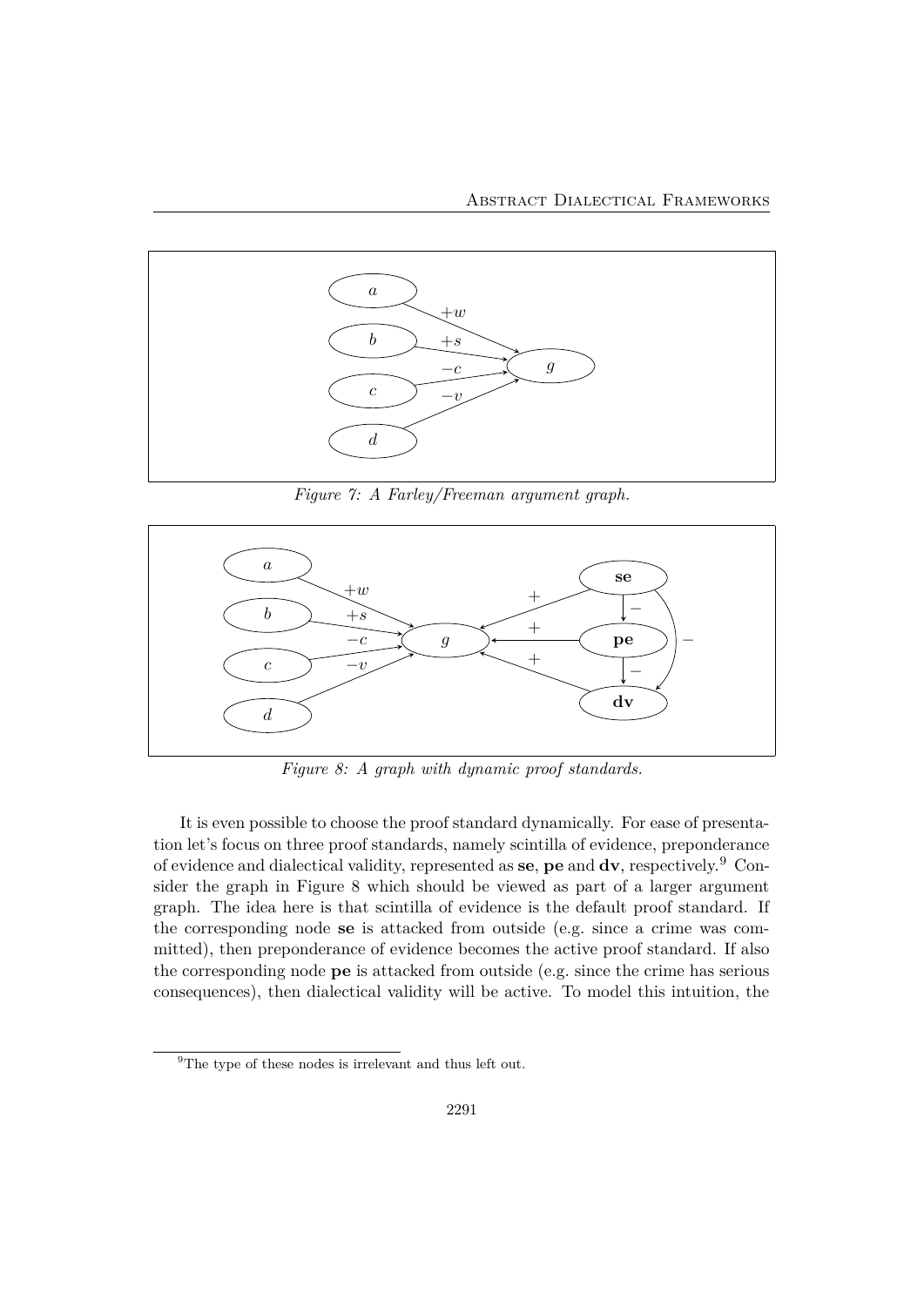Figure 7: A Farley/Freeman argument graph.

Figure 8: A graph with dynamic proof standards.

It is even possible to choose the proof standard dynamically. For ease of presentation let's focus on three proof standards, namely scintilla of evidence, preponderance of evidence and dialectical validity, represented as **se**, **pe** and **dv**, respectively.[9] Consider the graph in Figure 8 which should be viewed as part of a larger argument graph. The idea here is that scintilla of evidence is the default proof standard. If the corresponding node **se** is attacked from outside (e.g. since a crime was committed), then preponderance of evidence becomes the active proof standard. If also the corresponding node **pe** is attacked from outside (e.g. since the crime has serious consequences), then dialectical validity will be active. To model this intuition, the

[9] The type of these nodes is irrelevant and thus left out.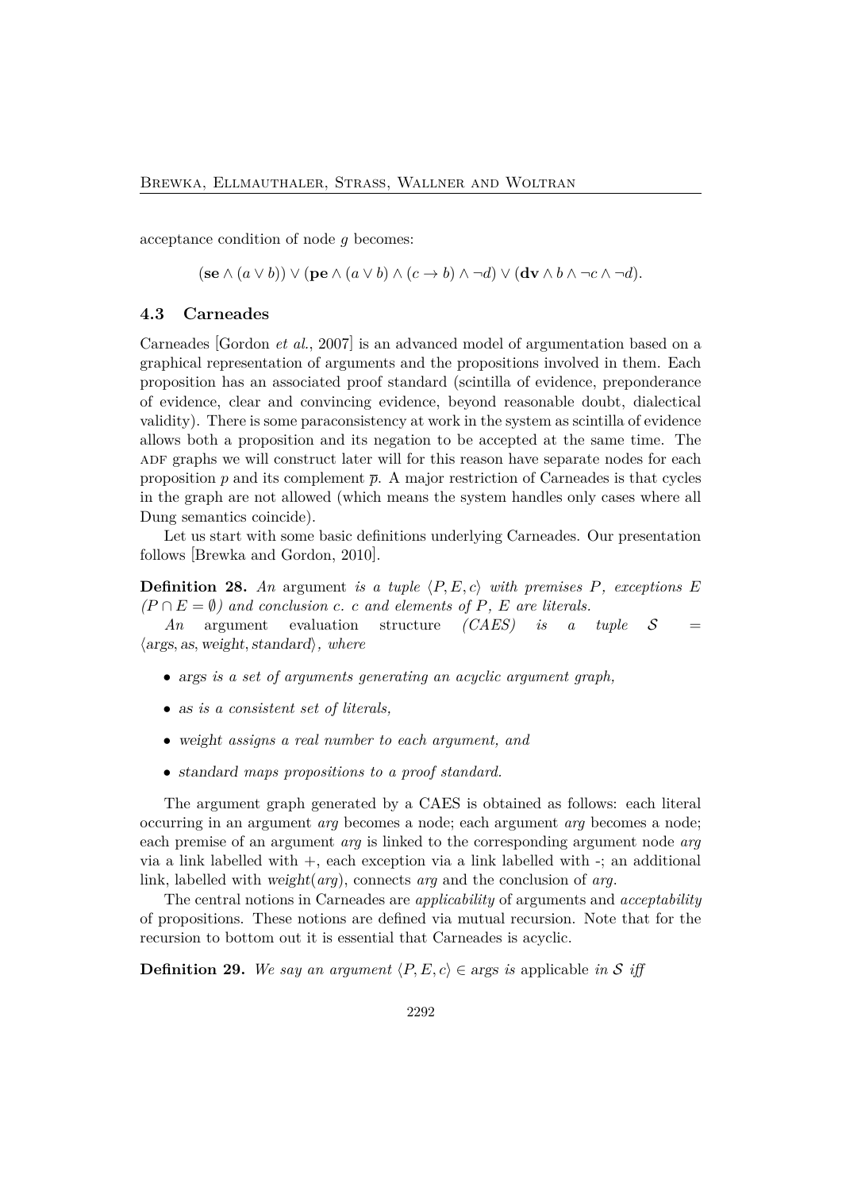acceptance condition of node $g$ becomes:

$$(\mathbf{se} \wedge (a \vee b)) \vee (\mathbf{pe} \wedge (a \vee b) \wedge (c \rightarrow b) \wedge \neg d) \vee (\mathbf{dv} \wedge b \wedge \neg c \wedge \neg d).$$

### 4.3 Carneades

Carneades [Gordon *et al.*, 2007] is an advanced model of argumentation based on a graphical representation of arguments and the propositions involved in them. Each proposition has an associated proof standard (scintilla of evidence, preponderance of evidence, clear and convincing evidence, beyond reasonable doubt, dialectical validity). There is some paraconsistency at work in the system as scintilla of evidence allows both a proposition and its negation to be accepted at the same time. The ADF graphs we will construct later will for this reason have separate nodes for each proposition $p$ and its complement $\overline{p}$. A major restriction of Carneades is that cycles in the graph are not allowed (which means the system handles only cases where all Dung semantics coincide).

Let us start with some basic definitions underlying Carneades. Our presentation follows [Brewka and Gordon, 2010].

**Definition 28.** *An* argument *is a tuple $\langle P, E, c\rangle$ with premises $P$, exceptions $E$ ($P \cap E = \emptyset$) and conclusion $c$. $c$ and elements of $P$, $E$ are literals.*

*An* argument evaluation structure *(CAES) is a tuple $\mathcal{S} = \langle \mathit{args}, \mathit{as}, \mathit{weight}, \mathit{standard}\rangle$, where*

- *$\mathit{args}$ is a set of arguments generating an acyclic argument graph,*
- *$\mathit{as}$ is a consistent set of literals,*
- *$\mathit{weight}$ assigns a real number to each argument, and*
- *$\mathit{standard}$ maps propositions to a proof standard.*

The argument graph generated by a CAES is obtained as follows: each literal occurring in an argument *arg* becomes a node; each argument *arg* becomes a node; each premise of an argument *arg* is linked to the corresponding argument node *arg* via a link labelled with +, each exception via a link labelled with -; an additional link, labelled with $\mathit{weight}(\mathit{arg})$, connects *arg* and the conclusion of *arg*.

The central notions in Carneades are *applicability* of arguments and *acceptability* of propositions. These notions are defined via mutual recursion. Note that for the recursion to bottom out it is essential that Carneades is acyclic.

**Definition 29.** *We say an argument $\langle P, E, c\rangle \in \mathit{args}$ is* applicable *in $\mathcal{S}$ iff*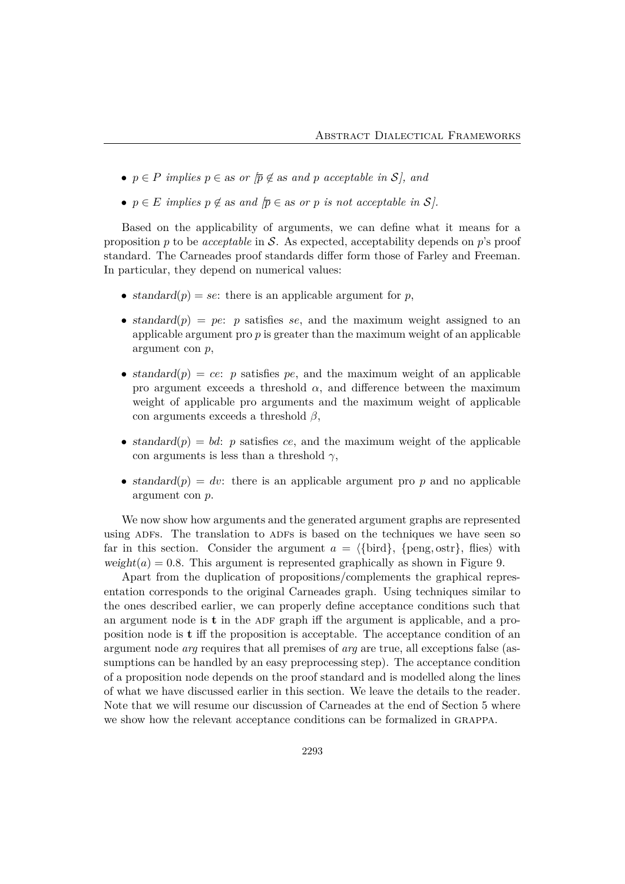- $p \in P$ *implies* $p \in as$ *or* [$\overline{p} \notin as$ *and* $p$ *acceptable in* $\mathcal{S}$], *and*
- $p \in E$ *implies* $p \notin as$ *and* [$\overline{p} \in as$ *or* $p$ *is not acceptable in* $\mathcal{S}$].

Based on the applicability of arguments, we can define what it means for a proposition $p$ to be *acceptable* in $\mathcal{S}$. As expected, acceptability depends on $p$'s proof standard. The Carneades proof standards differ form those of Farley and Freeman. In particular, they depend on numerical values:

- $standard(p) = se$: there is an applicable argument for $p$,
- $standard(p) = pe$: $p$ satisfies $se$, and the maximum weight assigned to an applicable argument pro $p$ is greater than the maximum weight of an applicable argument con $p$,
- $standard(p) = ce$: $p$ satisfies $pe$, and the maximum weight of an applicable pro argument exceeds a threshold $\alpha$, and difference between the maximum weight of applicable pro arguments and the maximum weight of applicable con arguments exceeds a threshold $\beta$,
- $standard(p) = bd$: $p$ satisfies $ce$, and the maximum weight of the applicable con arguments is less than a threshold $\gamma$,
- $standard(p) = dv$: there is an applicable argument pro $p$ and no applicable argument con $p$.

We now show how arguments and the generated argument graphs are represented using ADFs. The translation to ADFs is based on the techniques we have seen so far in this section. Consider the argument $a = \langle\{\text{bird}\}, \{\text{peng}, \text{ostr}\}, \text{flies}\rangle$ with $weight(a) = 0.8$. This argument is represented graphically as shown in Figure 9.

Apart from the duplication of propositions/complements the graphical representation corresponds to the original Carneades graph. Using techniques similar to the ones described earlier, we can properly define acceptance conditions such that an argument node is $\mathbf{t}$ in the ADF graph iff the argument is applicable, and a proposition node is $\mathbf{t}$ iff the proposition is acceptable. The acceptance condition of an argument node *arg* requires that all premises of *arg* are true, all exceptions false (assumptions can be handled by an easy preprocessing step). The acceptance condition of a proposition node depends on the proof standard and is modelled along the lines of what we have discussed earlier in this section. We leave the details to the reader. Note that we will resume our discussion of Carneades at the end of Section 5 where we show how the relevant acceptance conditions can be formalized in GRAPPA.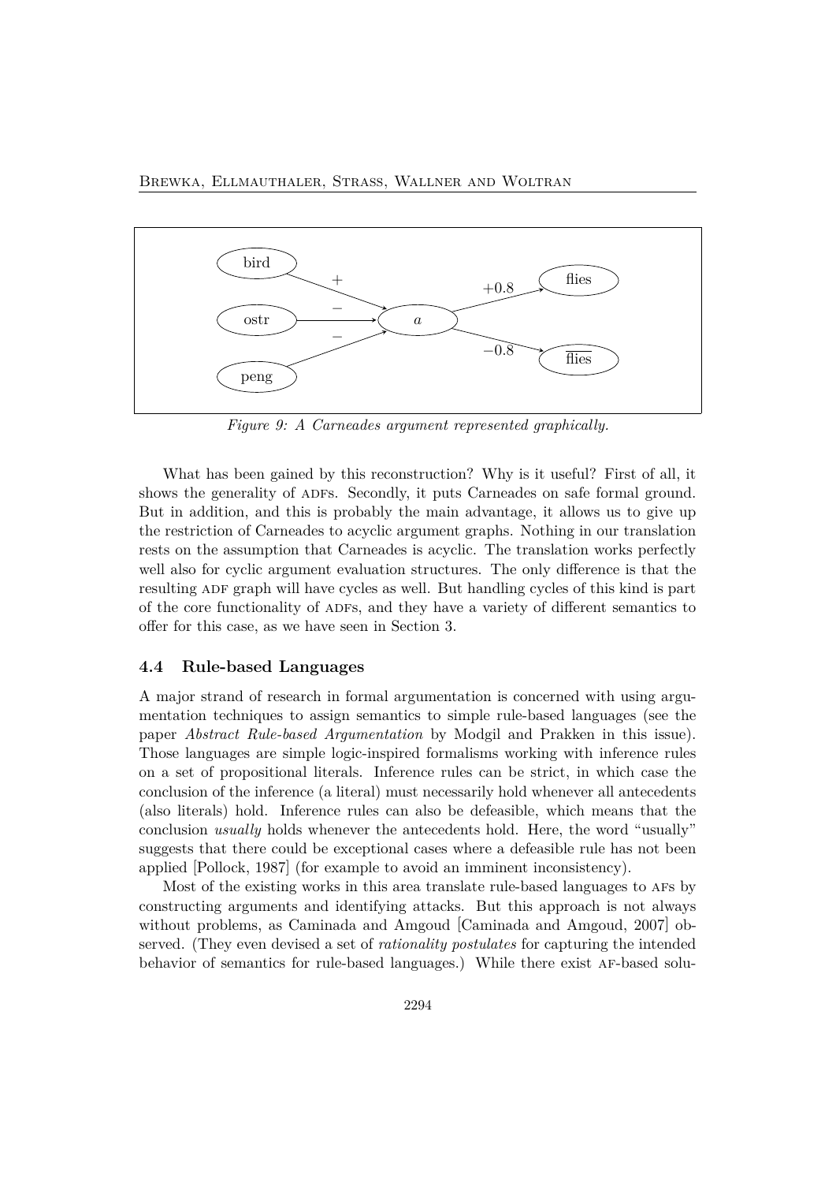*Figure 9: A Carneades argument represented graphically.*

What has been gained by this reconstruction? Why is it useful? First of all, it shows the generality of ADFs. Secondly, it puts Carneades on safe formal ground. But in addition, and this is probably the main advantage, it allows us to give up the restriction of Carneades to acyclic argument graphs. Nothing in our translation rests on the assumption that Carneades is acyclic. The translation works perfectly well also for cyclic argument evaluation structures. The only difference is that the resulting ADF graph will have cycles as well. But handling cycles of this kind is part of the core functionality of ADFs, and they have a variety of different semantics to offer for this case, as we have seen in Section 3.

### 4.4 Rule-based Languages

A major strand of research in formal argumentation is concerned with using argumentation techniques to assign semantics to simple rule-based languages (see the paper *Abstract Rule-based Argumentation* by Modgil and Prakken in this issue). Those languages are simple logic-inspired formalisms working with inference rules on a set of propositional literals. Inference rules can be strict, in which case the conclusion of the inference (a literal) must necessarily hold whenever all antecedents (also literals) hold. Inference rules can also be defeasible, which means that the conclusion *usually* holds whenever the antecedents hold. Here, the word "usually" suggests that there could be exceptional cases where a defeasible rule has not been applied [Pollock, 1987] (for example to avoid an imminent inconsistency).

Most of the existing works in this area translate rule-based languages to AFs by constructing arguments and identifying attacks. But this approach is not always without problems, as Caminada and Amgoud [Caminada and Amgoud, 2007] observed. (They even devised a set of *rationality postulates* for capturing the intended behavior of semantics for rule-based languages.) While there exist AF-based solu-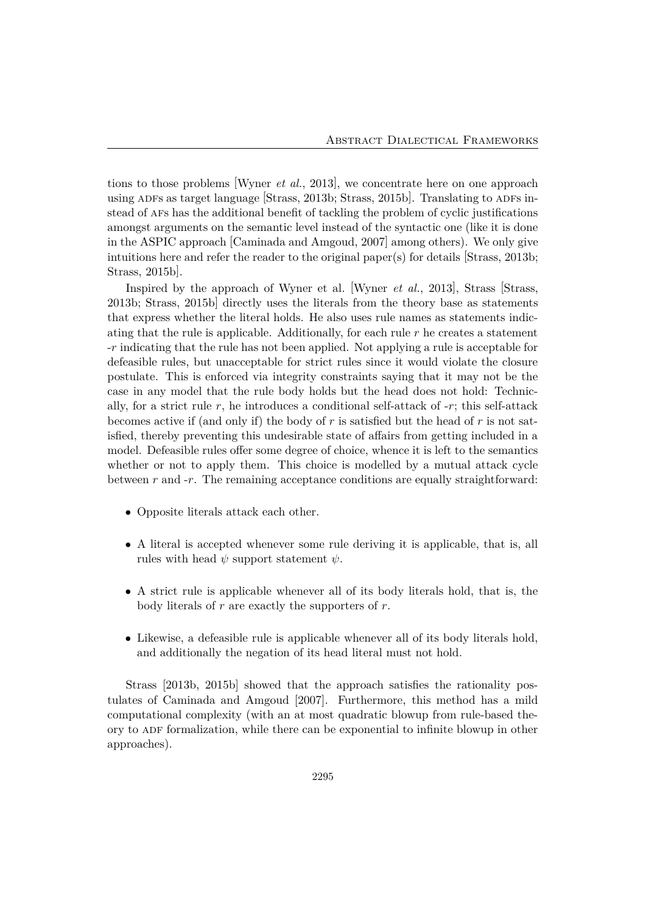tions to those problems [Wyner *et al.*, 2013], we concentrate here on one approach using ADFs as target language [Strass, 2013b; Strass, 2015b]. Translating to ADFs instead of AFs has the additional benefit of tackling the problem of cyclic justifications amongst arguments on the semantic level instead of the syntactic one (like it is done in the ASPIC approach [Caminada and Amgoud, 2007] among others). We only give intuitions here and refer the reader to the original paper(s) for details [Strass, 2013b; Strass, 2015b].

Inspired by the approach of Wyner et al. [Wyner *et al.*, 2013], Strass [Strass, 2013b; Strass, 2015b] directly uses the literals from the theory base as statements that express whether the literal holds. He also uses rule names as statements indicating that the rule is applicable. Additionally, for each rule $r$ he creates a statement $\text{-}r$ indicating that the rule has not been applied. Not applying a rule is acceptable for defeasible rules, but unacceptable for strict rules since it would violate the closure postulate. This is enforced via integrity constraints saying that it may not be the case in any model that the rule body holds but the head does not hold: Technically, for a strict rule $r$, he introduces a conditional self-attack of $\text{-}r$; this self-attack becomes active if (and only if) the body of $r$ is satisfied but the head of $r$ is not satisfied, thereby preventing this undesirable state of affairs from getting included in a model. Defeasible rules offer some degree of choice, whence it is left to the semantics whether or not to apply them. This choice is modelled by a mutual attack cycle between $r$ and $\text{-}r$. The remaining acceptance conditions are equally straightforward:

- Opposite literals attack each other.
- A literal is accepted whenever some rule deriving it is applicable, that is, all rules with head $\psi$ support statement $\psi$.
- A strict rule is applicable whenever all of its body literals hold, that is, the body literals of $r$ are exactly the supporters of $r$.
- Likewise, a defeasible rule is applicable whenever all of its body literals hold, and additionally the negation of its head literal must not hold.

Strass [2013b, 2015b] showed that the approach satisfies the rationality postulates of Caminada and Amgoud [2007]. Furthermore, this method has a mild computational complexity (with an at most quadratic blowup from rule-based theory to ADF formalization, while there can be exponential to infinite blowup in other approaches).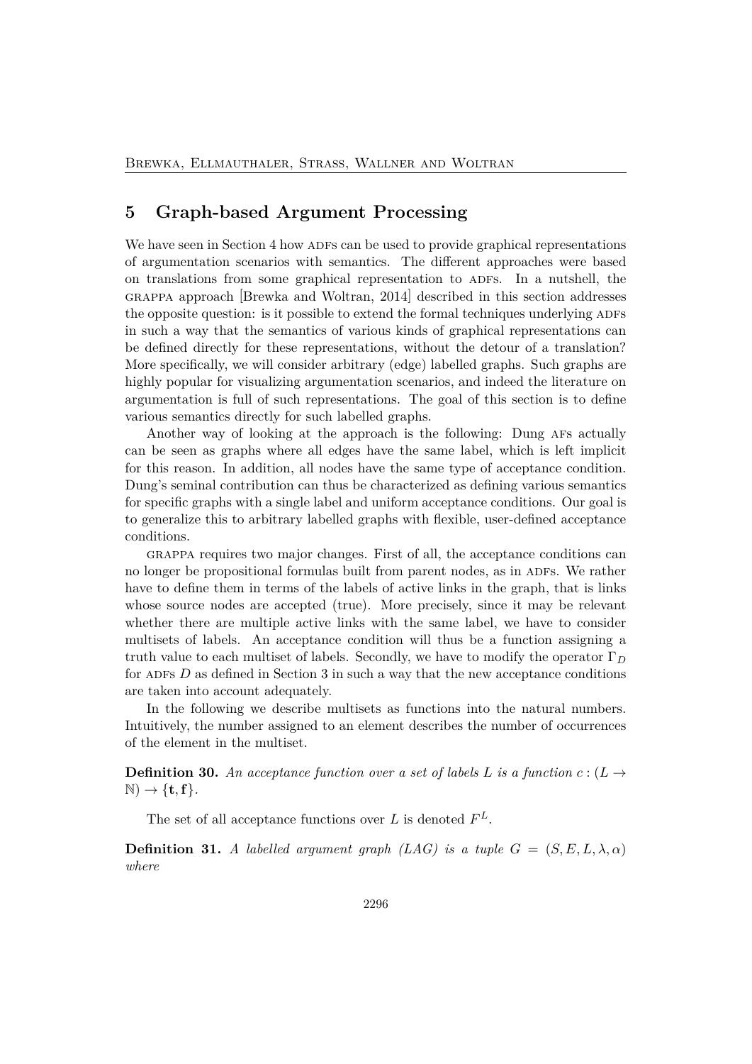## 5 Graph-based Argument Processing

We have seen in Section 4 how ADFs can be used to provide graphical representations of argumentation scenarios with semantics. The different approaches were based on translations from some graphical representation to ADFs. In a nutshell, the GRAPPA approach [Brewka and Woltran, 2014] described in this section addresses the opposite question: is it possible to extend the formal techniques underlying ADFs in such a way that the semantics of various kinds of graphical representations can be defined directly for these representations, without the detour of a translation? More specifically, we will consider arbitrary (edge) labelled graphs. Such graphs are highly popular for visualizing argumentation scenarios, and indeed the literature on argumentation is full of such representations. The goal of this section is to define various semantics directly for such labelled graphs.

Another way of looking at the approach is the following: Dung AFs actually can be seen as graphs where all edges have the same label, which is left implicit for this reason. In addition, all nodes have the same type of acceptance condition. Dung's seminal contribution can thus be characterized as defining various semantics for specific graphs with a single label and uniform acceptance conditions. Our goal is to generalize this to arbitrary labelled graphs with flexible, user-defined acceptance conditions.

GRAPPA requires two major changes. First of all, the acceptance conditions can no longer be propositional formulas built from parent nodes, as in ADFs. We rather have to define them in terms of the labels of active links in the graph, that is links whose source nodes are accepted (true). More precisely, since it may be relevant whether there are multiple active links with the same label, we have to consider multisets of labels. An acceptance condition will thus be a function assigning a truth value to each multiset of labels. Secondly, we have to modify the operator $\Gamma_D$ for ADFs $D$ as defined in Section 3 in such a way that the new acceptance conditions are taken into account adequately.

In the following we describe multisets as functions into the natural numbers. Intuitively, the number assigned to an element describes the number of occurrences of the element in the multiset.

**Definition 30.** *An acceptance function over a set of labels $L$ is a function $c : (L \to \mathbb{N}) \to \{\mathbf{t}, \mathbf{f}\}$.*

The set of all acceptance functions over $L$ is denoted $F^L$.

**Definition 31.** *A labelled argument graph (LAG) is a tuple $G = (S, E, L, \lambda, \alpha)$ where*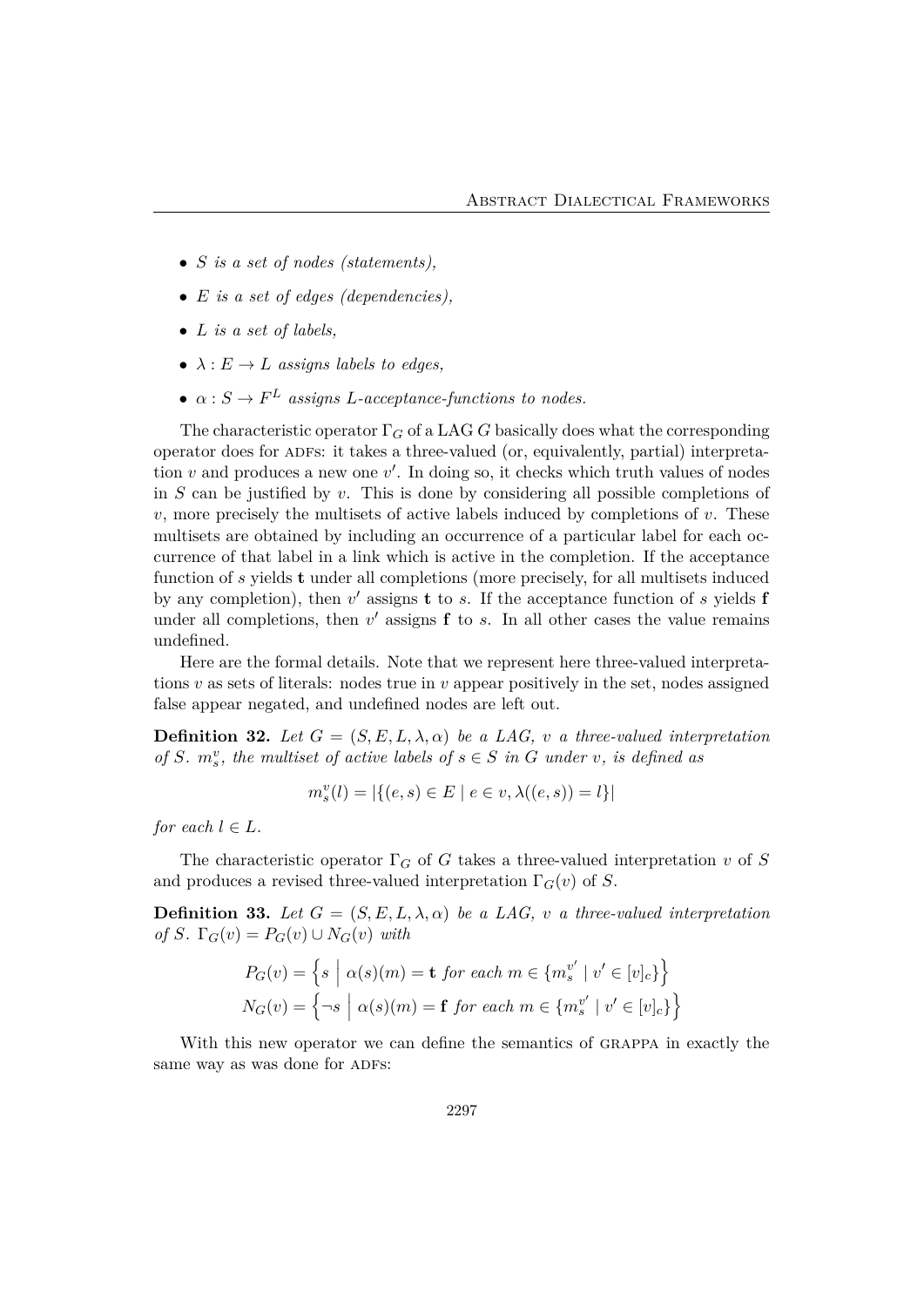- $S$ is a set of nodes (statements),
- $E$ is a set of edges (dependencies),
- $L$ is a set of labels,
- $\lambda : E \to L$ assigns labels to edges,
- $\alpha : S \to F^L$ assigns $L$-acceptance-functions to nodes.

The characteristic operator $\Gamma_G$ of a LAG $G$ basically does what the corresponding operator does for ADFs: it takes a three-valued (or, equivalently, partial) interpretation $v$ and produces a new one $v'$. In doing so, it checks which truth values of nodes in $S$ can be justified by $v$. This is done by considering all possible completions of $v$, more precisely the multisets of active labels induced by completions of $v$. These multisets are obtained by including an occurrence of a particular label for each occurrence of that label in a link which is active in the completion. If the acceptance function of $s$ yields $\mathbf{t}$ under all completions (more precisely, for all multisets induced by any completion), then $v'$ assigns $\mathbf{t}$ to $s$. If the acceptance function of $s$ yields $\mathbf{f}$ under all completions, then $v'$ assigns $\mathbf{f}$ to $s$. In all other cases the value remains undefined.

Here are the formal details. Note that we represent here three-valued interpretations $v$ as sets of literals: nodes true in $v$ appear positively in the set, nodes assigned false appear negated, and undefined nodes are left out.

**Definition 32.** *Let $G = (S, E, L, \lambda, \alpha)$ be a LAG, $v$ a three-valued interpretation of $S$. $m_s^v$, the multiset of active labels of $s \in S$ in $G$ under $v$, is defined as*

$$m_s^v(l) = |\{(e, s) \in E \mid e \in v, \lambda((e, s)) = l\}|$$

*for each $l \in L$.*

The characteristic operator $\Gamma_G$ of $G$ takes a three-valued interpretation $v$ of $S$ and produces a revised three-valued interpretation $\Gamma_G(v)$ of $S$.

**Definition 33.** *Let $G = (S, E, L, \lambda, \alpha)$ be a LAG, $v$ a three-valued interpretation of $S$. $\Gamma_G(v) = P_G(v) \cup N_G(v)$ with*

$$P_G(v) = \left\{ s \;\middle|\; \alpha(s)(m) = \mathbf{t} \text{ for each } m \in \{m_s^{v'} \mid v' \in [v]_c\} \right\}$$
$$N_G(v) = \left\{ \neg s \;\middle|\; \alpha(s)(m) = \mathbf{f} \text{ for each } m \in \{m_s^{v'} \mid v' \in [v]_c\} \right\}$$

With this new operator we can define the semantics of GRAPPA in exactly the same way as was done for ADFs: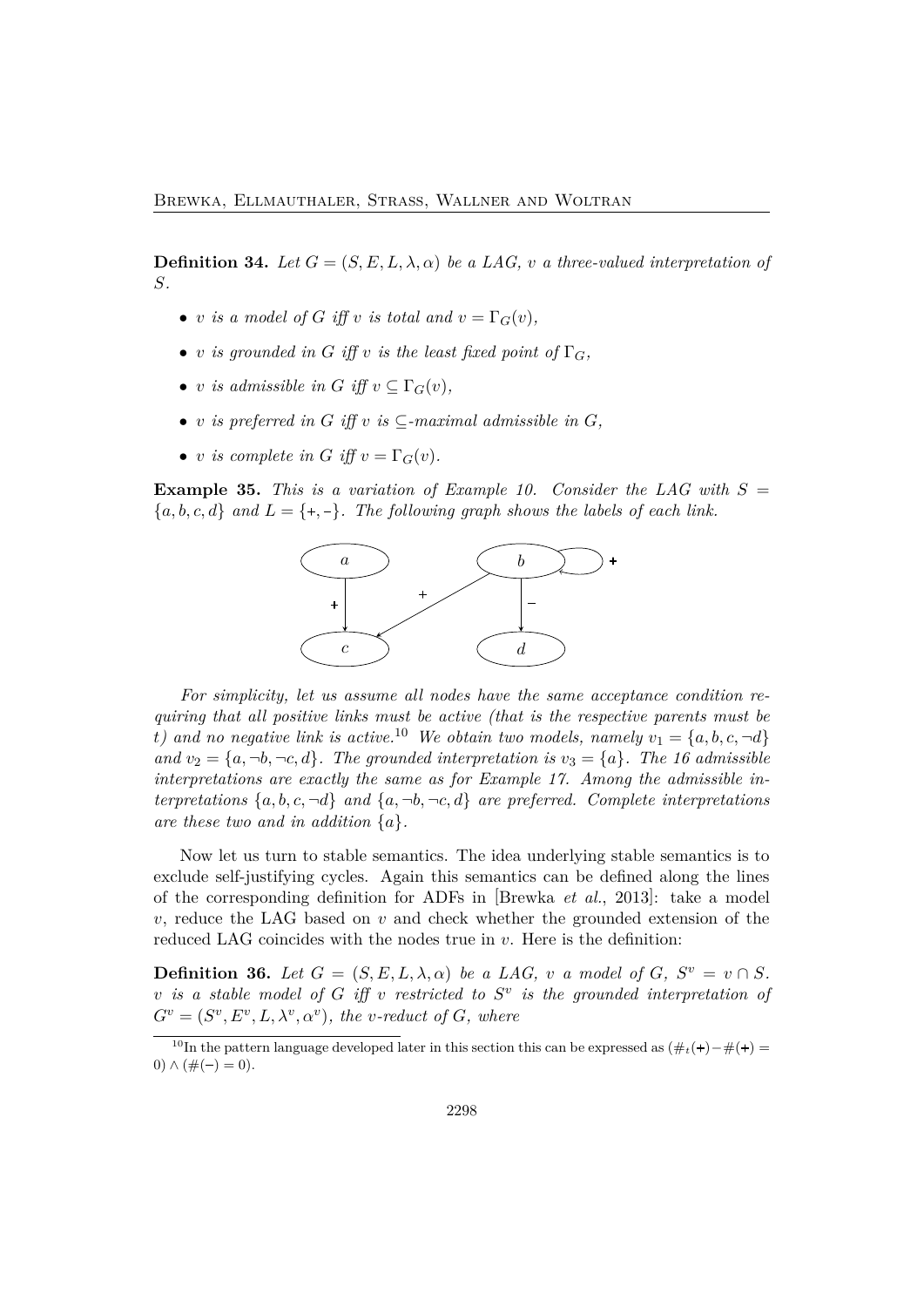**Definition 34.** *Let $G = (S, E, L, \lambda, \alpha)$ be a LAG, $v$ a three-valued interpretation of $S$.*

- *$v$ is a model of $G$ iff $v$ is total and $v = \Gamma_G(v)$,*
- *$v$ is grounded in $G$ iff $v$ is the least fixed point of $\Gamma_G$,*
- *$v$ is admissible in $G$ iff $v \subseteq \Gamma_G(v)$,*
- *$v$ is preferred in $G$ iff $v$ is $\subseteq$-maximal admissible in $G$,*
- *$v$ is complete in $G$ iff $v = \Gamma_G(v)$.*

**Example 35.** *This is a variation of Example 10. Consider the LAG with $S = \{a, b, c, d\}$ and $L = \{+, -\}$. The following graph shows the labels of each link.*

*For simplicity, let us assume all nodes have the same acceptance condition requiring that all positive links must be active (that is the respective parents must be t) and no negative link is active.*[10] *We obtain two models, namely $v_1 = \{a, b, c, \neg d\}$ and $v_2 = \{a, \neg b, \neg c, d\}$. The grounded interpretation is $v_3 = \{a\}$. The 16 admissible interpretations are exactly the same as for Example 17. Among the admissible interpretations $\{a, b, c, \neg d\}$ and $\{a, \neg b, \neg c, d\}$ are preferred. Complete interpretations are these two and in addition $\{a\}$.*

Now let us turn to stable semantics. The idea underlying stable semantics is to exclude self-justifying cycles. Again this semantics can be defined along the lines of the corresponding definition for ADFs in [Brewka *et al.*, 2013]: take a model $v$, reduce the LAG based on $v$ and check whether the grounded extension of the reduced LAG coincides with the nodes true in $v$. Here is the definition:

**Definition 36.** *Let $G = (S, E, L, \lambda, \alpha)$ be a LAG, $v$ a model of $G$, $S^v = v \cap S$. $v$ is a stable model of $G$ iff $v$ restricted to $S^v$ is the grounded interpretation of $G^v = (S^v, E^v, L, \lambda^v, \alpha^v)$, the $v$-reduct of $G$, where*

[10] In the pattern language developed later in this section this can be expressed as $(\#_t(+) - \#(+) = 0) \wedge (\#(-) = 0)$.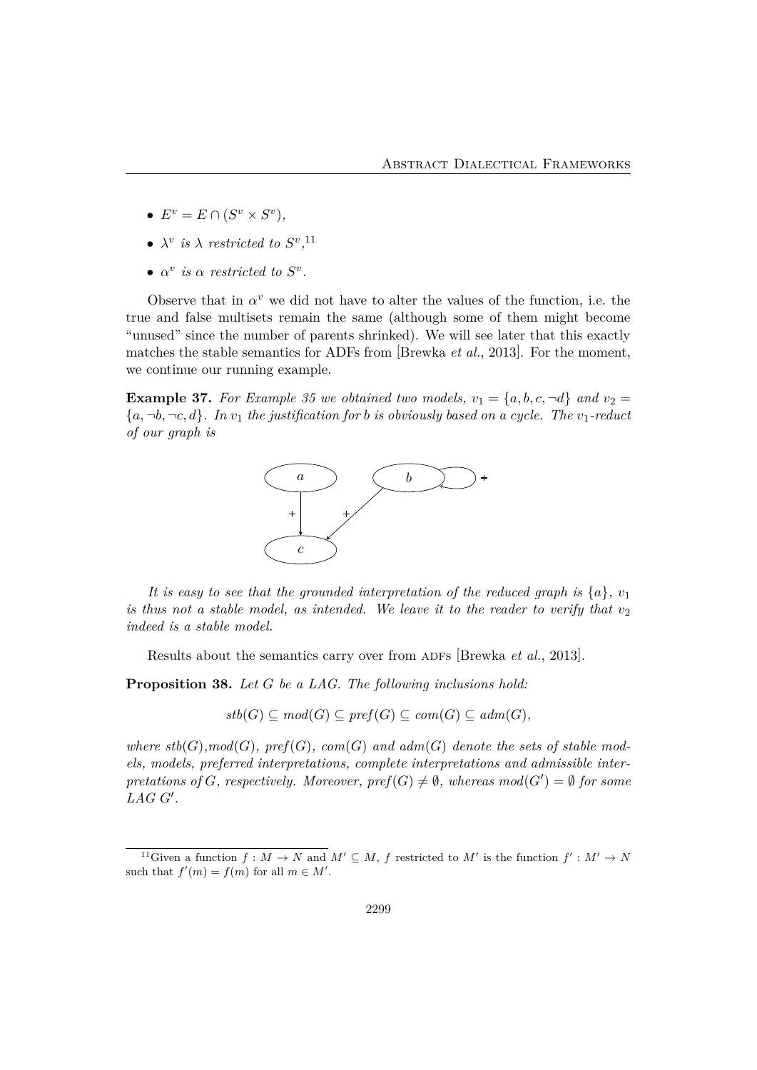- $E^v = E \cap (S^v \times S^v)$,
- $\lambda^v$ *is* $\lambda$ *restricted to* $S^v$,[11]
- $\alpha^v$ *is* $\alpha$ *restricted to* $S^v$.

Observe that in $\alpha^v$ we did not have to alter the values of the function, i.e. the true and false multisets remain the same (although some of them might become "unused" since the number of parents shrinked). We will see later that this exactly matches the stable semantics for ADFs from [Brewka *et al.*, 2013]. For the moment, we continue our running example.

**Example 37.** *For Example 35 we obtained two models,* $v_1 = \{a, b, c, \neg d\}$ *and* $v_2 = \{a, \neg b, \neg c, d\}$*. In* $v_1$ *the justification for* $b$ *is obviously based on a cycle. The* $v_1$*-reduct of our graph is*

*It is easy to see that the grounded interpretation of the reduced graph is* $\{a\}$*,* $v_1$ *is thus not a stable model, as intended. We leave it to the reader to verify that* $v_2$ *indeed is a stable model.*

Results about the semantics carry over from ADFs [Brewka *et al.*, 2013].

**Proposition 38.** *Let* $G$ *be a LAG. The following inclusions hold:*

$$stb(G) \subseteq mod(G) \subseteq pref(G) \subseteq com(G) \subseteq adm(G),$$

*where* $stb(G)$*,*$mod(G)$*,* $pref(G)$*,* $com(G)$ *and* $adm(G)$ *denote the sets of stable models, models, preferred interpretations, complete interpretations and admissible interpretations of* $G$*, respectively. Moreover,* $pref(G) \neq \emptyset$*, whereas* $mod(G') = \emptyset$ *for some LAG* $G'$*.*

[11] Given a function $f : M \to N$ and $M' \subseteq M$, $f$ restricted to $M'$ is the function $f' : M' \to N$ such that $f'(m) = f(m)$ for all $m \in M'$.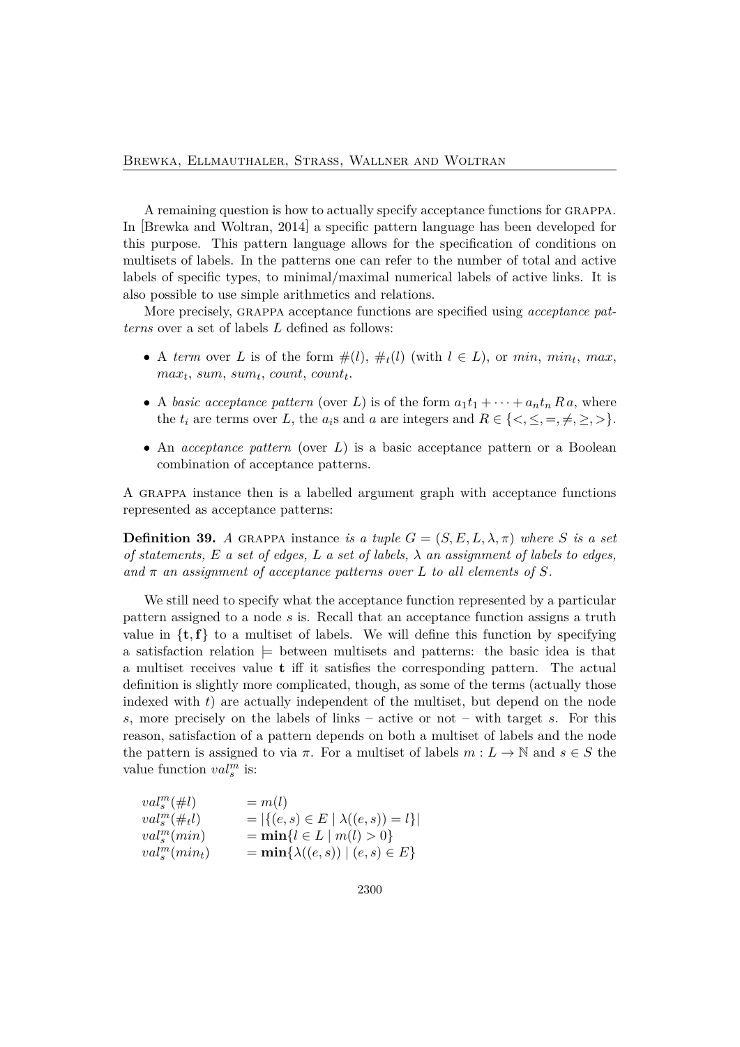A remaining question is how to actually specify acceptance functions for GRAPPA. In [Brewka and Woltran, 2014] a specific pattern language has been developed for this purpose. This pattern language allows for the specification of conditions on multisets of labels. In the patterns one can refer to the number of total and active labels of specific types, to minimal/maximal numerical labels of active links. It is also possible to use simple arithmetics and relations.

More precisely, GRAPPA acceptance functions are specified using *acceptance patterns* over a set of labels $L$ defined as follows:

- A *term* over $L$ is of the form $\#(l)$, $\#_t(l)$ (with $l \in L$), or $min$, $min_t$, $max$, $max_t$, $sum$, $sum_t$, $count$, $count_t$.
- A *basic acceptance pattern* (over $L$) is of the form $a_1 t_1 + \cdots + a_n t_n \, R \, a$, where the $t_i$ are terms over $L$, the $a_i$s and $a$ are integers and $R \in \{<, \leq, =, \neq, \geq, >\}$.
- An *acceptance pattern* (over $L$) is a basic acceptance pattern or a Boolean combination of acceptance patterns.

A GRAPPA instance then is a labelled argument graph with acceptance functions represented as acceptance patterns:

**Definition 39.** *A* GRAPPA instance *is a tuple $G = (S, E, L, \lambda, \pi)$ where $S$ is a set of statements, $E$ a set of edges, $L$ a set of labels, $\lambda$ an assignment of labels to edges, and $\pi$ an assignment of acceptance patterns over $L$ to all elements of $S$.*

We still need to specify what the acceptance function represented by a particular pattern assigned to a node $s$ is. Recall that an acceptance function assigns a truth value in $\{\mathbf{t}, \mathbf{f}\}$ to a multiset of labels. We will define this function by specifying a satisfaction relation $\models$ between multisets and patterns: the basic idea is that a multiset receives value $\mathbf{t}$ iff it satisfies the corresponding pattern. The actual definition is slightly more complicated, though, as some of the terms (actually those indexed with $t$) are actually independent of the multiset, but depend on the node $s$, more precisely on the labels of links – active or not – with target $s$. For this reason, satisfaction of a pattern depends on both a multiset of labels and the node the pattern is assigned to via $\pi$. For a multiset of labels $m : L \to \mathbb{N}$ and $s \in S$ the value function $val_s^m$ is:

$$
\begin{aligned}
val_s^m(\#l) &= m(l) \\
val_s^m(\#_t l) &= |\{(e, s) \in E \mid \lambda((e, s)) = l\}| \\
val_s^m(min) &= \mathbf{min}\{l \in L \mid m(l) > 0\} \\
val_s^m(min_t) &= \mathbf{min}\{\lambda((e, s)) \mid (e, s) \in E\}
\end{aligned}
$$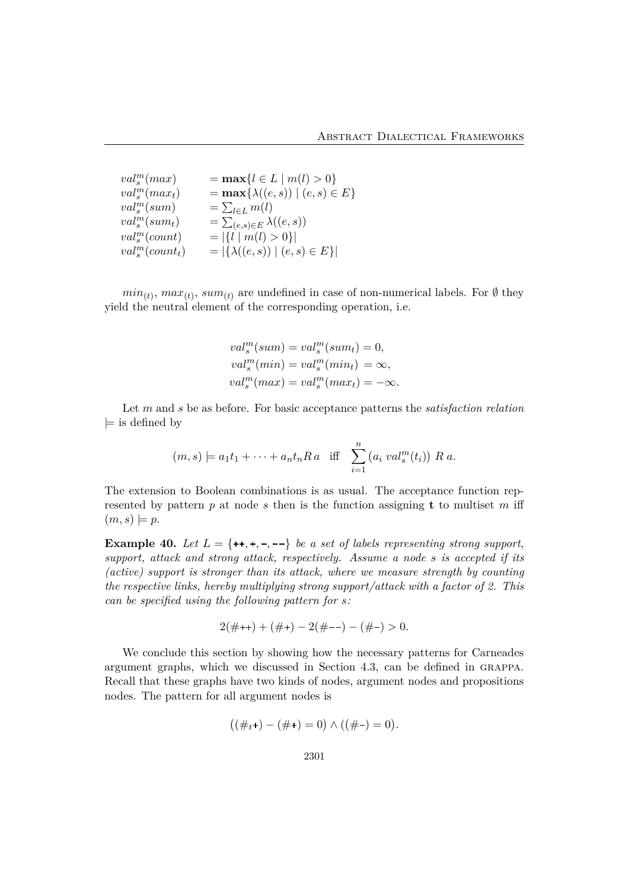$$
\begin{array}{ll}
val_s^m(max) & = \mathbf{max}\{l \in L \mid m(l) > 0\} \\
val_s^m(max_t) & = \mathbf{max}\{\lambda((e,s)) \mid (e,s) \in E\} \\
val_s^m(sum) & = \sum_{l \in L} m(l) \\
val_s^m(sum_t) & = \sum_{(e,s) \in E} \lambda((e,s)) \\
val_s^m(count) & = |\{l \mid m(l) > 0\}| \\
val_s^m(count_t) & = |\{\lambda((e,s)) \mid (e,s) \in E\}|
\end{array}
$$

$min_{(t)}$, $max_{(t)}$, $sum_{(t)}$ are undefined in case of non-numerical labels. For $\emptyset$ they yield the neutral element of the corresponding operation, i.e.

$$
\begin{aligned}
val_s^m(sum) &= val_s^m(sum_t) = 0, \\
val_s^m(min) &= val_s^m(min_t) = \infty, \\
val_s^m(max) &= val_s^m(max_t) = -\infty.
\end{aligned}
$$

Let $m$ and $s$ be as before. For basic acceptance patterns the *satisfaction relation* $\models$ is defined by

$$
(m,s) \models a_1 t_1 + \cdots + a_n t_n R\, a \quad \text{iff} \quad \sum_{i=1}^{n} \left(a_i \; val_s^m(t_i)\right) \; R \; a.
$$

The extension to Boolean combinations is as usual. The acceptance function represented by pattern $p$ at node $s$ then is the function assigning $\mathbf{t}$ to multiset $m$ iff $(m,s) \models p$.

**Example 40.** *Let $L = \{$++$,$+$,$-$,$--$\}$ be a set of labels representing strong support, support, attack and strong attack, respectively. Assume a node $s$ is accepted if its (active) support is stronger than its attack, where we measure strength by counting the respective links, hereby multiplying strong support/attack with a factor of 2. This can be specified using the following pattern for $s$:*

$$
2(\#{+}{+}) + (\#{+}) - 2(\#{-}{-}) - (\#{-}) > 0.
$$

We conclude this section by showing how the necessary patterns for Carneades argument graphs, which we discussed in Section 4.3, can be defined in GRAPPA. Recall that these graphs have two kinds of nodes, argument nodes and propositions nodes. The pattern for all argument nodes is

$$
\left((\#_t{+}) - (\#{+}) = 0\right) \wedge \left((\#{-}) = 0\right).
$$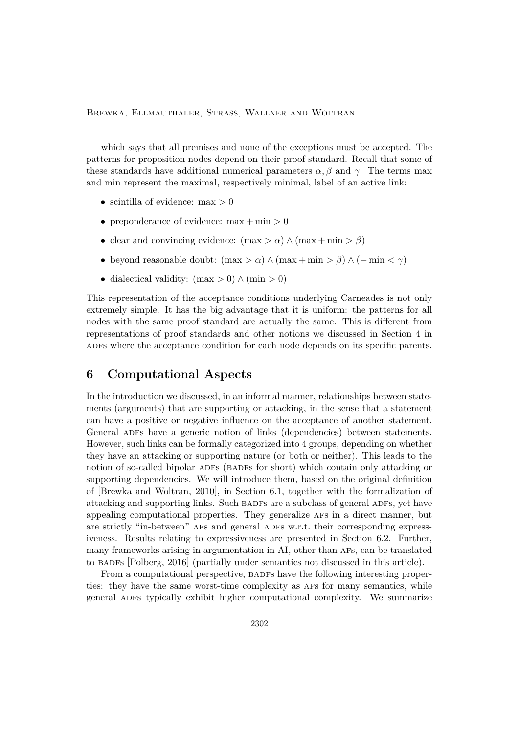which says that all premises and none of the exceptions must be accepted. The patterns for proposition nodes depend on their proof standard. Recall that some of these standards have additional numerical parameters $\alpha, \beta$ and $\gamma$. The terms max and min represent the maximal, respectively minimal, label of an active link:

- scintilla of evidence: $\max > 0$
- preponderance of evidence: $\max + \min > 0$
- clear and convincing evidence: $(\max > \alpha) \wedge (\max + \min > \beta)$
- beyond reasonable doubt: $(\max > \alpha) \wedge (\max + \min > \beta) \wedge (-\min < \gamma)$
- dialectical validity: $(\max > 0) \wedge (\min > 0)$

This representation of the acceptance conditions underlying Carneades is not only extremely simple. It has the big advantage that it is uniform: the patterns for all nodes with the same proof standard are actually the same. This is different from representations of proof standards and other notions we discussed in Section 4 in ADFs where the acceptance condition for each node depends on its specific parents.

## 6 Computational Aspects

In the introduction we discussed, in an informal manner, relationships between statements (arguments) that are supporting or attacking, in the sense that a statement can have a positive or negative influence on the acceptance of another statement. General ADFs have a generic notion of links (dependencies) between statements. However, such links can be formally categorized into 4 groups, depending on whether they have an attacking or supporting nature (or both or neither). This leads to the notion of so-called bipolar ADFs (BADFs for short) which contain only attacking or supporting dependencies. We will introduce them, based on the original definition of [Brewka and Woltran, 2010], in Section 6.1, together with the formalization of attacking and supporting links. Such BADFs are a subclass of general ADFs, yet have appealing computational properties. They generalize AFs in a direct manner, but are strictly "in-between" AFs and general ADFs w.r.t. their corresponding expressiveness. Results relating to expressiveness are presented in Section 6.2. Further, many frameworks arising in argumentation in AI, other than AFs, can be translated to BADFs [Polberg, 2016] (partially under semantics not discussed in this article).

From a computational perspective, BADFs have the following interesting properties: they have the same worst-time complexity as AFs for many semantics, while general ADFs typically exhibit higher computational complexity. We summarize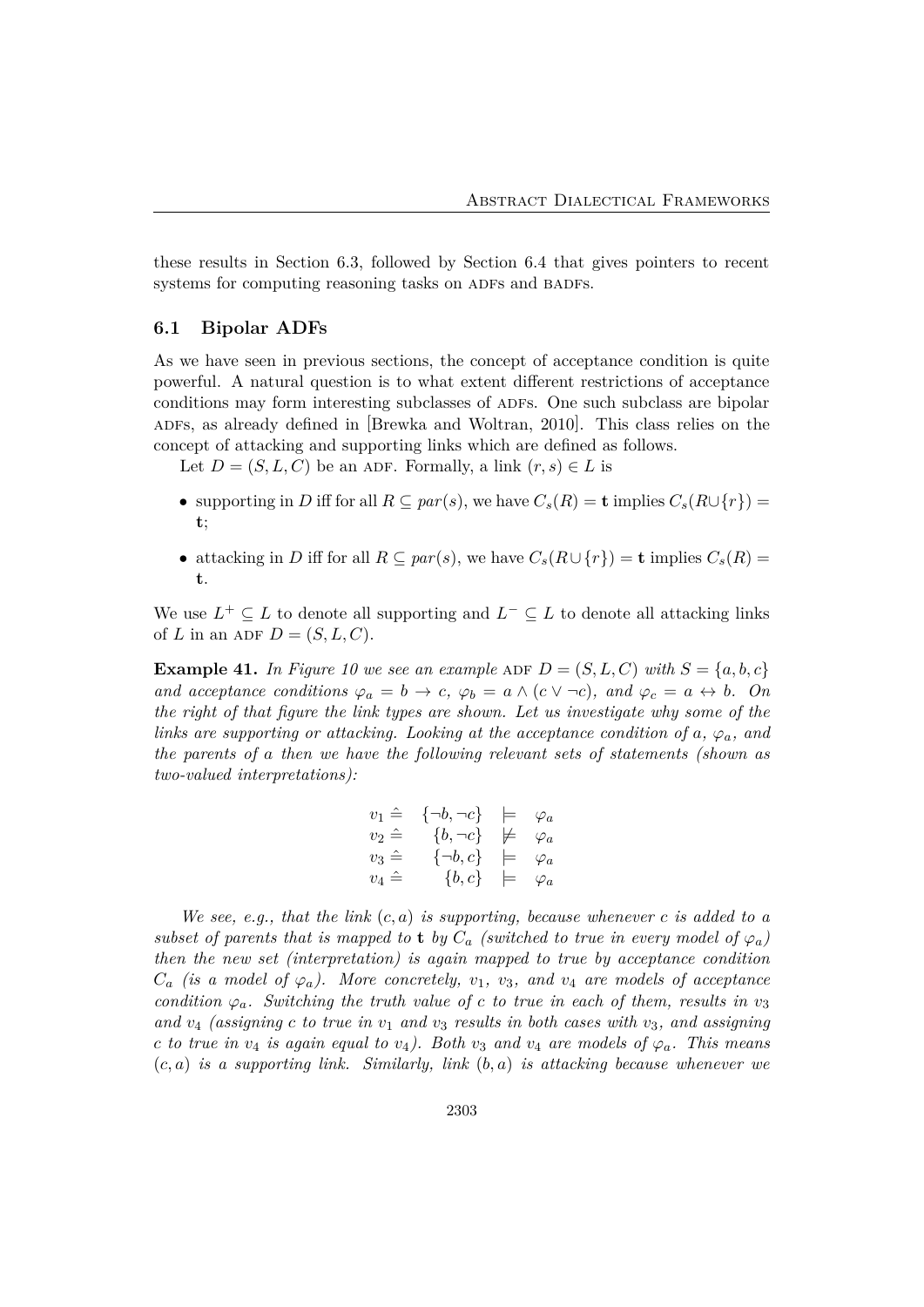these results in Section 6.3, followed by Section 6.4 that gives pointers to recent systems for computing reasoning tasks on ADFs and BADFs.

### 6.1 Bipolar ADFs

As we have seen in previous sections, the concept of acceptance condition is quite powerful. A natural question is to what extent different restrictions of acceptance conditions may form interesting subclasses of ADFs. One such subclass are bipolar ADFs, as already defined in [Brewka and Woltran, 2010]. This class relies on the concept of attacking and supporting links which are defined as follows.

Let $D = (S, L, C)$ be an ADF. Formally, a link $(r, s) \in L$ is

- supporting in $D$ iff for all $R \subseteq par(s)$, we have $C_s(R) = \mathbf{t}$ implies $C_s(R \cup \{r\}) = \mathbf{t}$;
- attacking in $D$ iff for all $R \subseteq par(s)$, we have $C_s(R \cup \{r\}) = \mathbf{t}$ implies $C_s(R) = \mathbf{t}$.

We use $L^+ \subseteq L$ to denote all supporting and $L^- \subseteq L$ to denote all attacking links of $L$ in an ADF $D = (S, L, C)$.

**Example 41.** *In Figure 10 we see an example* ADF $D = (S, L, C)$ *with* $S = \{a, b, c\}$ *and acceptance conditions* $\varphi_a = b \rightarrow c$, $\varphi_b = a \wedge (c \vee \neg c)$, *and* $\varphi_c = a \leftrightarrow b$. *On the right of that figure the link types are shown. Let us investigate why some of the links are supporting or attacking. Looking at the acceptance condition of* $a$, $\varphi_a$, *and the parents of* $a$ *then we have the following relevant sets of statements (shown as two-valued interpretations):*

$$
\begin{array}{rrcl}
v_1 \mathrel{\hat{=}} & \{\neg b, \neg c\} & \models & \varphi_a \\
v_2 \mathrel{\hat{=}} & \{b, \neg c\} & \not\models & \varphi_a \\
v_3 \mathrel{\hat{=}} & \{\neg b, c\} & \models & \varphi_a \\
v_4 \mathrel{\hat{=}} & \{b, c\} & \models & \varphi_a
\end{array}
$$

*We see, e.g., that the link* $(c, a)$ *is supporting, because whenever* $c$ *is added to a subset of parents that is mapped to* $\mathbf{t}$ *by* $C_a$ *(switched to true in every model of* $\varphi_a$*) then the new set (interpretation) is again mapped to true by acceptance condition* $C_a$ *(is a model of* $\varphi_a$*). More concretely,* $v_1$, $v_3$, *and* $v_4$ *are models of acceptance condition* $\varphi_a$. *Switching the truth value of* $c$ *to true in each of them, results in* $v_3$ *and* $v_4$ *(assigning* $c$ *to true in* $v_1$ *and* $v_3$ *results in both cases with* $v_3$, *and assigning* $c$ *to true in* $v_4$ *is again equal to* $v_4$*). Both* $v_3$ *and* $v_4$ *are models of* $\varphi_a$. *This means* $(c, a)$ *is a supporting link. Similarly, link* $(b, a)$ *is attacking because whenever we*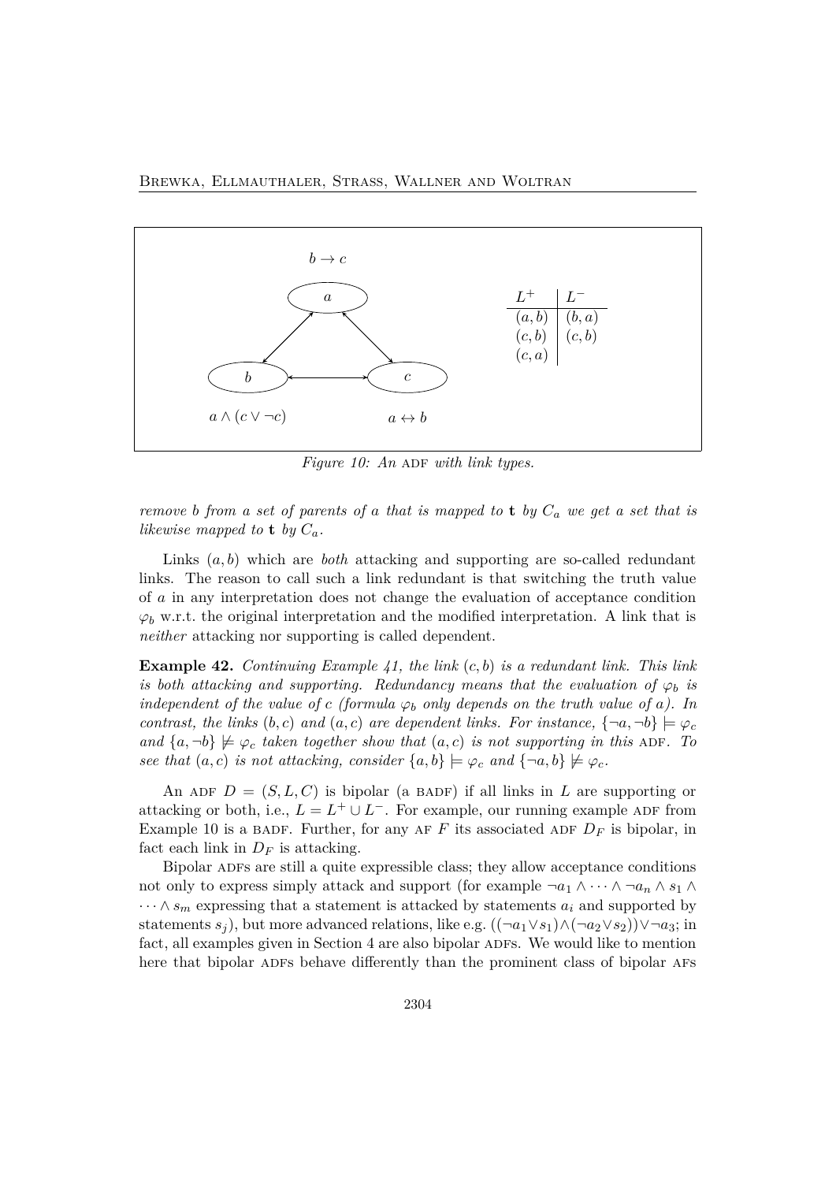$b \to c$

$a$

$b$ $c$

$a \wedge (c \vee \neg c)$ $a \leftrightarrow b$

| $L^+$ | $L^-$ |
|---|---|
| $(a, b)$ | $(b, a)$ |
| $(c, b)$ | $(c, b)$ |
| $(c, a)$ | |

*Figure 10: An* ADF *with link types.*

*remove b from a set of parents of a that is mapped to* $\mathbf{t}$ *by* $C_a$ *we get a set that is likewise mapped to* $\mathbf{t}$ *by* $C_a$*.*

Links $(a, b)$ which are *both* attacking and supporting are so-called redundant links. The reason to call such a link redundant is that switching the truth value of $a$ in any interpretation does not change the evaluation of acceptance condition $\varphi_b$ w.r.t. the original interpretation and the modified interpretation. A link that is *neither* attacking nor supporting is called dependent.

**Example 42.** *Continuing Example 41, the link* $(c, b)$ *is a redundant link. This link is both attacking and supporting. Redundancy means that the evaluation of* $\varphi_b$ *is independent of the value of c (formula* $\varphi_b$ *only depends on the truth value of a). In contrast, the links* $(b, c)$ *and* $(a, c)$ *are dependent links. For instance,* $\{\neg a, \neg b\} \models \varphi_c$ *and* $\{a, \neg b\} \not\models \varphi_c$ *taken together show that* $(a, c)$ *is not supporting in this* ADF*. To see that* $(a, c)$ *is not attacking, consider* $\{a, b\} \models \varphi_c$ *and* $\{\neg a, b\} \not\models \varphi_c$*.*

An ADF $D = (S, L, C)$ is bipolar (a BADF) if all links in $L$ are supporting or attacking or both, i.e., $L = L^+ \cup L^-$. For example, our running example ADF from Example 10 is a BADF. Further, for any AF $F$ its associated ADF $D_F$ is bipolar, in fact each link in $D_F$ is attacking.

Bipolar ADFs are still a quite expressible class; they allow acceptance conditions not only to express simply attack and support (for example $\neg a_1 \wedge \cdots \wedge \neg a_n \wedge s_1 \wedge \cdots \wedge s_m$ expressing that a statement is attacked by statements $a_i$ and supported by statements $s_j$), but more advanced relations, like e.g. $((\neg a_1 \vee s_1) \wedge (\neg a_2 \vee s_2)) \vee \neg a_3$; in fact, all examples given in Section 4 are also bipolar ADFs. We would like to mention here that bipolar ADFs behave differently than the prominent class of bipolar AFs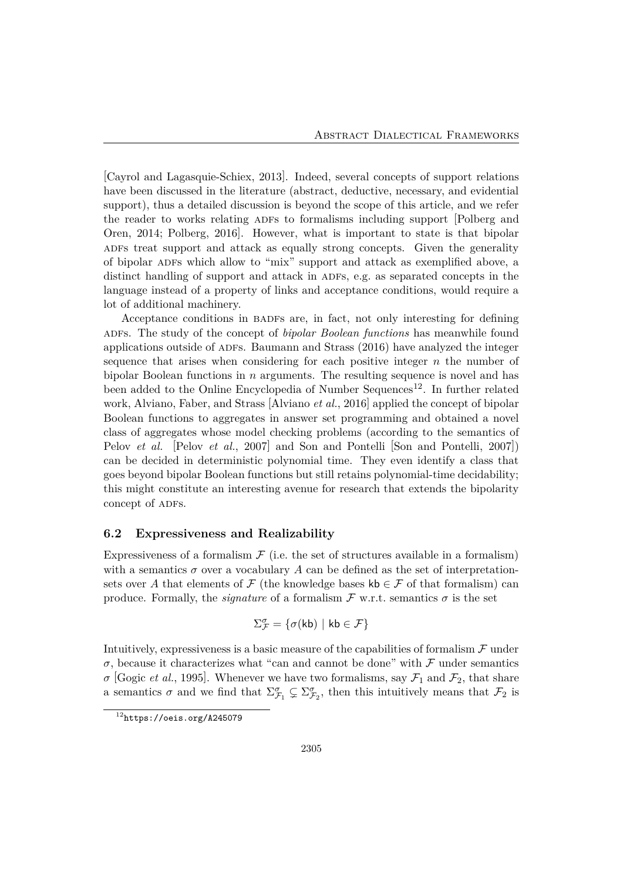[Cayrol and Lagasquie-Schiex, 2013]. Indeed, several concepts of support relations have been discussed in the literature (abstract, deductive, necessary, and evidential support), thus a detailed discussion is beyond the scope of this article, and we refer the reader to works relating ADFs to formalisms including support [Polberg and Oren, 2014; Polberg, 2016]. However, what is important to state is that bipolar ADFs treat support and attack as equally strong concepts. Given the generality of bipolar ADFs which allow to "mix" support and attack as exemplified above, a distinct handling of support and attack in ADFs, e.g. as separated concepts in the language instead of a property of links and acceptance conditions, would require a lot of additional machinery.

Acceptance conditions in BADFs are, in fact, not only interesting for defining ADFs. The study of the concept of *bipolar Boolean functions* has meanwhile found applications outside of ADFs. Baumann and Strass (2016) have analyzed the integer sequence that arises when considering for each positive integer $n$ the number of bipolar Boolean functions in $n$ arguments. The resulting sequence is novel and has been added to the Online Encyclopedia of Number Sequences[12]. In further related work, Alviano, Faber, and Strass [Alviano *et al.*, 2016] applied the concept of bipolar Boolean functions to aggregates in answer set programming and obtained a novel class of aggregates whose model checking problems (according to the semantics of Pelov *et al.* [Pelov *et al.*, 2007] and Son and Pontelli [Son and Pontelli, 2007]) can be decided in deterministic polynomial time. They even identify a class that goes beyond bipolar Boolean functions but still retains polynomial-time decidability; this might constitute an interesting avenue for research that extends the bipolarity concept of ADFs.

### 6.2 Expressiveness and Realizability

Expressiveness of a formalism $\mathcal{F}$ (i.e. the set of structures available in a formalism) with a semantics $\sigma$ over a vocabulary $A$ can be defined as the set of interpretation-sets over $A$ that elements of $\mathcal{F}$ (the knowledge bases $\mathsf{kb} \in \mathcal{F}$ of that formalism) can produce. Formally, the *signature* of a formalism $\mathcal{F}$ w.r.t. semantics $\sigma$ is the set

$$\Sigma^{\sigma}_{\mathcal{F}} = \{\sigma(\mathsf{kb}) \mid \mathsf{kb} \in \mathcal{F}\}$$

Intuitively, expressiveness is a basic measure of the capabilities of formalism $\mathcal{F}$ under $\sigma$, because it characterizes what "can and cannot be done" with $\mathcal{F}$ under semantics $\sigma$ [Gogic *et al.*, 1995]. Whenever we have two formalisms, say $\mathcal{F}_1$ and $\mathcal{F}_2$, that share a semantics $\sigma$ and we find that $\Sigma^{\sigma}_{\mathcal{F}_1} \subsetneq \Sigma^{\sigma}_{\mathcal{F}_2}$, then this intuitively means that $\mathcal{F}_2$ is

[12] https://oeis.org/A245079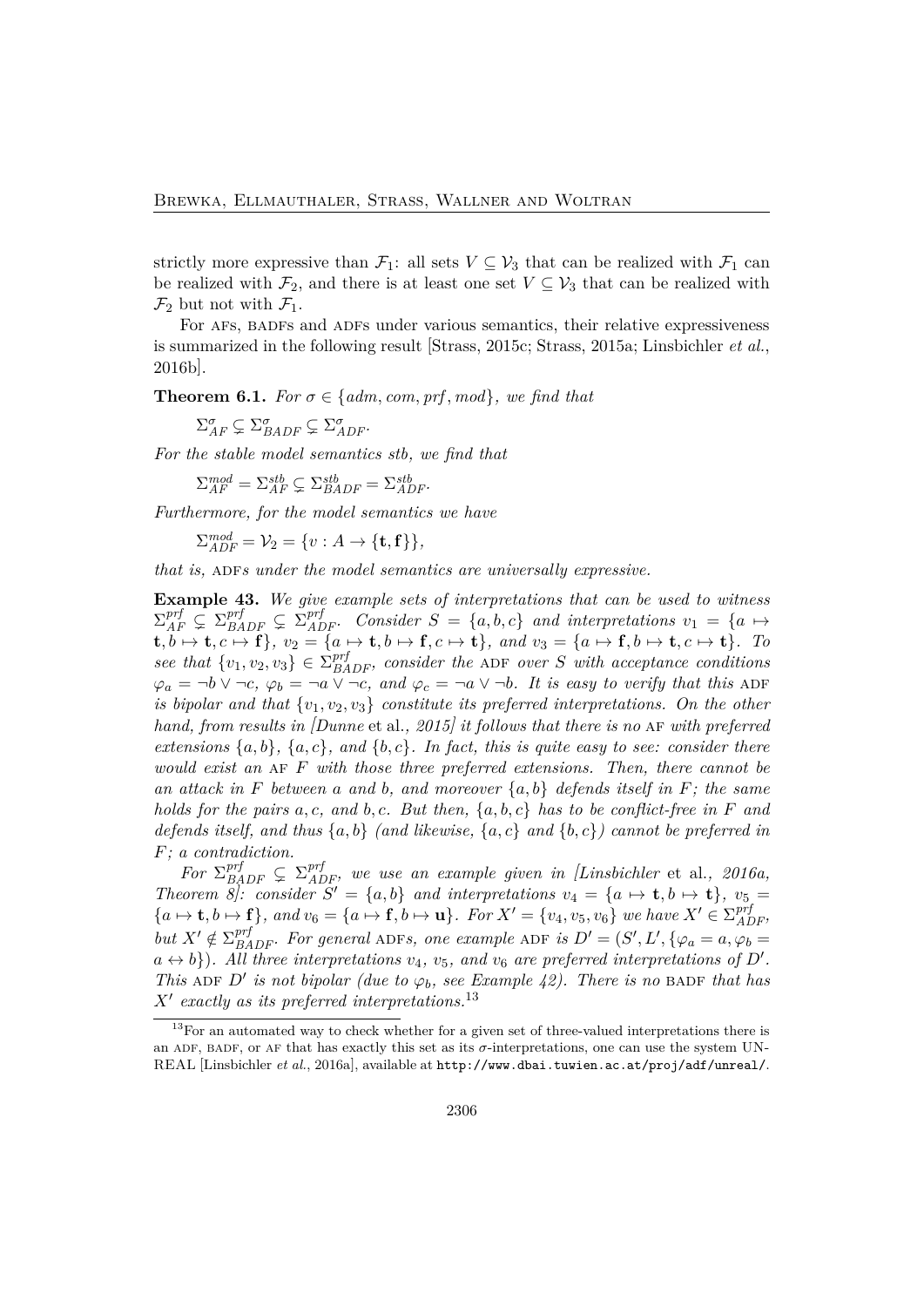strictly more expressive than $\mathcal{F}_1$: all sets $V \subseteq \mathcal{V}_3$ that can be realized with $\mathcal{F}_1$ can be realized with $\mathcal{F}_2$, and there is at least one set $V \subseteq \mathcal{V}_3$ that can be realized with $\mathcal{F}_2$ but not with $\mathcal{F}_1$.

For AFs, BADFs and ADFs under various semantics, their relative expressiveness is summarized in the following result [Strass, 2015c; Strass, 2015a; Linsbichler *et al.*, 2016b].

**Theorem 6.1.** *For $\sigma \in \{adm, com, prf, mod\}$, we find that*

$\Sigma^{\sigma}_{AF} \subsetneq \Sigma^{\sigma}_{BADF} \subsetneq \Sigma^{\sigma}_{ADF}$.

*For the stable model semantics stb, we find that*

$\Sigma^{mod}_{AF} = \Sigma^{stb}_{AF} \subsetneq \Sigma^{stb}_{BADF} = \Sigma^{stb}_{ADF}$.

*Furthermore, for the model semantics we have*

$\Sigma^{mod}_{ADF} = \mathcal{V}_2 = \{v : A \to \{\mathbf{t}, \mathbf{f}\}\}$,

*that is,* ADF*s under the model semantics are universally expressive.*

**Example 43.** *We give example sets of interpretations that can be used to witness $\Sigma^{prf}_{AF} \subsetneq \Sigma^{prf}_{BADF} \subsetneq \Sigma^{prf}_{ADF}$. Consider $S = \{a, b, c\}$ and interpretations $v_1 = \{a \mapsto \mathbf{t}, b \mapsto \mathbf{t}, c \mapsto \mathbf{f}\}$, $v_2 = \{a \mapsto \mathbf{t}, b \mapsto \mathbf{f}, c \mapsto \mathbf{t}\}$, and $v_3 = \{a \mapsto \mathbf{f}, b \mapsto \mathbf{t}, c \mapsto \mathbf{t}\}$. To see that $\{v_1, v_2, v_3\} \in \Sigma^{prf}_{BADF}$, consider the* ADF *over $S$ with acceptance conditions $\varphi_a = \neg b \vee \neg c$, $\varphi_b = \neg a \vee \neg c$, and $\varphi_c = \neg a \vee \neg b$. It is easy to verify that this* ADF *is bipolar and that $\{v_1, v_2, v_3\}$ constitute its preferred interpretations. On the other hand, from results in [Dunne* et al.*, 2015] it follows that there is no* AF *with preferred extensions $\{a, b\}$, $\{a, c\}$, and $\{b, c\}$. In fact, this is quite easy to see: consider there would exist an* AF *$F$ with those three preferred extensions. Then, there cannot be an attack in $F$ between $a$ and $b$, and moreover $\{a, b\}$ defends itself in $F$; the same holds for the pairs $a, c$, and $b, c$. But then, $\{a, b, c\}$ has to be conflict-free in $F$ and defends itself, and thus $\{a, b\}$ (and likewise, $\{a, c\}$ and $\{b, c\}$) cannot be preferred in $F$; a contradiction.*

*For $\Sigma^{prf}_{BADF} \subsetneq \Sigma^{prf}_{ADF}$, we use an example given in [Linsbichler* et al.*, 2016a, Theorem 8]: consider $S' = \{a, b\}$ and interpretations $v_4 = \{a \mapsto \mathbf{t}, b \mapsto \mathbf{t}\}$, $v_5 = \{a \mapsto \mathbf{t}, b \mapsto \mathbf{f}\}$, and $v_6 = \{a \mapsto \mathbf{f}, b \mapsto \mathbf{u}\}$. For $X' = \{v_4, v_5, v_6\}$ we have $X' \in \Sigma^{prf}_{ADF}$, but $X' \notin \Sigma^{prf}_{BADF}$. For general* ADF*s, one example* ADF *is $D' = (S', L', \{\varphi_a = a, \varphi_b = a \leftrightarrow b\})$. All three interpretations $v_4$, $v_5$, and $v_6$ are preferred interpretations of $D'$. This* ADF *$D'$ is not bipolar (due to $\varphi_b$, see Example 42). There is no* BADF *that has $X'$ exactly as its preferred interpretations.*[13]

[13]For an automated way to check whether for a given set of three-valued interpretations there is an ADF, BADF, or AF that has exactly this set as its $\sigma$-interpretations, one can use the system UNREAL [Linsbichler *et al.*, 2016a], available at `http://www.dbai.tuwien.ac.at/proj/adf/unreal/`.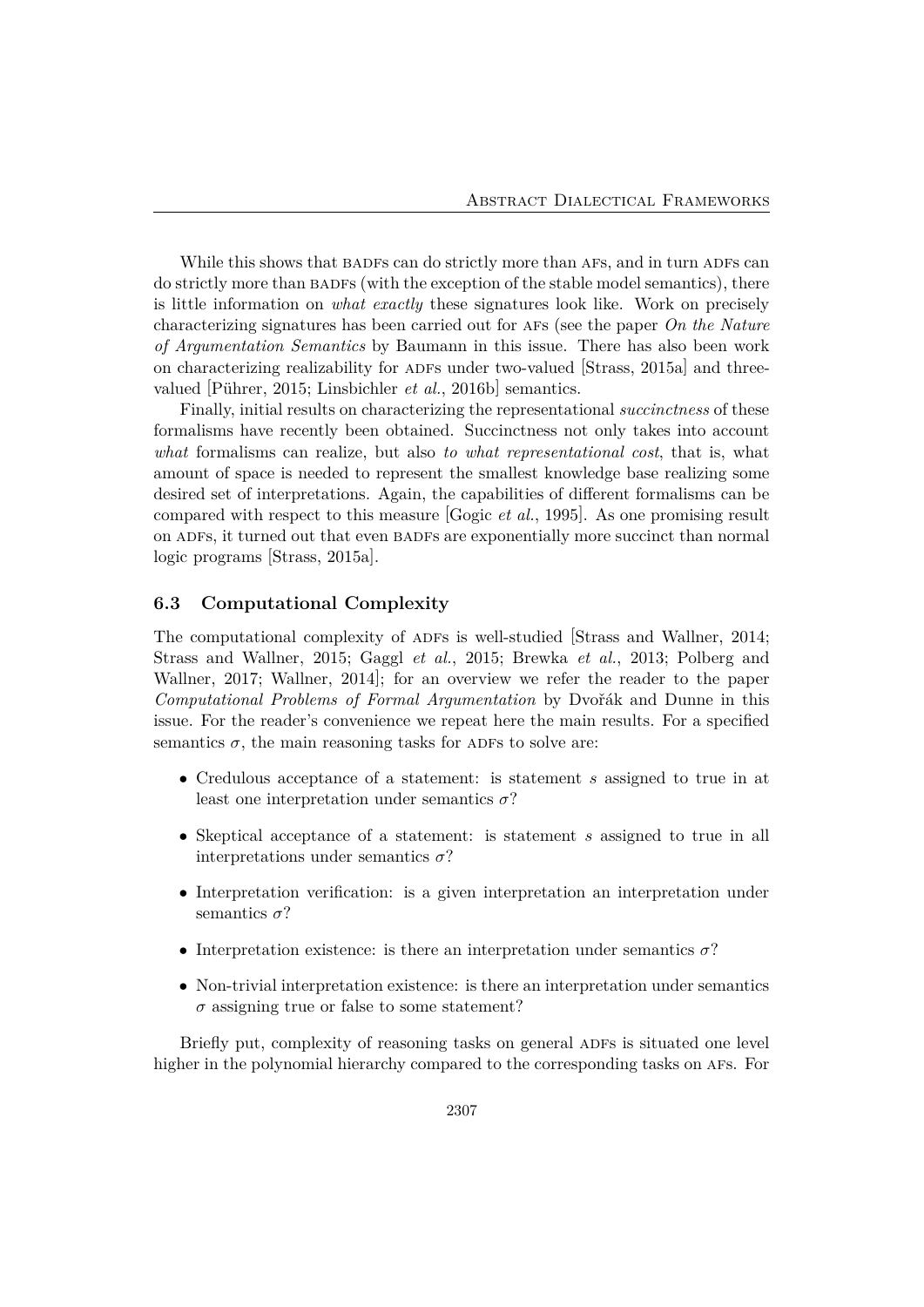While this shows that BADFs can do strictly more than AFs, and in turn ADFs can do strictly more than BADFs (with the exception of the stable model semantics), there is little information on *what exactly* these signatures look like. Work on precisely characterizing signatures has been carried out for AFs (see the paper *On the Nature of Argumentation Semantics* by Baumann in this issue. There has also been work on characterizing realizability for ADFs under two-valued [Strass, 2015a] and three-valued [Pührer, 2015; Linsbichler *et al.*, 2016b] semantics.

Finally, initial results on characterizing the representational *succinctness* of these formalisms have recently been obtained. Succinctness not only takes into account *what* formalisms can realize, but also *to what representational cost*, that is, what amount of space is needed to represent the smallest knowledge base realizing some desired set of interpretations. Again, the capabilities of different formalisms can be compared with respect to this measure [Gogic *et al.*, 1995]. As one promising result on ADFs, it turned out that even BADFs are exponentially more succinct than normal logic programs [Strass, 2015a].

### 6.3 Computational Complexity

The computational complexity of ADFs is well-studied [Strass and Wallner, 2014; Strass and Wallner, 2015; Gaggl *et al.*, 2015; Brewka *et al.*, 2013; Polberg and Wallner, 2017; Wallner, 2014]; for an overview we refer the reader to the paper *Computational Problems of Formal Argumentation* by Dvořák and Dunne in this issue. For the reader's convenience we repeat here the main results. For a specified semantics $\sigma$, the main reasoning tasks for ADFs to solve are:

- Credulous acceptance of a statement: is statement $s$ assigned to true in at least one interpretation under semantics $\sigma$?
- Skeptical acceptance of a statement: is statement $s$ assigned to true in all interpretations under semantics $\sigma$?
- Interpretation verification: is a given interpretation an interpretation under semantics $\sigma$?
- Interpretation existence: is there an interpretation under semantics $\sigma$?
- Non-trivial interpretation existence: is there an interpretation under semantics $\sigma$ assigning true or false to some statement?

Briefly put, complexity of reasoning tasks on general ADFs is situated one level higher in the polynomial hierarchy compared to the corresponding tasks on AFs. For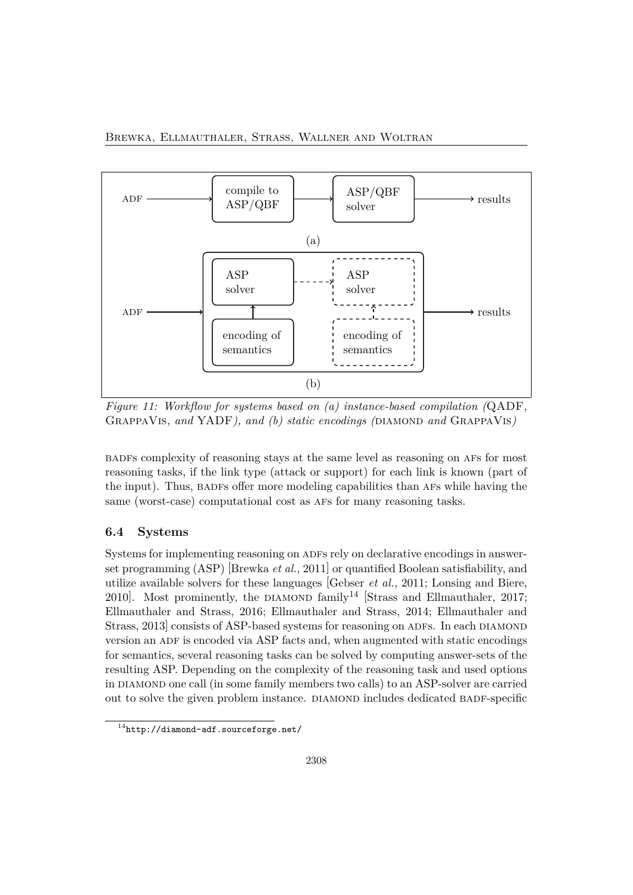Figure 11: Workflow for systems based on (a) instance-based compilation (QADF, GrappaVis, and YADF), and (b) static encodings (DIAMOND and GrappaVis)

BADFs complexity of reasoning stays at the same level as reasoning on AFs for most reasoning tasks, if the link type (attack or support) for each link is known (part of the input). Thus, BADFs offer more modeling capabilities than AFs while having the same (worst-case) computational cost as AFs for many reasoning tasks.

### 6.4 Systems

Systems for implementing reasoning on ADFs rely on declarative encodings in answer-set programming (ASP) [Brewka *et al.*, 2011] or quantified Boolean satisfiability, and utilize available solvers for these languages [Gebser *et al.*, 2011; Lonsing and Biere, 2010]. Most prominently, the DIAMOND family[14] [Strass and Ellmauthaler, 2017; Ellmauthaler and Strass, 2016; Ellmauthaler and Strass, 2014; Ellmauthaler and Strass, 2013] consists of ASP-based systems for reasoning on ADFs. In each DIAMOND version an ADF is encoded via ASP facts and, when augmented with static encodings for semantics, several reasoning tasks can be solved by computing answer-sets of the resulting ASP. Depending on the complexity of the reasoning task and used options in DIAMOND one call (in some family members two calls) to an ASP-solver are carried out to solve the given problem instance. DIAMOND includes dedicated BADF-specific

[14] http://diamond-adf.sourceforge.net/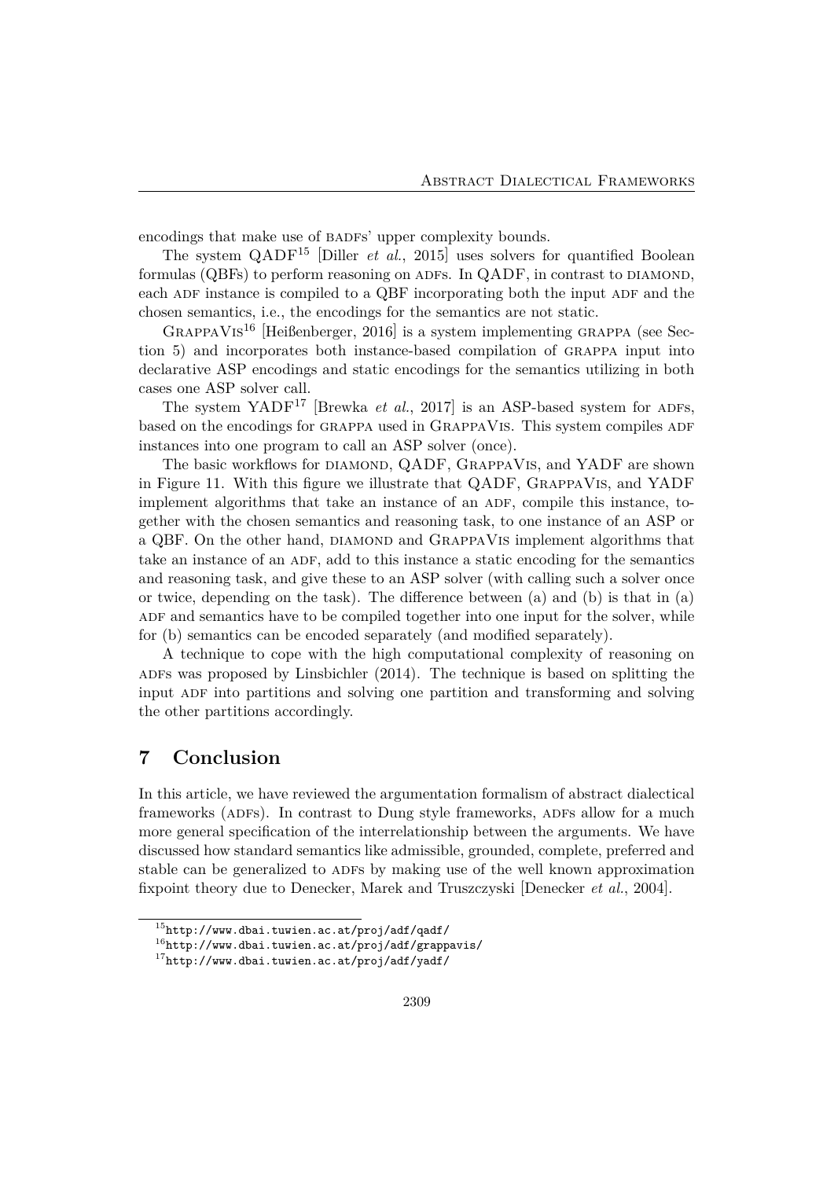encodings that make use of BADFs' upper complexity bounds.

The system QADF[15] [Diller *et al.*, 2015] uses solvers for quantified Boolean formulas (QBFs) to perform reasoning on ADFs. In QADF, in contrast to DIAMOND, each ADF instance is compiled to a QBF incorporating both the input ADF and the chosen semantics, i.e., the encodings for the semantics are not static.

GrappaVis[16] [Heißenberger, 2016] is a system implementing GRAPPA (see Section 5) and incorporates both instance-based compilation of GRAPPA input into declarative ASP encodings and static encodings for the semantics utilizing in both cases one ASP solver call.

The system YADF[17] [Brewka *et al.*, 2017] is an ASP-based system for ADFs, based on the encodings for GRAPPA used in GrappaVis. This system compiles ADF instances into one program to call an ASP solver (once).

The basic workflows for DIAMOND, QADF, GrappaVis, and YADF are shown in Figure 11. With this figure we illustrate that QADF, GrappaVis, and YADF implement algorithms that take an instance of an ADF, compile this instance, together with the chosen semantics and reasoning task, to one instance of an ASP or a QBF. On the other hand, DIAMOND and GrappaVis implement algorithms that take an instance of an ADF, add to this instance a static encoding for the semantics and reasoning task, and give these to an ASP solver (with calling such a solver once or twice, depending on the task). The difference between (a) and (b) is that in (a) ADF and semantics have to be compiled together into one input for the solver, while for (b) semantics can be encoded separately (and modified separately).

A technique to cope with the high computational complexity of reasoning on ADFs was proposed by Linsbichler (2014). The technique is based on splitting the input ADF into partitions and solving one partition and transforming and solving the other partitions accordingly.

# 7 Conclusion

In this article, we have reviewed the argumentation formalism of abstract dialectical frameworks (ADFs). In contrast to Dung style frameworks, ADFs allow for a much more general specification of the interrelationship between the arguments. We have discussed how standard semantics like admissible, grounded, complete, preferred and stable can be generalized to ADFs by making use of the well known approximation fixpoint theory due to Denecker, Marek and Truszczyski [Denecker *et al.*, 2004].

[15] http://www.dbai.tuwien.ac.at/proj/adf/qadf/

[16] http://www.dbai.tuwien.ac.at/proj/adf/grappavis/

[17] http://www.dbai.tuwien.ac.at/proj/adf/yadf/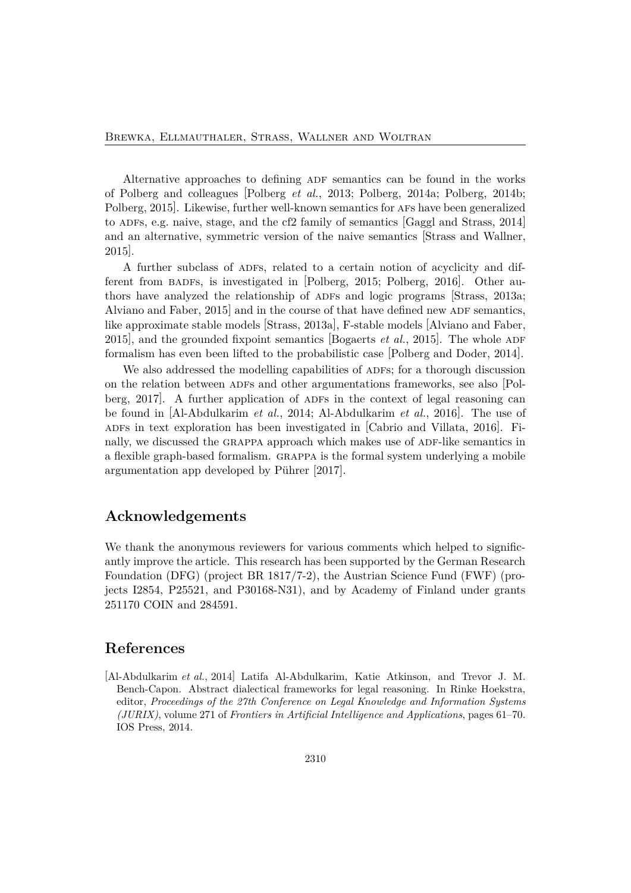Alternative approaches to defining ADF semantics can be found in the works of Polberg and colleagues [Polberg *et al.*, 2013; Polberg, 2014a; Polberg, 2014b; Polberg, 2015]. Likewise, further well-known semantics for AFs have been generalized to ADFs, e.g. naive, stage, and the cf2 family of semantics [Gaggl and Strass, 2014] and an alternative, symmetric version of the naive semantics [Strass and Wallner, 2015].

A further subclass of ADFs, related to a certain notion of acyclicity and different from BADFs, is investigated in [Polberg, 2015; Polberg, 2016]. Other authors have analyzed the relationship of ADFs and logic programs [Strass, 2013a; Alviano and Faber, 2015] and in the course of that have defined new ADF semantics, like approximate stable models [Strass, 2013a], F-stable models [Alviano and Faber, 2015], and the grounded fixpoint semantics [Bogaerts *et al.*, 2015]. The whole ADF formalism has even been lifted to the probabilistic case [Polberg and Doder, 2014].

We also addressed the modelling capabilities of ADFs; for a thorough discussion on the relation between ADFs and other argumentations frameworks, see also [Polberg, 2017]. A further application of ADFs in the context of legal reasoning can be found in [Al-Abdulkarim *et al.*, 2014; Al-Abdulkarim *et al.*, 2016]. The use of ADFs in text exploration has been investigated in [Cabrio and Villata, 2016]. Finally, we discussed the GRAPPA approach which makes use of ADF-like semantics in a flexible graph-based formalism. GRAPPA is the formal system underlying a mobile argumentation app developed by Pührer [2017].

## Acknowledgements

We thank the anonymous reviewers for various comments which helped to significantly improve the article. This research has been supported by the German Research Foundation (DFG) (project BR 1817/7-2), the Austrian Science Fund (FWF) (projects I2854, P25521, and P30168-N31), and by Academy of Finland under grants 251170 COIN and 284591.

## References

[Al-Abdulkarim *et al.*, 2014] Latifa Al-Abdulkarim, Katie Atkinson, and Trevor J. M. Bench-Capon. Abstract dialectical frameworks for legal reasoning. In Rinke Hoekstra, editor, *Proceedings of the 27th Conference on Legal Knowledge and Information Systems (JURIX)*, volume 271 of *Frontiers in Artificial Intelligence and Applications*, pages 61–70. IOS Press, 2014.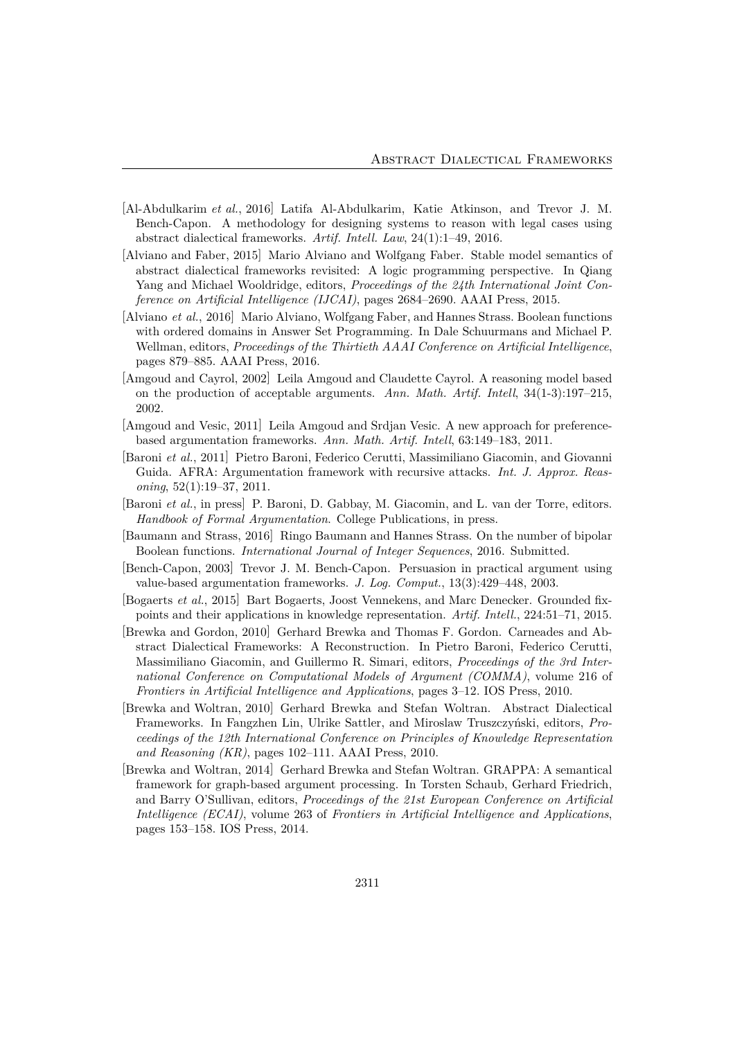[Al-Abdulkarim *et al.*, 2016] Latifa Al-Abdulkarim, Katie Atkinson, and Trevor J. M. Bench-Capon. A methodology for designing systems to reason with legal cases using abstract dialectical frameworks. *Artif. Intell. Law*, 24(1):1–49, 2016.

[Alviano and Faber, 2015] Mario Alviano and Wolfgang Faber. Stable model semantics of abstract dialectical frameworks revisited: A logic programming perspective. In Qiang Yang and Michael Wooldridge, editors, *Proceedings of the 24th International Joint Conference on Artificial Intelligence (IJCAI)*, pages 2684–2690. AAAI Press, 2015.

[Alviano *et al.*, 2016] Mario Alviano, Wolfgang Faber, and Hannes Strass. Boolean functions with ordered domains in Answer Set Programming. In Dale Schuurmans and Michael P. Wellman, editors, *Proceedings of the Thirtieth AAAI Conference on Artificial Intelligence*, pages 879–885. AAAI Press, 2016.

[Amgoud and Cayrol, 2002] Leila Amgoud and Claudette Cayrol. A reasoning model based on the production of acceptable arguments. *Ann. Math. Artif. Intell*, 34(1-3):197–215, 2002.

[Amgoud and Vesic, 2011] Leila Amgoud and Srdjan Vesic. A new approach for preference-based argumentation frameworks. *Ann. Math. Artif. Intell*, 63:149–183, 2011.

[Baroni *et al.*, 2011] Pietro Baroni, Federico Cerutti, Massimiliano Giacomin, and Giovanni Guida. AFRA: Argumentation framework with recursive attacks. *Int. J. Approx. Reasoning*, 52(1):19–37, 2011.

[Baroni *et al.*, in press] P. Baroni, D. Gabbay, M. Giacomin, and L. van der Torre, editors. *Handbook of Formal Argumentation*. College Publications, in press.

[Baumann and Strass, 2016] Ringo Baumann and Hannes Strass. On the number of bipolar Boolean functions. *International Journal of Integer Sequences*, 2016. Submitted.

[Bench-Capon, 2003] Trevor J. M. Bench-Capon. Persuasion in practical argument using value-based argumentation frameworks. *J. Log. Comput.*, 13(3):429–448, 2003.

[Bogaerts *et al.*, 2015] Bart Bogaerts, Joost Vennekens, and Marc Denecker. Grounded fixpoints and their applications in knowledge representation. *Artif. Intell.*, 224:51–71, 2015.

[Brewka and Gordon, 2010] Gerhard Brewka and Thomas F. Gordon. Carneades and Abstract Dialectical Frameworks: A Reconstruction. In Pietro Baroni, Federico Cerutti, Massimiliano Giacomin, and Guillermo R. Simari, editors, *Proceedings of the 3rd International Conference on Computational Models of Argument (COMMA)*, volume 216 of *Frontiers in Artificial Intelligence and Applications*, pages 3–12. IOS Press, 2010.

[Brewka and Woltran, 2010] Gerhard Brewka and Stefan Woltran. Abstract Dialectical Frameworks. In Fangzhen Lin, Ulrike Sattler, and Miroslaw Truszczyński, editors, *Proceedings of the 12th International Conference on Principles of Knowledge Representation and Reasoning (KR)*, pages 102–111. AAAI Press, 2010.

[Brewka and Woltran, 2014] Gerhard Brewka and Stefan Woltran. GRAPPA: A semantical framework for graph-based argument processing. In Torsten Schaub, Gerhard Friedrich, and Barry O'Sullivan, editors, *Proceedings of the 21st European Conference on Artificial Intelligence (ECAI)*, volume 263 of *Frontiers in Artificial Intelligence and Applications*, pages 153–158. IOS Press, 2014.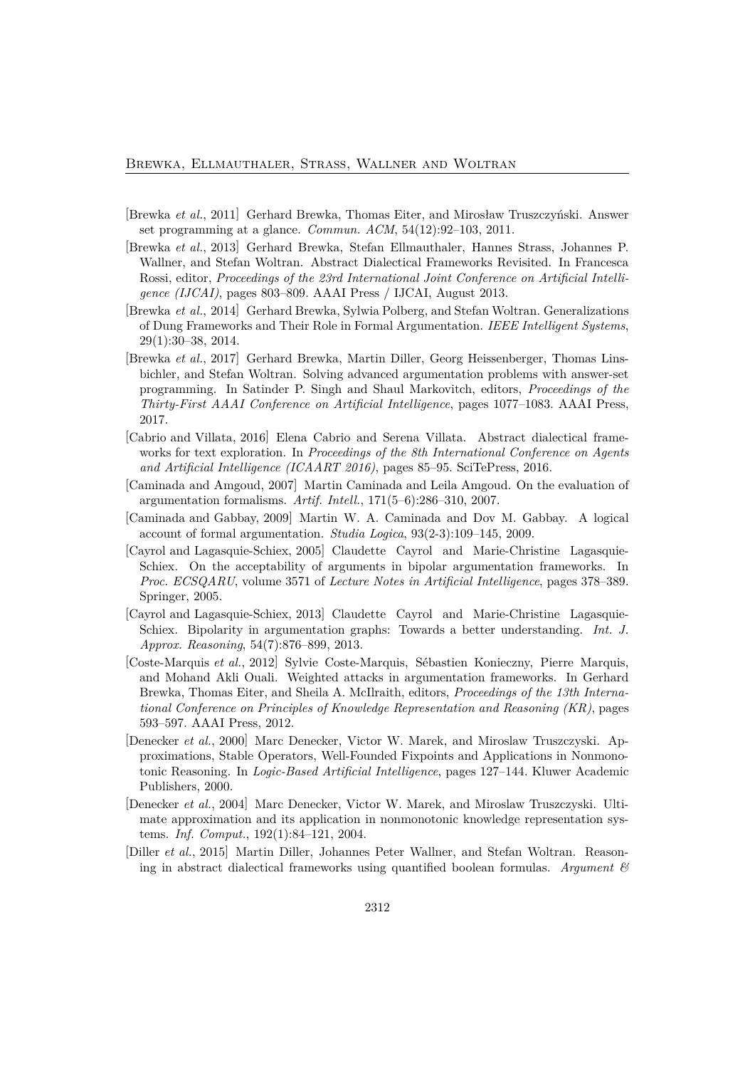[Brewka *et al.*, 2011] Gerhard Brewka, Thomas Eiter, and Mirosław Truszczyński. Answer set programming at a glance. *Commun. ACM*, 54(12):92–103, 2011.

[Brewka *et al.*, 2013] Gerhard Brewka, Stefan Ellmauthaler, Hannes Strass, Johannes P. Wallner, and Stefan Woltran. Abstract Dialectical Frameworks Revisited. In Francesca Rossi, editor, *Proceedings of the 23rd International Joint Conference on Artificial Intelligence (IJCAI)*, pages 803–809. AAAI Press / IJCAI, August 2013.

[Brewka *et al.*, 2014] Gerhard Brewka, Sylwia Polberg, and Stefan Woltran. Generalizations of Dung Frameworks and Their Role in Formal Argumentation. *IEEE Intelligent Systems*, 29(1):30–38, 2014.

[Brewka *et al.*, 2017] Gerhard Brewka, Martin Diller, Georg Heissenberger, Thomas Linsbichler, and Stefan Woltran. Solving advanced argumentation problems with answer-set programming. In Satinder P. Singh and Shaul Markovitch, editors, *Proceedings of the Thirty-First AAAI Conference on Artificial Intelligence*, pages 1077–1083. AAAI Press, 2017.

[Cabrio and Villata, 2016] Elena Cabrio and Serena Villata. Abstract dialectical frameworks for text exploration. In *Proceedings of the 8th International Conference on Agents and Artificial Intelligence (ICAART 2016)*, pages 85–95. SciTePress, 2016.

[Caminada and Amgoud, 2007] Martin Caminada and Leila Amgoud. On the evaluation of argumentation formalisms. *Artif. Intell.*, 171(5–6):286–310, 2007.

[Caminada and Gabbay, 2009] Martin W. A. Caminada and Dov M. Gabbay. A logical account of formal argumentation. *Studia Logica*, 93(2-3):109–145, 2009.

[Cayrol and Lagasquie-Schiex, 2005] Claudette Cayrol and Marie-Christine Lagasquie-Schiex. On the acceptability of arguments in bipolar argumentation frameworks. In *Proc. ECSQARU*, volume 3571 of *Lecture Notes in Artificial Intelligence*, pages 378–389. Springer, 2005.

[Cayrol and Lagasquie-Schiex, 2013] Claudette Cayrol and Marie-Christine Lagasquie-Schiex. Bipolarity in argumentation graphs: Towards a better understanding. *Int. J. Approx. Reasoning*, 54(7):876–899, 2013.

[Coste-Marquis *et al.*, 2012] Sylvie Coste-Marquis, Sébastien Konieczny, Pierre Marquis, and Mohand Akli Ouali. Weighted attacks in argumentation frameworks. In Gerhard Brewka, Thomas Eiter, and Sheila A. McIlraith, editors, *Proceedings of the 13th International Conference on Principles of Knowledge Representation and Reasoning (KR)*, pages 593–597. AAAI Press, 2012.

[Denecker *et al.*, 2000] Marc Denecker, Victor W. Marek, and Miroslaw Truszczyski. Approximations, Stable Operators, Well-Founded Fixpoints and Applications in Nonmonotonic Reasoning. In *Logic-Based Artificial Intelligence*, pages 127–144. Kluwer Academic Publishers, 2000.

[Denecker *et al.*, 2004] Marc Denecker, Victor W. Marek, and Miroslaw Truszczyski. Ultimate approximation and its application in nonmonotonic knowledge representation systems. *Inf. Comput.*, 192(1):84–121, 2004.

[Diller *et al.*, 2015] Martin Diller, Johannes Peter Wallner, and Stefan Woltran. Reasoning in abstract dialectical frameworks using quantified boolean formulas. *Argument &*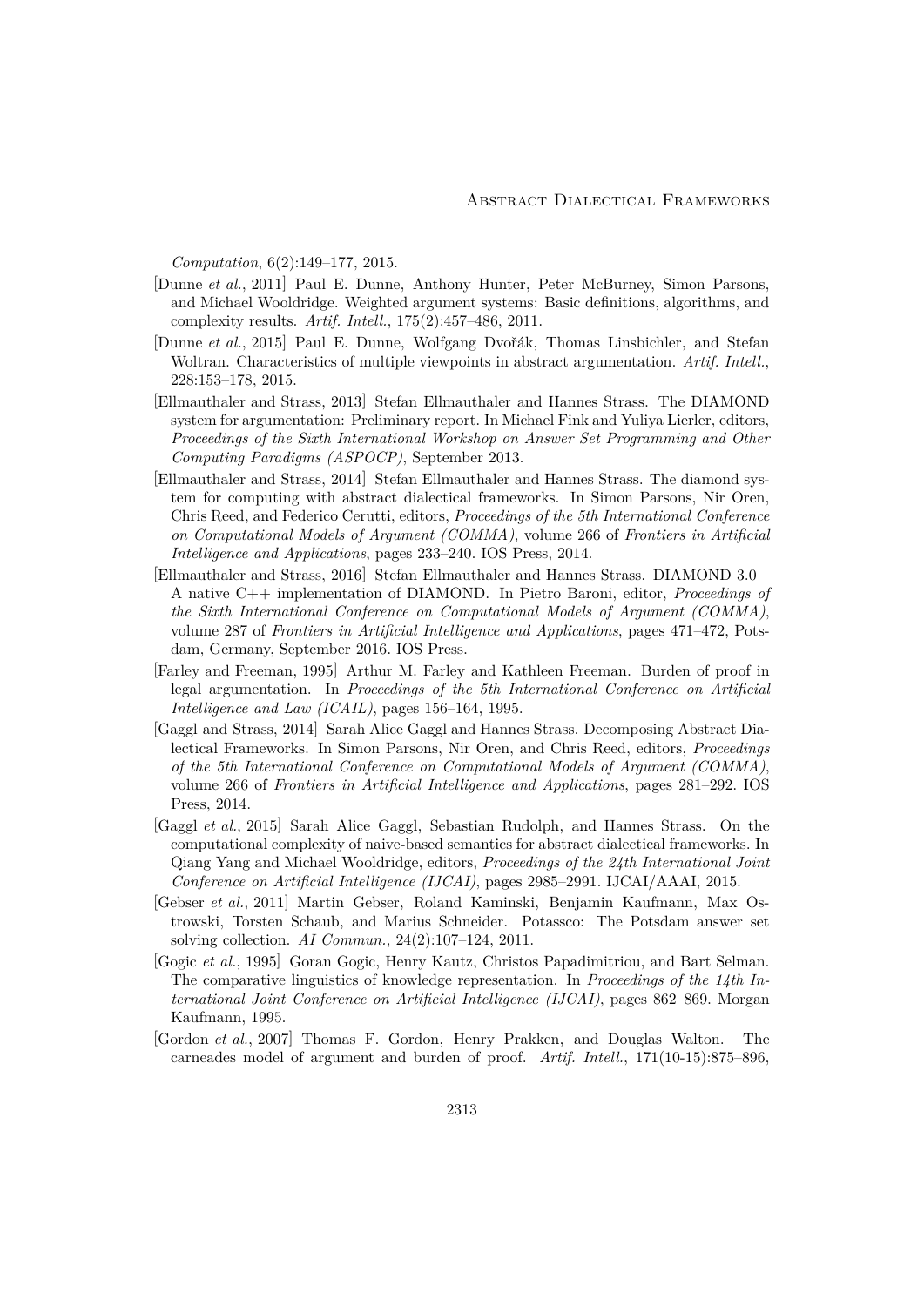*Computation*, 6(2):149–177, 2015.

[Dunne *et al.*, 2011] Paul E. Dunne, Anthony Hunter, Peter McBurney, Simon Parsons, and Michael Wooldridge. Weighted argument systems: Basic definitions, algorithms, and complexity results. *Artif. Intell.*, 175(2):457–486, 2011.

[Dunne *et al.*, 2015] Paul E. Dunne, Wolfgang Dvořák, Thomas Linsbichler, and Stefan Woltran. Characteristics of multiple viewpoints in abstract argumentation. *Artif. Intell.*, 228:153–178, 2015.

[Ellmauthaler and Strass, 2013] Stefan Ellmauthaler and Hannes Strass. The DIAMOND system for argumentation: Preliminary report. In Michael Fink and Yuliya Lierler, editors, *Proceedings of the Sixth International Workshop on Answer Set Programming and Other Computing Paradigms (ASPOCP)*, September 2013.

[Ellmauthaler and Strass, 2014] Stefan Ellmauthaler and Hannes Strass. The diamond system for computing with abstract dialectical frameworks. In Simon Parsons, Nir Oren, Chris Reed, and Federico Cerutti, editors, *Proceedings of the 5th International Conference on Computational Models of Argument (COMMA)*, volume 266 of *Frontiers in Artificial Intelligence and Applications*, pages 233–240. IOS Press, 2014.

[Ellmauthaler and Strass, 2016] Stefan Ellmauthaler and Hannes Strass. DIAMOND 3.0 – A native C++ implementation of DIAMOND. In Pietro Baroni, editor, *Proceedings of the Sixth International Conference on Computational Models of Argument (COMMA)*, volume 287 of *Frontiers in Artificial Intelligence and Applications*, pages 471–472, Potsdam, Germany, September 2016. IOS Press.

[Farley and Freeman, 1995] Arthur M. Farley and Kathleen Freeman. Burden of proof in legal argumentation. In *Proceedings of the 5th International Conference on Artificial Intelligence and Law (ICAIL)*, pages 156–164, 1995.

[Gaggl and Strass, 2014] Sarah Alice Gaggl and Hannes Strass. Decomposing Abstract Dialectical Frameworks. In Simon Parsons, Nir Oren, and Chris Reed, editors, *Proceedings of the 5th International Conference on Computational Models of Argument (COMMA)*, volume 266 of *Frontiers in Artificial Intelligence and Applications*, pages 281–292. IOS Press, 2014.

[Gaggl *et al.*, 2015] Sarah Alice Gaggl, Sebastian Rudolph, and Hannes Strass. On the computational complexity of naive-based semantics for abstract dialectical frameworks. In Qiang Yang and Michael Wooldridge, editors, *Proceedings of the 24th International Joint Conference on Artificial Intelligence (IJCAI)*, pages 2985–2991. IJCAI/AAAI, 2015.

[Gebser *et al.*, 2011] Martin Gebser, Roland Kaminski, Benjamin Kaufmann, Max Ostrowski, Torsten Schaub, and Marius Schneider. Potassco: The Potsdam answer set solving collection. *AI Commun.*, 24(2):107–124, 2011.

[Gogic *et al.*, 1995] Goran Gogic, Henry Kautz, Christos Papadimitriou, and Bart Selman. The comparative linguistics of knowledge representation. In *Proceedings of the 14th International Joint Conference on Artificial Intelligence (IJCAI)*, pages 862–869. Morgan Kaufmann, 1995.

[Gordon *et al.*, 2007] Thomas F. Gordon, Henry Prakken, and Douglas Walton. The carneades model of argument and burden of proof. *Artif. Intell.*, 171(10-15):875–896,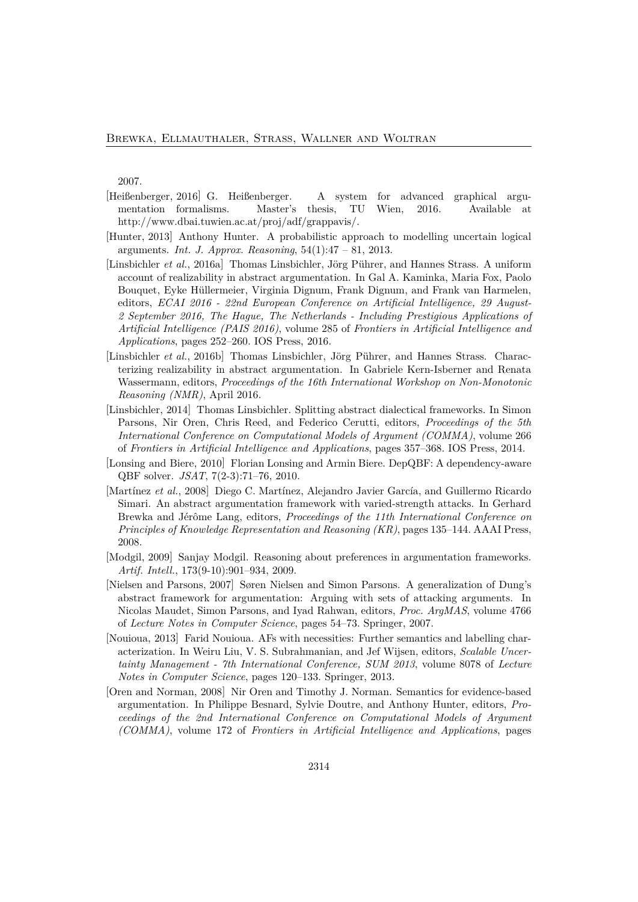2007.

[Heißenberger, 2016] G. Heißenberger. A system for advanced graphical argumentation formalisms. Master's thesis, TU Wien, 2016. Available at http://www.dbai.tuwien.ac.at/proj/adf/grappavis/.

[Hunter, 2013] Anthony Hunter. A probabilistic approach to modelling uncertain logical arguments. *Int. J. Approx. Reasoning*, 54(1):47 – 81, 2013.

[Linsbichler *et al.*, 2016a] Thomas Linsbichler, Jörg Pührer, and Hannes Strass. A uniform account of realizability in abstract argumentation. In Gal A. Kaminka, Maria Fox, Paolo Bouquet, Eyke Hüllermeier, Virginia Dignum, Frank Dignum, and Frank van Harmelen, editors, *ECAI 2016 - 22nd European Conference on Artificial Intelligence, 29 August-2 September 2016, The Hague, The Netherlands - Including Prestigious Applications of Artificial Intelligence (PAIS 2016)*, volume 285 of *Frontiers in Artificial Intelligence and Applications*, pages 252–260. IOS Press, 2016.

[Linsbichler *et al.*, 2016b] Thomas Linsbichler, Jörg Pührer, and Hannes Strass. Characterizing realizability in abstract argumentation. In Gabriele Kern-Isberner and Renata Wassermann, editors, *Proceedings of the 16th International Workshop on Non-Monotonic Reasoning (NMR)*, April 2016.

[Linsbichler, 2014] Thomas Linsbichler. Splitting abstract dialectical frameworks. In Simon Parsons, Nir Oren, Chris Reed, and Federico Cerutti, editors, *Proceedings of the 5th International Conference on Computational Models of Argument (COMMA)*, volume 266 of *Frontiers in Artificial Intelligence and Applications*, pages 357–368. IOS Press, 2014.

[Lonsing and Biere, 2010] Florian Lonsing and Armin Biere. DepQBF: A dependency-aware QBF solver. *JSAT*, 7(2-3):71–76, 2010.

[Martínez *et al.*, 2008] Diego C. Martínez, Alejandro Javier García, and Guillermo Ricardo Simari. An abstract argumentation framework with varied-strength attacks. In Gerhard Brewka and Jérôme Lang, editors, *Proceedings of the 11th International Conference on Principles of Knowledge Representation and Reasoning (KR)*, pages 135–144. AAAI Press, 2008.

[Modgil, 2009] Sanjay Modgil. Reasoning about preferences in argumentation frameworks. *Artif. Intell.*, 173(9-10):901–934, 2009.

[Nielsen and Parsons, 2007] Søren Nielsen and Simon Parsons. A generalization of Dung's abstract framework for argumentation: Arguing with sets of attacking arguments. In Nicolas Maudet, Simon Parsons, and Iyad Rahwan, editors, *Proc. ArgMAS*, volume 4766 of *Lecture Notes in Computer Science*, pages 54–73. Springer, 2007.

[Nouioua, 2013] Farid Nouioua. AFs with necessities: Further semantics and labelling characterization. In Weiru Liu, V. S. Subrahmanian, and Jef Wijsen, editors, *Scalable Uncertainty Management - 7th International Conference, SUM 2013*, volume 8078 of *Lecture Notes in Computer Science*, pages 120–133. Springer, 2013.

[Oren and Norman, 2008] Nir Oren and Timothy J. Norman. Semantics for evidence-based argumentation. In Philippe Besnard, Sylvie Doutre, and Anthony Hunter, editors, *Proceedings of the 2nd International Conference on Computational Models of Argument (COMMA)*, volume 172 of *Frontiers in Artificial Intelligence and Applications*, pages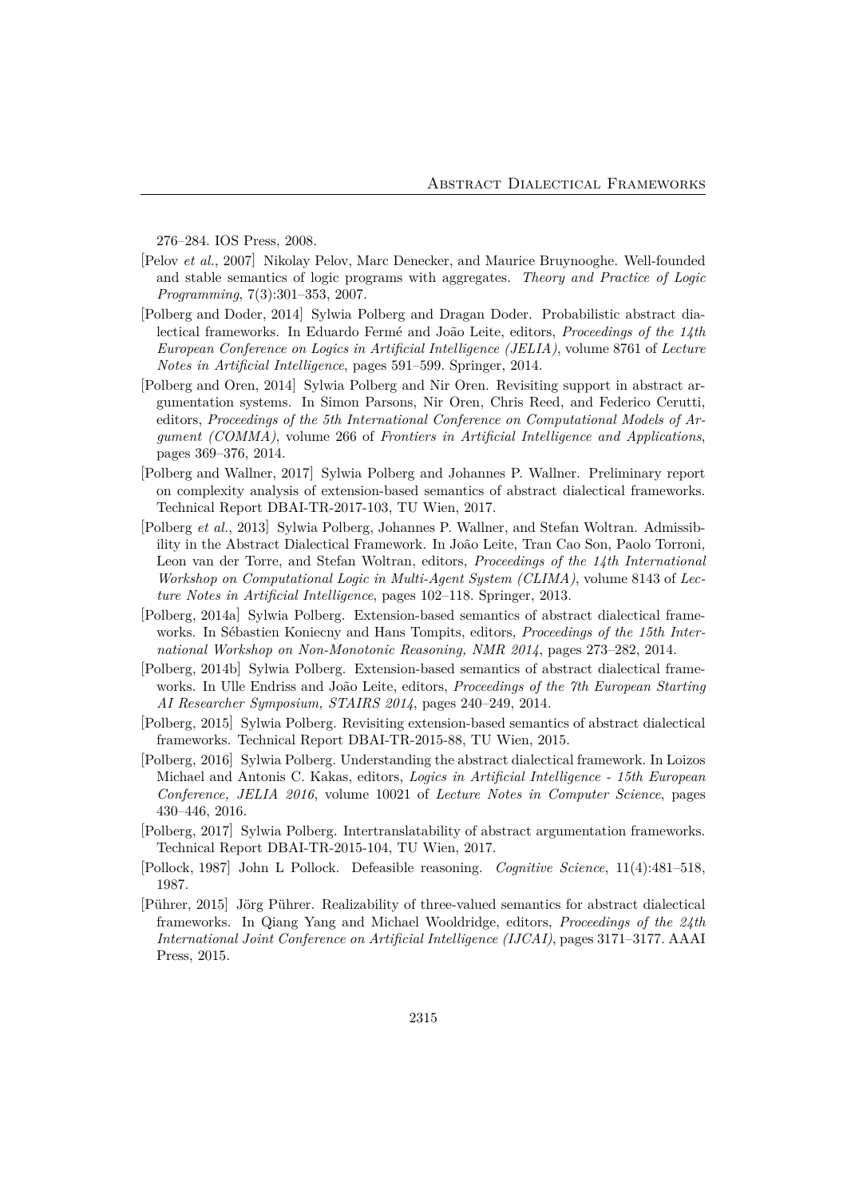276–284. IOS Press, 2008.

[Pelov *et al.*, 2007] Nikolay Pelov, Marc Denecker, and Maurice Bruynooghe. Well-founded and stable semantics of logic programs with aggregates. *Theory and Practice of Logic Programming*, 7(3):301–353, 2007.

[Polberg and Doder, 2014] Sylwia Polberg and Dragan Doder. Probabilistic abstract dialectical frameworks. In Eduardo Fermé and João Leite, editors, *Proceedings of the 14th European Conference on Logics in Artificial Intelligence (JELIA)*, volume 8761 of *Lecture Notes in Artificial Intelligence*, pages 591–599. Springer, 2014.

[Polberg and Oren, 2014] Sylwia Polberg and Nir Oren. Revisiting support in abstract argumentation systems. In Simon Parsons, Nir Oren, Chris Reed, and Federico Cerutti, editors, *Proceedings of the 5th International Conference on Computational Models of Argument (COMMA)*, volume 266 of *Frontiers in Artificial Intelligence and Applications*, pages 369–376, 2014.

[Polberg and Wallner, 2017] Sylwia Polberg and Johannes P. Wallner. Preliminary report on complexity analysis of extension-based semantics of abstract dialectical frameworks. Technical Report DBAI-TR-2017-103, TU Wien, 2017.

[Polberg *et al.*, 2013] Sylwia Polberg, Johannes P. Wallner, and Stefan Woltran. Admissibility in the Abstract Dialectical Framework. In João Leite, Tran Cao Son, Paolo Torroni, Leon van der Torre, and Stefan Woltran, editors, *Proceedings of the 14th International Workshop on Computational Logic in Multi-Agent System (CLIMA)*, volume 8143 of *Lecture Notes in Artificial Intelligence*, pages 102–118. Springer, 2013.

[Polberg, 2014a] Sylwia Polberg. Extension-based semantics of abstract dialectical frameworks. In Sébastien Koniecny and Hans Tompits, editors, *Proceedings of the 15th International Workshop on Non-Monotonic Reasoning, NMR 2014*, pages 273–282, 2014.

[Polberg, 2014b] Sylwia Polberg. Extension-based semantics of abstract dialectical frameworks. In Ulle Endriss and João Leite, editors, *Proceedings of the 7th European Starting AI Researcher Symposium, STAIRS 2014*, pages 240–249, 2014.

[Polberg, 2015] Sylwia Polberg. Revisiting extension-based semantics of abstract dialectical frameworks. Technical Report DBAI-TR-2015-88, TU Wien, 2015.

[Polberg, 2016] Sylwia Polberg. Understanding the abstract dialectical framework. In Loizos Michael and Antonis C. Kakas, editors, *Logics in Artificial Intelligence - 15th European Conference, JELIA 2016*, volume 10021 of *Lecture Notes in Computer Science*, pages 430–446, 2016.

[Polberg, 2017] Sylwia Polberg. Intertranslatability of abstract argumentation frameworks. Technical Report DBAI-TR-2015-104, TU Wien, 2017.

[Pollock, 1987] John L Pollock. Defeasible reasoning. *Cognitive Science*, 11(4):481–518, 1987.

[Pührer, 2015] Jörg Pührer. Realizability of three-valued semantics for abstract dialectical frameworks. In Qiang Yang and Michael Wooldridge, editors, *Proceedings of the 24th International Joint Conference on Artificial Intelligence (IJCAI)*, pages 3171–3177. AAAI Press, 2015.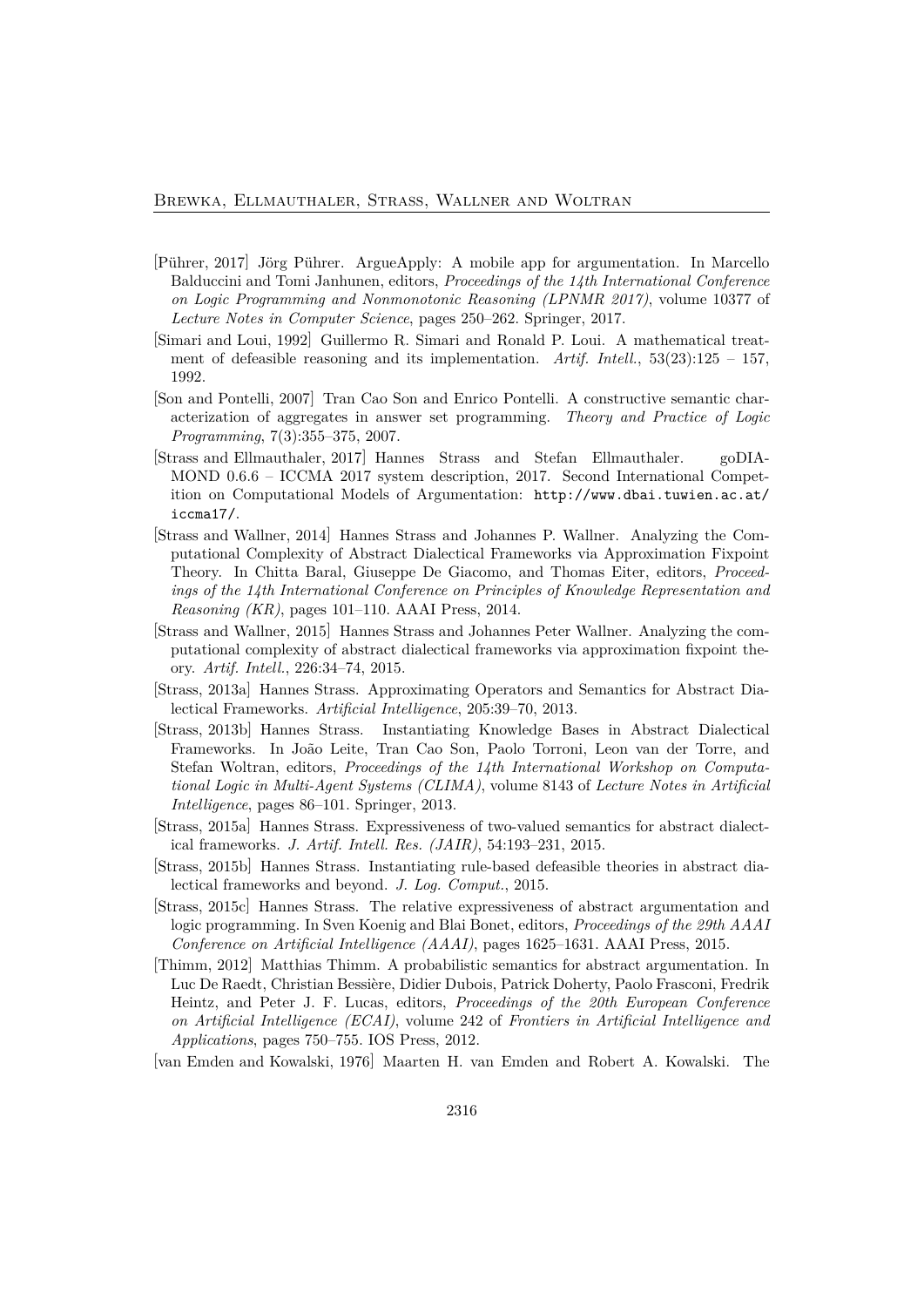[Pührer, 2017] Jörg Pührer. ArgueApply: A mobile app for argumentation. In Marcello Balduccini and Tomi Janhunen, editors, *Proceedings of the 14th International Conference on Logic Programming and Nonmonotonic Reasoning (LPNMR 2017)*, volume 10377 of *Lecture Notes in Computer Science*, pages 250–262. Springer, 2017.

[Simari and Loui, 1992] Guillermo R. Simari and Ronald P. Loui. A mathematical treatment of defeasible reasoning and its implementation. *Artif. Intell.*, 53(23):125 – 157, 1992.

[Son and Pontelli, 2007] Tran Cao Son and Enrico Pontelli. A constructive semantic characterization of aggregates in answer set programming. *Theory and Practice of Logic Programming*, 7(3):355–375, 2007.

[Strass and Ellmauthaler, 2017] Hannes Strass and Stefan Ellmauthaler. goDIAMOND 0.6.6 – ICCMA 2017 system description, 2017. Second International Competition on Computational Models of Argumentation: `http://www.dbai.tuwien.ac.at/iccma17/`.

[Strass and Wallner, 2014] Hannes Strass and Johannes P. Wallner. Analyzing the Computational Complexity of Abstract Dialectical Frameworks via Approximation Fixpoint Theory. In Chitta Baral, Giuseppe De Giacomo, and Thomas Eiter, editors, *Proceedings of the 14th International Conference on Principles of Knowledge Representation and Reasoning (KR)*, pages 101–110. AAAI Press, 2014.

[Strass and Wallner, 2015] Hannes Strass and Johannes Peter Wallner. Analyzing the computational complexity of abstract dialectical frameworks via approximation fixpoint theory. *Artif. Intell.*, 226:34–74, 2015.

[Strass, 2013a] Hannes Strass. Approximating Operators and Semantics for Abstract Dialectical Frameworks. *Artificial Intelligence*, 205:39–70, 2013.

[Strass, 2013b] Hannes Strass. Instantiating Knowledge Bases in Abstract Dialectical Frameworks. In João Leite, Tran Cao Son, Paolo Torroni, Leon van der Torre, and Stefan Woltran, editors, *Proceedings of the 14th International Workshop on Computational Logic in Multi-Agent Systems (CLIMA)*, volume 8143 of *Lecture Notes in Artificial Intelligence*, pages 86–101. Springer, 2013.

[Strass, 2015a] Hannes Strass. Expressiveness of two-valued semantics for abstract dialectical frameworks. *J. Artif. Intell. Res. (JAIR)*, 54:193–231, 2015.

[Strass, 2015b] Hannes Strass. Instantiating rule-based defeasible theories in abstract dialectical frameworks and beyond. *J. Log. Comput.*, 2015.

[Strass, 2015c] Hannes Strass. The relative expressiveness of abstract argumentation and logic programming. In Sven Koenig and Blai Bonet, editors, *Proceedings of the 29th AAAI Conference on Artificial Intelligence (AAAI)*, pages 1625–1631. AAAI Press, 2015.

[Thimm, 2012] Matthias Thimm. A probabilistic semantics for abstract argumentation. In Luc De Raedt, Christian Bessière, Didier Dubois, Patrick Doherty, Paolo Frasconi, Fredrik Heintz, and Peter J. F. Lucas, editors, *Proceedings of the 20th European Conference on Artificial Intelligence (ECAI)*, volume 242 of *Frontiers in Artificial Intelligence and Applications*, pages 750–755. IOS Press, 2012.

[van Emden and Kowalski, 1976] Maarten H. van Emden and Robert A. Kowalski. The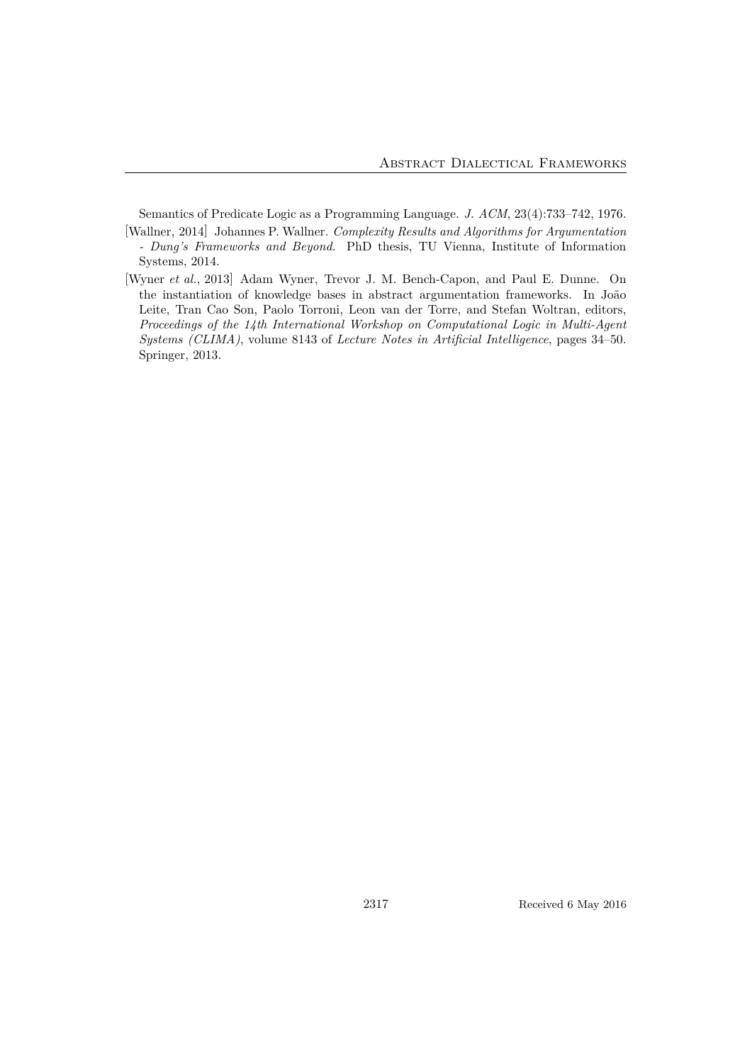Semantics of Predicate Logic as a Programming Language. *J. ACM*, 23(4):733–742, 1976.

[Wallner, 2014] Johannes P. Wallner. *Complexity Results and Algorithms for Argumentation - Dung's Frameworks and Beyond*. PhD thesis, TU Vienna, Institute of Information Systems, 2014.

[Wyner *et al.*, 2013] Adam Wyner, Trevor J. M. Bench-Capon, and Paul E. Dunne. On the instantiation of knowledge bases in abstract argumentation frameworks. In João Leite, Tran Cao Son, Paolo Torroni, Leon van der Torre, and Stefan Woltran, editors, *Proceedings of the 14th International Workshop on Computational Logic in Multi-Agent Systems (CLIMA)*, volume 8143 of *Lecture Notes in Artificial Intelligence*, pages 34–50. Springer, 2013.

Received 6 May 2016